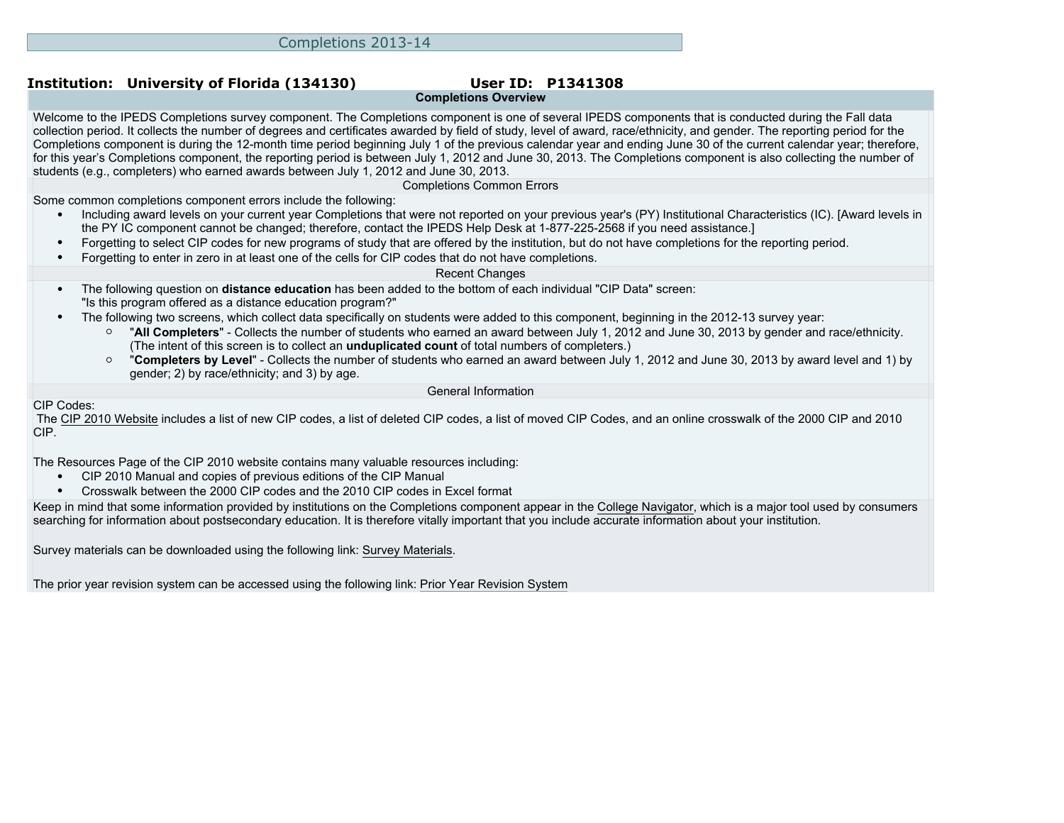# Completions 2013-14

**Institution: University of Florida (134130)** **User ID: P1341308**

## Completions Overview

Welcome to the IPEDS Completions survey component. The Completions component is one of several IPEDS components that is conducted during the Fall data collection period. It collects the number of degrees and certificates awarded by field of study, level of award, race/ethnicity, and gender. The reporting period for the Completions component is during the 12-month time period beginning July 1 of the previous calendar year and ending June 30 of the current calendar year; therefore, for this year's Completions component, the reporting period is between July 1, 2012 and June 30, 2013. The Completions component is also collecting the number of students (e.g., completers) who earned awards between July 1, 2012 and June 30, 2013.

### Completions Common Errors

Some common completions component errors include the following:

- Including award levels on your current year Completions that were not reported on your previous year's (PY) Institutional Characteristics (IC). [Award levels in the PY IC component cannot be changed; therefore, contact the IPEDS Help Desk at 1-877-225-2568 if you need assistance.]
- Forgetting to select CIP codes for new programs of study that are offered by the institution, but do not have completions for the reporting period.
- Forgetting to enter in zero in at least one of the cells for CIP codes that do not have completions.

### Recent Changes

- The following question on **distance education** has been added to the bottom of each individual "CIP Data" screen: "Is this program offered as a distance education program?"
- The following two screens, which collect data specifically on students were added to this component, beginning in the 2012-13 survey year:
  - "**All Completers**" - Collects the number of students who earned an award between July 1, 2012 and June 30, 2013 by gender and race/ethnicity. (The intent of this screen is to collect an **unduplicated count** of total numbers of completers.)
  - "**Completers by Level**" - Collects the number of students who earned an award between July 1, 2012 and June 30, 2013 by award level and 1) by gender; 2) by race/ethnicity; and 3) by age.

### General Information

CIP Codes:
The CIP 2010 Website includes a list of new CIP codes, a list of deleted CIP codes, a list of moved CIP Codes, and an online crosswalk of the 2000 CIP and 2010 CIP.

The Resources Page of the CIP 2010 website contains many valuable resources including:

- CIP 2010 Manual and copies of previous editions of the CIP Manual
- Crosswalk between the 2000 CIP codes and the 2010 CIP codes in Excel format

Keep in mind that some information provided by institutions on the Completions component appear in the College Navigator, which is a major tool used by consumers searching for information about postsecondary education. It is therefore vitally important that you include accurate information about your institution.

Survey materials can be downloaded using the following link: Survey Materials.

The prior year revision system can be accessed using the following link: Prior Year Revision System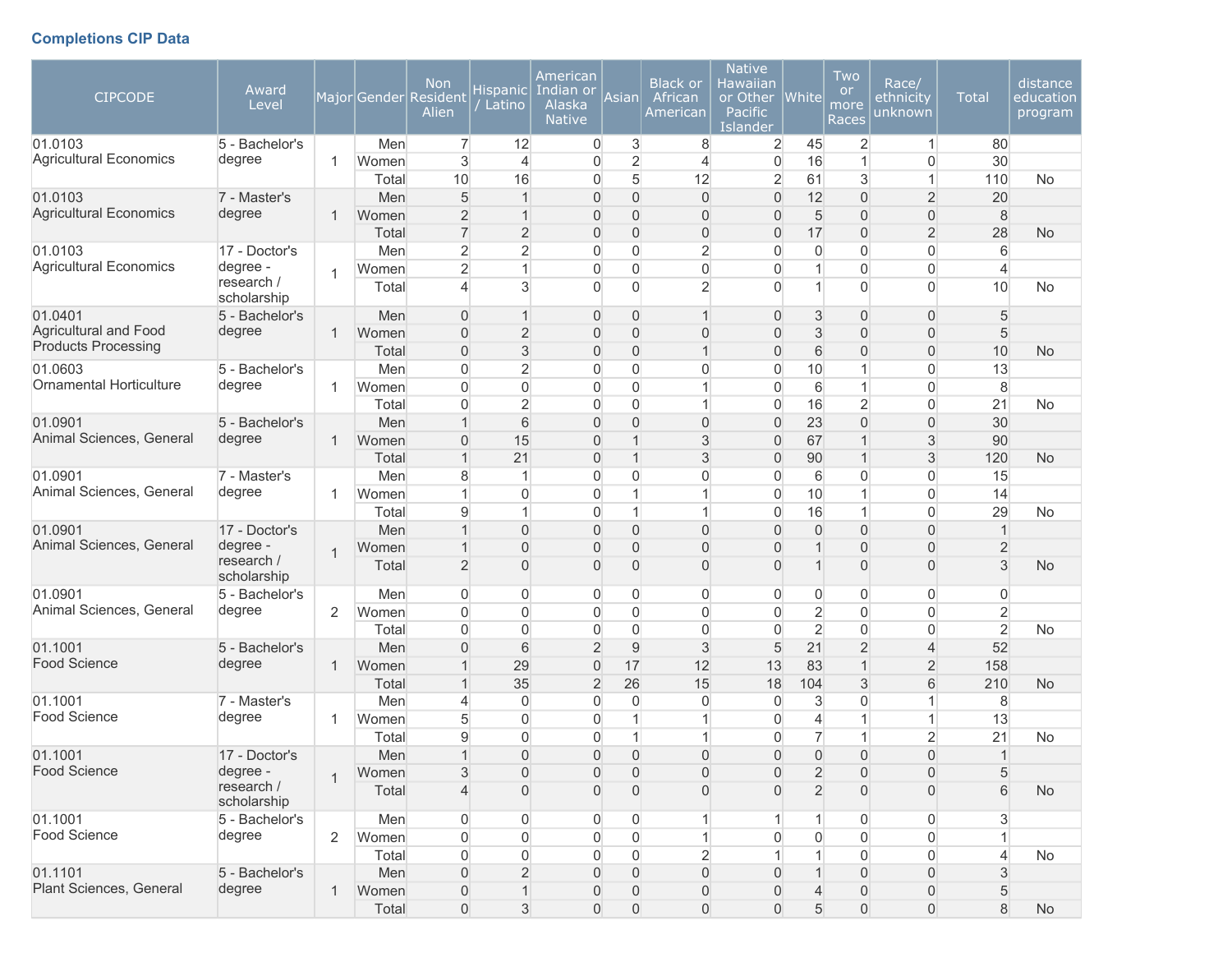## Completions CIP Data

| CIPCODE | Award Level | Major | Gender | Non Resident Alien | Hispanic / Latino | American Indian or Alaska Native | Asian | Black or African American | Native Hawaiian or Other Pacific Islander | White | Two or more Races | Race/ ethnicity unknown | Total | distance education program |
|---|---|---|---|---|---|---|---|---|---|---|---|---|---|---|
| 01.0103 Agricultural Economics | 5 - Bachelor's degree | 1 | Men | 7 | 12 | 0 | 3 | 8 | 2 | 45 | 2 | 1 | 80 | |
| | | | Women | 3 | 4 | 0 | 2 | 4 | 0 | 16 | 1 | 0 | 30 | |
| | | | Total | 10 | 16 | 0 | 5 | 12 | 2 | 61 | 3 | 1 | 110 | No |
| 01.0103 Agricultural Economics | 7 - Master's degree | 1 | Men | 5 | 1 | 0 | 0 | 0 | 0 | 12 | 0 | 2 | 20 | |
| | | | Women | 2 | 1 | 0 | 0 | 0 | 0 | 5 | 0 | 0 | 8 | |
| | | | Total | 7 | 2 | 0 | 0 | 0 | 0 | 17 | 0 | 2 | 28 | No |
| 01.0103 Agricultural Economics | 17 - Doctor's degree - research / scholarship | 1 | Men | 2 | 2 | 0 | 0 | 2 | 0 | 0 | 0 | 0 | 6 | |
| | | | Women | 2 | 1 | 0 | 0 | 0 | 0 | 1 | 0 | 0 | 4 | |
| | | | Total | 4 | 3 | 0 | 0 | 2 | 0 | 1 | 0 | 0 | 10 | No |
| 01.0401 Agricultural and Food Products Processing | 5 - Bachelor's degree | 1 | Men | 0 | 1 | 0 | 0 | 1 | 0 | 3 | 0 | 0 | 5 | |
| | | | Women | 0 | 2 | 0 | 0 | 0 | 0 | 3 | 0 | 0 | 5 | |
| | | | Total | 0 | 3 | 0 | 0 | 1 | 0 | 6 | 0 | 0 | 10 | No |
| 01.0603 Ornamental Horticulture | 5 - Bachelor's degree | 1 | Men | 0 | 2 | 0 | 0 | 0 | 0 | 10 | 1 | 0 | 13 | |
| | | | Women | 0 | 0 | 0 | 0 | 1 | 0 | 6 | 1 | 0 | 8 | |
| | | | Total | 0 | 2 | 0 | 0 | 1 | 0 | 16 | 2 | 0 | 21 | No |
| 01.0901 Animal Sciences, General | 5 - Bachelor's degree | 1 | Men | 1 | 6 | 0 | 0 | 0 | 0 | 23 | 0 | 0 | 30 | |
| | | | Women | 0 | 15 | 0 | 1 | 3 | 0 | 67 | 1 | 3 | 90 | |
| | | | Total | 1 | 21 | 0 | 1 | 3 | 0 | 90 | 1 | 3 | 120 | No |
| 01.0901 Animal Sciences, General | 7 - Master's degree | 1 | Men | 8 | 1 | 0 | 0 | 0 | 0 | 6 | 0 | 0 | 15 | |
| | | | Women | 1 | 0 | 0 | 1 | 1 | 0 | 10 | 1 | 0 | 14 | |
| | | | Total | 9 | 1 | 0 | 1 | 1 | 0 | 16 | 1 | 0 | 29 | No |
| 01.0901 Animal Sciences, General | 17 - Doctor's degree - research / scholarship | 1 | Men | 1 | 0 | 0 | 0 | 0 | 0 | 0 | 0 | 0 | 1 | |
| | | | Women | 1 | 0 | 0 | 0 | 0 | 0 | 1 | 0 | 0 | 2 | |
| | | | Total | 2 | 0 | 0 | 0 | 0 | 0 | 1 | 0 | 0 | 3 | No |
| 01.0901 Animal Sciences, General | 5 - Bachelor's degree | 2 | Men | 0 | 0 | 0 | 0 | 0 | 0 | 0 | 0 | 0 | 0 | |
| | | | Women | 0 | 0 | 0 | 0 | 0 | 0 | 2 | 0 | 0 | 2 | |
| | | | Total | 0 | 0 | 0 | 0 | 0 | 0 | 2 | 0 | 0 | 2 | No |
| 01.1001 Food Science | 5 - Bachelor's degree | 1 | Men | 0 | 6 | 2 | 9 | 3 | 5 | 21 | 2 | 4 | 52 | |
| | | | Women | 1 | 29 | 0 | 17 | 12 | 13 | 83 | 1 | 2 | 158 | |
| | | | Total | 1 | 35 | 2 | 26 | 15 | 18 | 104 | 3 | 6 | 210 | No |
| 01.1001 Food Science | 7 - Master's degree | 1 | Men | 4 | 0 | 0 | 0 | 0 | 0 | 3 | 0 | 1 | 8 | |
| | | | Women | 5 | 0 | 0 | 1 | 1 | 0 | 4 | 1 | 1 | 13 | |
| | | | Total | 9 | 0 | 0 | 1 | 1 | 0 | 7 | 1 | 2 | 21 | No |
| 01.1001 Food Science | 17 - Doctor's degree - research / scholarship | 1 | Men | 1 | 0 | 0 | 0 | 0 | 0 | 0 | 0 | 0 | 1 | |
| | | | Women | 3 | 0 | 0 | 0 | 0 | 0 | 2 | 0 | 0 | 5 | |
| | | | Total | 4 | 0 | 0 | 0 | 0 | 0 | 2 | 0 | 0 | 6 | No |
| 01.1001 Food Science | 5 - Bachelor's degree | 2 | Men | 0 | 0 | 0 | 0 | 1 | 1 | 1 | 0 | 0 | 3 | |
| | | | Women | 0 | 0 | 0 | 0 | 1 | 0 | 0 | 0 | 0 | 1 | |
| | | | Total | 0 | 0 | 0 | 0 | 2 | 1 | 1 | 0 | 0 | 4 | No |
| 01.1101 Plant Sciences, General | 5 - Bachelor's degree | 1 | Men | 0 | 2 | 0 | 0 | 0 | 0 | 1 | 0 | 0 | 3 | |
| | | | Women | 0 | 1 | 0 | 0 | 0 | 0 | 4 | 0 | 0 | 5 | |
| | | | Total | 0 | 3 | 0 | 0 | 0 | 0 | 5 | 0 | 0 | 8 | No |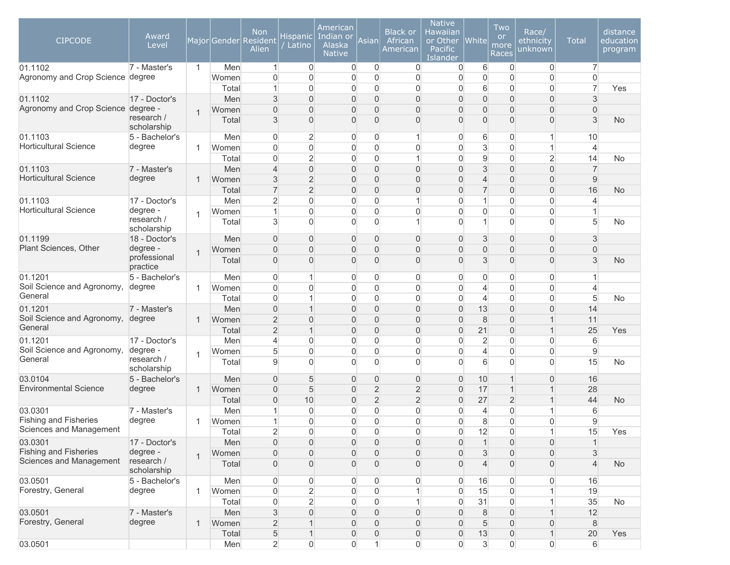| CIPCODE | Award Level | Major | Gender | Non Resident Alien | Hispanic / Latino | American Indian or Alaska Native | Asian | Black or African American | Native Hawaiian or Other Pacific Islander | White | Two or more Races | Race/ ethnicity unknown | Total | distance education program |
|---|---|---|---|---|---|---|---|---|---|---|---|---|---|---|
| 01.1102 Agronomy and Crop Science | 7 - Master's degree | 1 | Men | 1 | 0 | 0 | 0 | 0 | 0 | 6 | 0 | 0 | 7 | |
| | | | Women | 0 | 0 | 0 | 0 | 0 | 0 | 0 | 0 | 0 | 0 | |
| | | | Total | 1 | 0 | 0 | 0 | 0 | 0 | 6 | 0 | 0 | 7 | Yes |
| 01.1102 Agronomy and Crop Science | 17 - Doctor's degree - research / scholarship | 1 | Men | 3 | 0 | 0 | 0 | 0 | 0 | 0 | 0 | 0 | 3 | |
| | | | Women | 0 | 0 | 0 | 0 | 0 | 0 | 0 | 0 | 0 | 0 | |
| | | | Total | 3 | 0 | 0 | 0 | 0 | 0 | 0 | 0 | 0 | 3 | No |
| 01.1103 Horticultural Science | 5 - Bachelor's degree | 1 | Men | 0 | 2 | 0 | 0 | 1 | 0 | 6 | 0 | 1 | 10 | |
| | | | Women | 0 | 0 | 0 | 0 | 0 | 0 | 3 | 0 | 1 | 4 | |
| | | | Total | 0 | 2 | 0 | 0 | 1 | 0 | 9 | 0 | 2 | 14 | No |
| 01.1103 Horticultural Science | 7 - Master's degree | 1 | Men | 4 | 0 | 0 | 0 | 0 | 0 | 3 | 0 | 0 | 7 | |
| | | | Women | 3 | 2 | 0 | 0 | 0 | 0 | 4 | 0 | 0 | 9 | |
| | | | Total | 7 | 2 | 0 | 0 | 0 | 0 | 7 | 0 | 0 | 16 | No |
| 01.1103 Horticultural Science | 17 - Doctor's degree - research / scholarship | 1 | Men | 2 | 0 | 0 | 0 | 1 | 0 | 1 | 0 | 0 | 4 | |
| | | | Women | 1 | 0 | 0 | 0 | 0 | 0 | 0 | 0 | 0 | 1 | |
| | | | Total | 3 | 0 | 0 | 0 | 1 | 0 | 1 | 0 | 0 | 5 | No |
| 01.1199 Plant Sciences, Other | 18 - Doctor's degree - professional practice | 1 | Men | 0 | 0 | 0 | 0 | 0 | 0 | 3 | 0 | 0 | 3 | |
| | | | Women | 0 | 0 | 0 | 0 | 0 | 0 | 0 | 0 | 0 | 0 | |
| | | | Total | 0 | 0 | 0 | 0 | 0 | 0 | 3 | 0 | 0 | 3 | No |
| 01.1201 Soil Science and Agronomy, General | 5 - Bachelor's degree | 1 | Men | 0 | 1 | 0 | 0 | 0 | 0 | 0 | 0 | 0 | 1 | |
| | | | Women | 0 | 0 | 0 | 0 | 0 | 0 | 4 | 0 | 0 | 4 | |
| | | | Total | 0 | 1 | 0 | 0 | 0 | 0 | 4 | 0 | 0 | 5 | No |
| 01.1201 Soil Science and Agronomy, General | 7 - Master's degree | 1 | Men | 0 | 1 | 0 | 0 | 0 | 0 | 13 | 0 | 0 | 14 | |
| | | | Women | 2 | 0 | 0 | 0 | 0 | 0 | 8 | 0 | 1 | 11 | |
| | | | Total | 2 | 1 | 0 | 0 | 0 | 0 | 21 | 0 | 1 | 25 | Yes |
| 01.1201 Soil Science and Agronomy, General | 17 - Doctor's degree - research / scholarship | 1 | Men | 4 | 0 | 0 | 0 | 0 | 0 | 2 | 0 | 0 | 6 | |
| | | | Women | 5 | 0 | 0 | 0 | 0 | 0 | 4 | 0 | 0 | 9 | |
| | | | Total | 9 | 0 | 0 | 0 | 0 | 0 | 6 | 0 | 0 | 15 | No |
| 03.0104 Environmental Science | 5 - Bachelor's degree | 1 | Men | 0 | 5 | 0 | 0 | 0 | 0 | 10 | 1 | 0 | 16 | |
| | | | Women | 0 | 5 | 0 | 2 | 2 | 0 | 17 | 1 | 1 | 28 | |
| | | | Total | 0 | 10 | 0 | 2 | 2 | 0 | 27 | 2 | 1 | 44 | No |
| 03.0301 Fishing and Fisheries Sciences and Management | 7 - Master's degree | 1 | Men | 1 | 0 | 0 | 0 | 0 | 0 | 4 | 0 | 1 | 6 | |
| | | | Women | 1 | 0 | 0 | 0 | 0 | 0 | 8 | 0 | 0 | 9 | |
| | | | Total | 2 | 0 | 0 | 0 | 0 | 0 | 12 | 0 | 1 | 15 | Yes |
| 03.0301 Fishing and Fisheries Sciences and Management | 17 - Doctor's degree - research / scholarship | 1 | Men | 0 | 0 | 0 | 0 | 0 | 0 | 1 | 0 | 0 | 1 | |
| | | | Women | 0 | 0 | 0 | 0 | 0 | 0 | 3 | 0 | 0 | 3 | |
| | | | Total | 0 | 0 | 0 | 0 | 0 | 0 | 4 | 0 | 0 | 4 | No |
| 03.0501 Forestry, General | 5 - Bachelor's degree | 1 | Men | 0 | 0 | 0 | 0 | 0 | 0 | 16 | 0 | 0 | 16 | |
| | | | Women | 0 | 2 | 0 | 0 | 1 | 0 | 15 | 0 | 1 | 19 | |
| | | | Total | 0 | 2 | 0 | 0 | 1 | 0 | 31 | 0 | 1 | 35 | No |
| 03.0501 Forestry, General | 7 - Master's degree | 1 | Men | 3 | 0 | 0 | 0 | 0 | 0 | 8 | 0 | 1 | 12 | |
| | | | Women | 2 | 1 | 0 | 0 | 0 | 0 | 5 | 0 | 0 | 8 | |
| | | | Total | 5 | 1 | 0 | 0 | 0 | 0 | 13 | 0 | 1 | 20 | Yes |
| 03.0501 | | | Men | 2 | 0 | 0 | 1 | 0 | 0 | 3 | 0 | 0 | 6 | |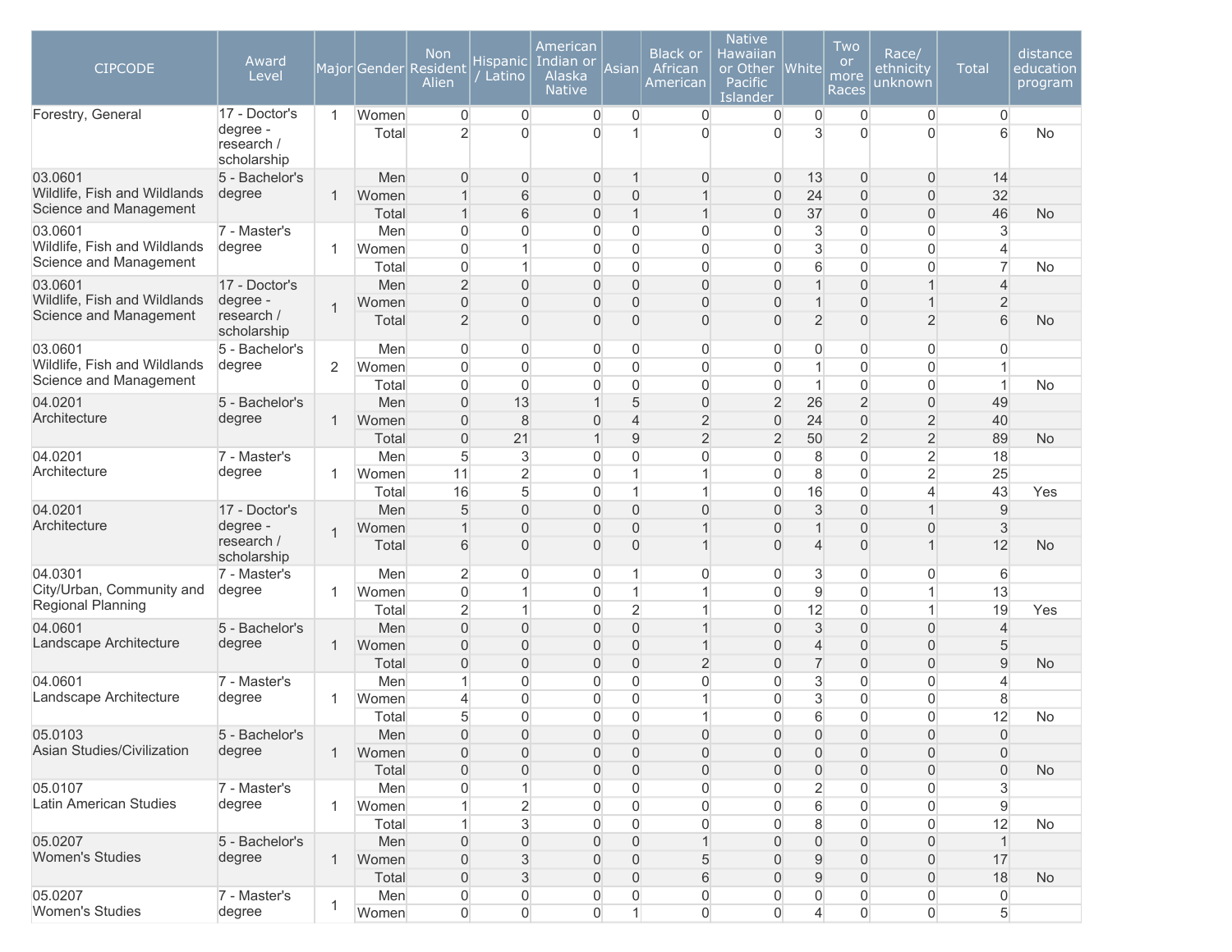| CIPCODE | Award Level | Major | Gender | Non Resident Alien | Hispanic / Latino | American Indian or Alaska Native | Asian | Black or African American | Native Hawaiian or Other Pacific Islander | White | Two or more Races | Race/ ethnicity unknown | Total | distance education program |
|---|---|---|---|---|---|---|---|---|---|---|---|---|---|---|
| Forestry, General | 17 - Doctor's degree - research / scholarship | 1 | Women | 0 | 0 | 0 | 0 | 0 | 0 | 0 | 0 | 0 | 0 | |
| | | | Total | 2 | 0 | 0 | 1 | 0 | 0 | 3 | 0 | 0 | 6 | No |
| 03.0601 Wildlife, Fish and Wildlands Science and Management | 5 - Bachelor's degree | 1 | Men | 0 | 0 | 0 | 1 | 0 | 0 | 13 | 0 | 0 | 14 | |
| | | | Women | 1 | 6 | 0 | 0 | 1 | 0 | 24 | 0 | 0 | 32 | |
| | | | Total | 1 | 6 | 0 | 1 | 1 | 0 | 37 | 0 | 0 | 46 | No |
| 03.0601 Wildlife, Fish and Wildlands Science and Management | 7 - Master's degree | 1 | Men | 0 | 0 | 0 | 0 | 0 | 0 | 3 | 0 | 0 | 3 | |
| | | | Women | 0 | 1 | 0 | 0 | 0 | 0 | 3 | 0 | 0 | 4 | |
| | | | Total | 0 | 1 | 0 | 0 | 0 | 0 | 6 | 0 | 0 | 7 | No |
| 03.0601 Wildlife, Fish and Wildlands Science and Management | 17 - Doctor's degree - research / scholarship | 1 | Men | 2 | 0 | 0 | 0 | 0 | 0 | 1 | 0 | 1 | 4 | |
| | | | Women | 0 | 0 | 0 | 0 | 0 | 0 | 1 | 0 | 1 | 2 | |
| | | | Total | 2 | 0 | 0 | 0 | 0 | 0 | 2 | 0 | 2 | 6 | No |
| 03.0601 Wildlife, Fish and Wildlands Science and Management | 5 - Bachelor's degree | 2 | Men | 0 | 0 | 0 | 0 | 0 | 0 | 0 | 0 | 0 | 0 | |
| | | | Women | 0 | 0 | 0 | 0 | 0 | 0 | 1 | 0 | 0 | 1 | |
| | | | Total | 0 | 0 | 0 | 0 | 0 | 0 | 1 | 0 | 0 | 1 | No |
| 04.0201 Architecture | 5 - Bachelor's degree | 1 | Men | 0 | 13 | 1 | 5 | 0 | 2 | 26 | 2 | 0 | 49 | |
| | | | Women | 0 | 8 | 0 | 4 | 2 | 0 | 24 | 0 | 2 | 40 | |
| | | | Total | 0 | 21 | 1 | 9 | 2 | 2 | 50 | 2 | 2 | 89 | No |
| 04.0201 Architecture | 7 - Master's degree | 1 | Men | 5 | 3 | 0 | 0 | 0 | 0 | 8 | 0 | 2 | 18 | |
| | | | Women | 11 | 2 | 0 | 1 | 1 | 0 | 8 | 0 | 2 | 25 | |
| | | | Total | 16 | 5 | 0 | 1 | 1 | 0 | 16 | 0 | 4 | 43 | Yes |
| 04.0201 Architecture | 17 - Doctor's degree - research / scholarship | 1 | Men | 5 | 0 | 0 | 0 | 0 | 0 | 3 | 0 | 1 | 9 | |
| | | | Women | 1 | 0 | 0 | 0 | 1 | 0 | 1 | 0 | 0 | 3 | |
| | | | Total | 6 | 0 | 0 | 0 | 1 | 0 | 4 | 0 | 1 | 12 | No |
| 04.0301 City/Urban, Community and Regional Planning | 7 - Master's degree | 1 | Men | 2 | 0 | 0 | 1 | 0 | 0 | 3 | 0 | 0 | 6 | |
| | | | Women | 0 | 1 | 0 | 1 | 1 | 0 | 9 | 0 | 1 | 13 | |
| | | | Total | 2 | 1 | 0 | 2 | 1 | 0 | 12 | 0 | 1 | 19 | Yes |
| 04.0601 Landscape Architecture | 5 - Bachelor's degree | 1 | Men | 0 | 0 | 0 | 0 | 1 | 0 | 3 | 0 | 0 | 4 | |
| | | | Women | 0 | 0 | 0 | 0 | 1 | 0 | 4 | 0 | 0 | 5 | |
| | | | Total | 0 | 0 | 0 | 0 | 2 | 0 | 7 | 0 | 0 | 9 | No |
| 04.0601 Landscape Architecture | 7 - Master's degree | 1 | Men | 1 | 0 | 0 | 0 | 0 | 0 | 3 | 0 | 0 | 4 | |
| | | | Women | 4 | 0 | 0 | 0 | 1 | 0 | 3 | 0 | 0 | 8 | |
| | | | Total | 5 | 0 | 0 | 0 | 1 | 0 | 6 | 0 | 0 | 12 | No |
| 05.0103 Asian Studies/Civilization | 5 - Bachelor's degree | 1 | Men | 0 | 0 | 0 | 0 | 0 | 0 | 0 | 0 | 0 | 0 | |
| | | | Women | 0 | 0 | 0 | 0 | 0 | 0 | 0 | 0 | 0 | 0 | |
| | | | Total | 0 | 0 | 0 | 0 | 0 | 0 | 0 | 0 | 0 | 0 | No |
| 05.0107 Latin American Studies | 7 - Master's degree | 1 | Men | 0 | 1 | 0 | 0 | 0 | 0 | 2 | 0 | 0 | 3 | |
| | | | Women | 1 | 2 | 0 | 0 | 0 | 0 | 6 | 0 | 0 | 9 | |
| | | | Total | 1 | 3 | 0 | 0 | 0 | 0 | 8 | 0 | 0 | 12 | No |
| 05.0207 Women's Studies | 5 - Bachelor's degree | 1 | Men | 0 | 0 | 0 | 0 | 1 | 0 | 0 | 0 | 0 | 1 | |
| | | | Women | 0 | 3 | 0 | 0 | 5 | 0 | 9 | 0 | 0 | 17 | |
| | | | Total | 0 | 3 | 0 | 0 | 6 | 0 | 9 | 0 | 0 | 18 | No |
| 05.0207 Women's Studies | 7 - Master's degree | 1 | Men | 0 | 0 | 0 | 0 | 0 | 0 | 0 | 0 | 0 | 0 | |
| | | | Women | 0 | 0 | 0 | 1 | 0 | 0 | 4 | 0 | 0 | 5 | |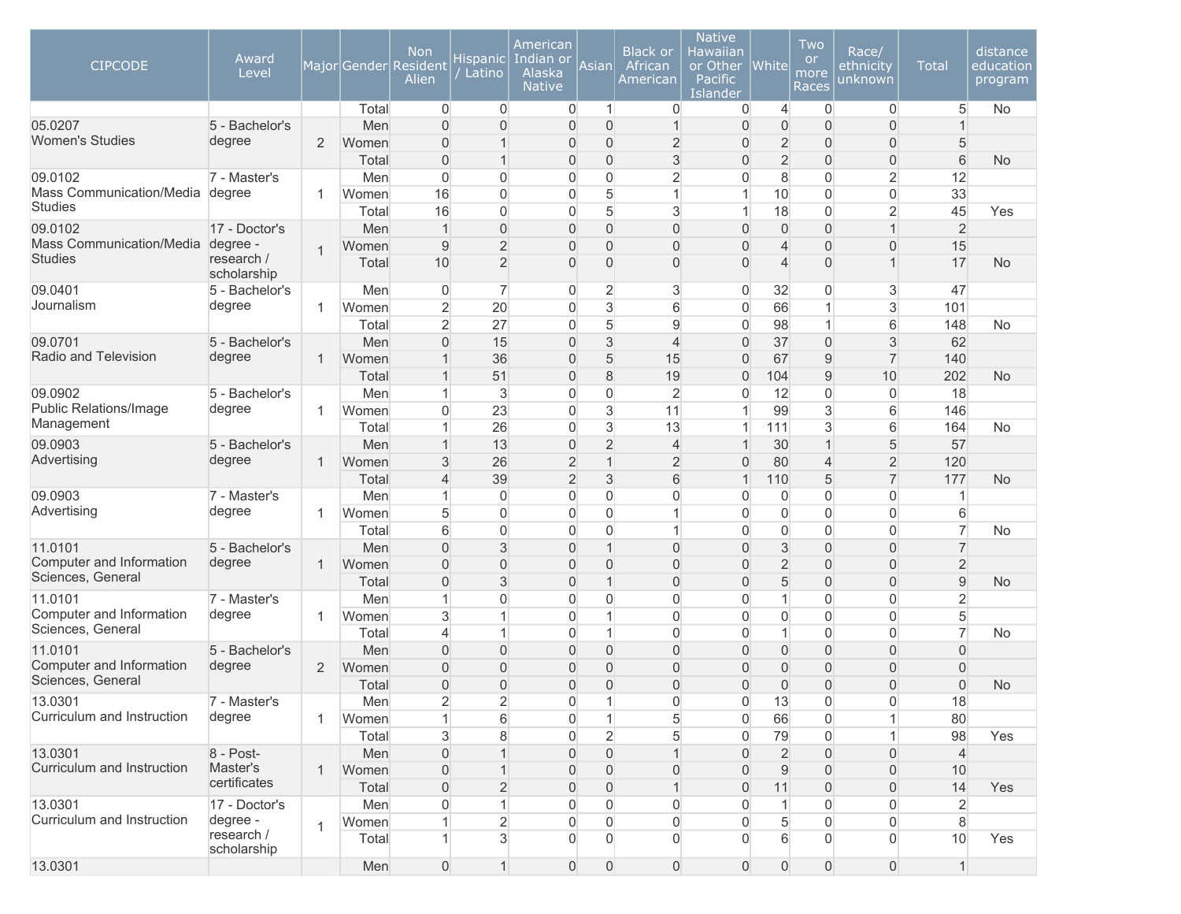| CIPCODE | Award Level | Major | Gender | Non Resident Alien | Hispanic / Latino | American Indian or Alaska Native | Asian | Black or African American | Native Hawaiian or Other Pacific Islander | White | Two or more Races | Race/ ethnicity unknown | Total | distance education program |
|---|---|---|---|---|---|---|---|---|---|---|---|---|---|---|
| | | | Total | 0 | 0 | 0 | 1 | 0 | 0 | 4 | 0 | 0 | 5 | No |
| 05.0207 Women's Studies | 5 - Bachelor's degree | 2 | Men | 0 | 0 | 0 | 0 | 1 | 0 | 0 | 0 | 0 | 1 | |
| | | | Women | 0 | 1 | 0 | 0 | 2 | 0 | 2 | 0 | 0 | 5 | |
| | | | Total | 0 | 1 | 0 | 0 | 3 | 0 | 2 | 0 | 0 | 6 | No |
| 09.0102 Mass Communication/Media Studies | 7 - Master's degree | 1 | Men | 0 | 0 | 0 | 0 | 2 | 0 | 8 | 0 | 2 | 12 | |
| | | | Women | 16 | 0 | 0 | 5 | 1 | 1 | 10 | 0 | 0 | 33 | |
| | | | Total | 16 | 0 | 0 | 5 | 3 | 1 | 18 | 0 | 2 | 45 | Yes |
| 09.0102 Mass Communication/Media Studies | 17 - Doctor's degree - research / scholarship | 1 | Men | 1 | 0 | 0 | 0 | 0 | 0 | 0 | 0 | 1 | 2 | |
| | | | Women | 9 | 2 | 0 | 0 | 0 | 0 | 4 | 0 | 0 | 15 | |
| | | | Total | 10 | 2 | 0 | 0 | 0 | 0 | 4 | 0 | 1 | 17 | No |
| 09.0401 Journalism | 5 - Bachelor's degree | 1 | Men | 0 | 7 | 0 | 2 | 3 | 0 | 32 | 0 | 3 | 47 | |
| | | | Women | 2 | 20 | 0 | 3 | 6 | 0 | 66 | 1 | 3 | 101 | |
| | | | Total | 2 | 27 | 0 | 5 | 9 | 0 | 98 | 1 | 6 | 148 | No |
| 09.0701 Radio and Television | 5 - Bachelor's degree | 1 | Men | 0 | 15 | 0 | 3 | 4 | 0 | 37 | 0 | 3 | 62 | |
| | | | Women | 1 | 36 | 0 | 5 | 15 | 0 | 67 | 9 | 7 | 140 | |
| | | | Total | 1 | 51 | 0 | 8 | 19 | 0 | 104 | 9 | 10 | 202 | No |
| 09.0902 Public Relations/Image Management | 5 - Bachelor's degree | 1 | Men | 1 | 3 | 0 | 0 | 2 | 0 | 12 | 0 | 0 | 18 | |
| | | | Women | 0 | 23 | 0 | 3 | 11 | 1 | 99 | 3 | 6 | 146 | |
| | | | Total | 1 | 26 | 0 | 3 | 13 | 1 | 111 | 3 | 6 | 164 | No |
| 09.0903 Advertising | 5 - Bachelor's degree | 1 | Men | 1 | 13 | 0 | 2 | 4 | 1 | 30 | 1 | 5 | 57 | |
| | | | Women | 3 | 26 | 2 | 1 | 2 | 0 | 80 | 4 | 2 | 120 | |
| | | | Total | 4 | 39 | 2 | 3 | 6 | 1 | 110 | 5 | 7 | 177 | No |
| 09.0903 Advertising | 7 - Master's degree | 1 | Men | 1 | 0 | 0 | 0 | 0 | 0 | 0 | 0 | 0 | 1 | |
| | | | Women | 5 | 0 | 0 | 0 | 1 | 0 | 0 | 0 | 0 | 6 | |
| | | | Total | 6 | 0 | 0 | 0 | 1 | 0 | 0 | 0 | 0 | 7 | No |
| 11.0101 Computer and Information Sciences, General | 5 - Bachelor's degree | 1 | Men | 0 | 3 | 0 | 1 | 0 | 0 | 3 | 0 | 0 | 7 | |
| | | | Women | 0 | 0 | 0 | 0 | 0 | 0 | 2 | 0 | 0 | 2 | |
| | | | Total | 0 | 3 | 0 | 1 | 0 | 0 | 5 | 0 | 0 | 9 | No |
| 11.0101 Computer and Information Sciences, General | 7 - Master's degree | 1 | Men | 1 | 0 | 0 | 0 | 0 | 0 | 1 | 0 | 0 | 2 | |
| | | | Women | 3 | 1 | 0 | 1 | 0 | 0 | 0 | 0 | 0 | 5 | |
| | | | Total | 4 | 1 | 0 | 1 | 0 | 0 | 1 | 0 | 0 | 7 | No |
| 11.0101 Computer and Information Sciences, General | 5 - Bachelor's degree | 2 | Men | 0 | 0 | 0 | 0 | 0 | 0 | 0 | 0 | 0 | 0 | |
| | | | Women | 0 | 0 | 0 | 0 | 0 | 0 | 0 | 0 | 0 | 0 | |
| | | | Total | 0 | 0 | 0 | 0 | 0 | 0 | 0 | 0 | 0 | 0 | No |
| 13.0301 Curriculum and Instruction | 7 - Master's degree | 1 | Men | 2 | 2 | 0 | 1 | 0 | 0 | 13 | 0 | 0 | 18 | |
| | | | Women | 1 | 6 | 0 | 1 | 5 | 0 | 66 | 0 | 1 | 80 | |
| | | | Total | 3 | 8 | 0 | 2 | 5 | 0 | 79 | 0 | 1 | 98 | Yes |
| 13.0301 Curriculum and Instruction | 8 - Post-Master's certificates | 1 | Men | 0 | 1 | 0 | 0 | 1 | 0 | 2 | 0 | 0 | 4 | |
| | | | Women | 0 | 1 | 0 | 0 | 0 | 0 | 9 | 0 | 0 | 10 | |
| | | | Total | 0 | 2 | 0 | 0 | 1 | 0 | 11 | 0 | 0 | 14 | Yes |
| 13.0301 Curriculum and Instruction | 17 - Doctor's degree - research / scholarship | 1 | Men | 0 | 1 | 0 | 0 | 0 | 0 | 1 | 0 | 0 | 2 | |
| | | | Women | 1 | 2 | 0 | 0 | 0 | 0 | 5 | 0 | 0 | 8 | |
| | | | Total | 1 | 3 | 0 | 0 | 0 | 0 | 6 | 0 | 0 | 10 | Yes |
| 13.0301 | | | Men | 0 | 1 | 0 | 0 | 0 | 0 | 0 | 0 | 0 | 1 | |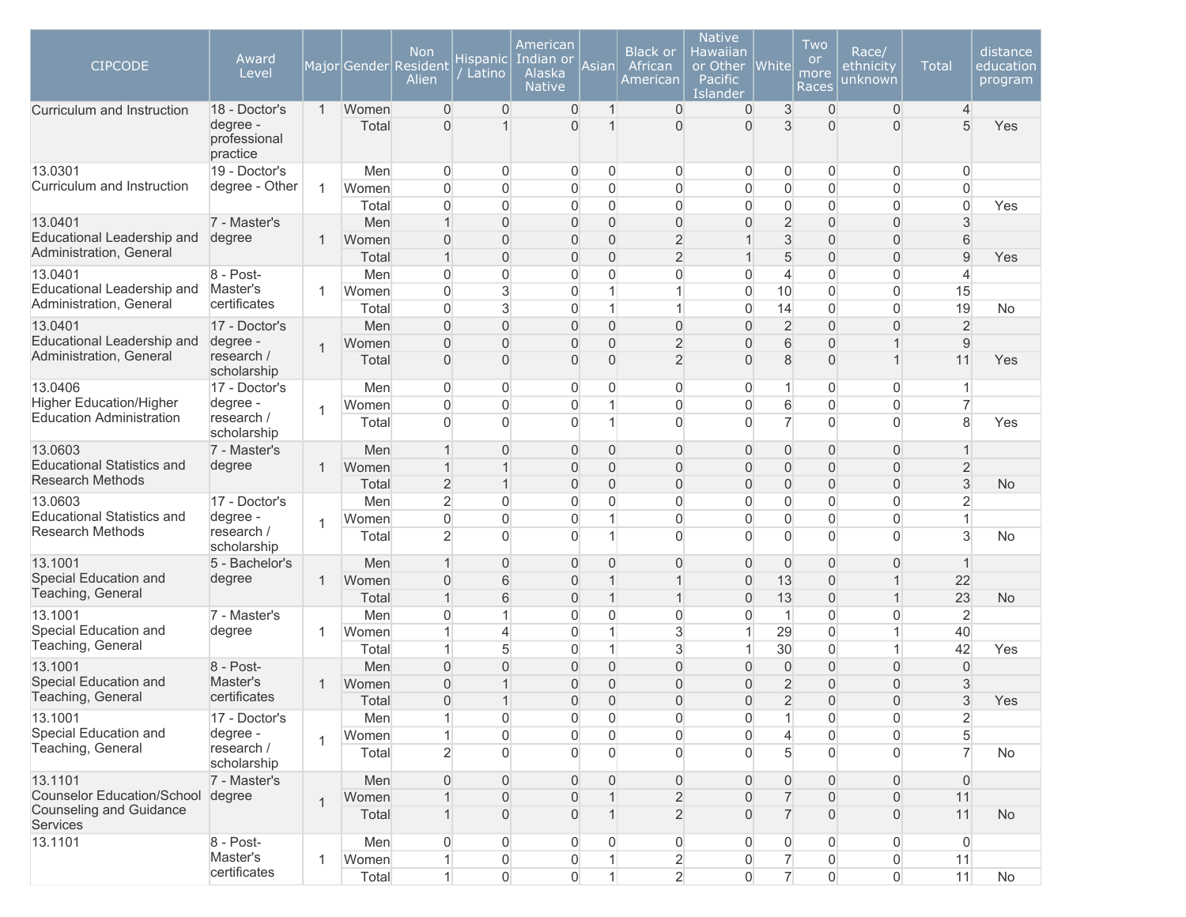| CIPCODE | Award Level | Major | Gender | Non Resident Alien | Hispanic / Latino | American Indian or Alaska Native | Asian | Black or African American | Native Hawaiian or Other Pacific Islander | White | Two or more Races | Race/ ethnicity unknown | Total | distance education program |
|---|---|---|---|---|---|---|---|---|---|---|---|---|---|---|
| Curriculum and Instruction | 18 - Doctor's degree - professional practice | 1 | Women | 0 | 0 | 0 | 1 | 0 | 0 | 3 | 0 | 0 | 4 | |
| | | | Total | 0 | 1 | 0 | 1 | 0 | 0 | 3 | 0 | 0 | 5 | Yes |
| 13.0301 Curriculum and Instruction | 19 - Doctor's degree - Other | 1 | Men | 0 | 0 | 0 | 0 | 0 | 0 | 0 | 0 | 0 | 0 | |
| | | | Women | 0 | 0 | 0 | 0 | 0 | 0 | 0 | 0 | 0 | 0 | |
| | | | Total | 0 | 0 | 0 | 0 | 0 | 0 | 0 | 0 | 0 | 0 | Yes |
| 13.0401 Educational Leadership and Administration, General | 7 - Master's degree | 1 | Men | 1 | 0 | 0 | 0 | 0 | 0 | 2 | 0 | 0 | 3 | |
| | | | Women | 0 | 0 | 0 | 0 | 2 | 1 | 3 | 0 | 0 | 6 | |
| | | | Total | 1 | 0 | 0 | 0 | 2 | 1 | 5 | 0 | 0 | 9 | Yes |
| 13.0401 Educational Leadership and Administration, General | 8 - Post-Master's certificates | 1 | Men | 0 | 0 | 0 | 0 | 0 | 0 | 4 | 0 | 0 | 4 | |
| | | | Women | 0 | 3 | 0 | 1 | 1 | 0 | 10 | 0 | 0 | 15 | |
| | | | Total | 0 | 3 | 0 | 1 | 1 | 0 | 14 | 0 | 0 | 19 | No |
| 13.0401 Educational Leadership and Administration, General | 17 - Doctor's degree - research / scholarship | 1 | Men | 0 | 0 | 0 | 0 | 0 | 0 | 2 | 0 | 0 | 2 | |
| | | | Women | 0 | 0 | 0 | 0 | 2 | 0 | 6 | 0 | 1 | 9 | |
| | | | Total | 0 | 0 | 0 | 0 | 2 | 0 | 8 | 0 | 1 | 11 | Yes |
| 13.0406 Higher Education/Higher Education Administration | 17 - Doctor's degree - research / scholarship | 1 | Men | 0 | 0 | 0 | 0 | 0 | 0 | 1 | 0 | 0 | 1 | |
| | | | Women | 0 | 0 | 0 | 1 | 0 | 0 | 6 | 0 | 0 | 7 | |
| | | | Total | 0 | 0 | 0 | 1 | 0 | 0 | 7 | 0 | 0 | 8 | Yes |
| 13.0603 Educational Statistics and Research Methods | 7 - Master's degree | 1 | Men | 1 | 0 | 0 | 0 | 0 | 0 | 0 | 0 | 0 | 1 | |
| | | | Women | 1 | 1 | 0 | 0 | 0 | 0 | 0 | 0 | 0 | 2 | |
| | | | Total | 2 | 1 | 0 | 0 | 0 | 0 | 0 | 0 | 0 | 3 | No |
| 13.0603 Educational Statistics and Research Methods | 17 - Doctor's degree - research / scholarship | 1 | Men | 2 | 0 | 0 | 0 | 0 | 0 | 0 | 0 | 0 | 2 | |
| | | | Women | 0 | 0 | 0 | 1 | 0 | 0 | 0 | 0 | 0 | 1 | |
| | | | Total | 2 | 0 | 0 | 1 | 0 | 0 | 0 | 0 | 0 | 3 | No |
| 13.1001 Special Education and Teaching, General | 5 - Bachelor's degree | 1 | Men | 1 | 0 | 0 | 0 | 0 | 0 | 0 | 0 | 0 | 1 | |
| | | | Women | 0 | 6 | 0 | 1 | 1 | 0 | 13 | 0 | 1 | 22 | |
| | | | Total | 1 | 6 | 0 | 1 | 1 | 0 | 13 | 0 | 1 | 23 | No |
| 13.1001 Special Education and Teaching, General | 7 - Master's degree | 1 | Men | 0 | 1 | 0 | 0 | 0 | 0 | 1 | 0 | 0 | 2 | |
| | | | Women | 1 | 4 | 0 | 1 | 3 | 1 | 29 | 0 | 1 | 40 | |
| | | | Total | 1 | 5 | 0 | 1 | 3 | 1 | 30 | 0 | 1 | 42 | Yes |
| 13.1001 Special Education and Teaching, General | 8 - Post-Master's certificates | 1 | Men | 0 | 0 | 0 | 0 | 0 | 0 | 0 | 0 | 0 | 0 | |
| | | | Women | 0 | 1 | 0 | 0 | 0 | 0 | 2 | 0 | 0 | 3 | |
| | | | Total | 0 | 1 | 0 | 0 | 0 | 0 | 2 | 0 | 0 | 3 | Yes |
| 13.1001 Special Education and Teaching, General | 17 - Doctor's degree - research / scholarship | 1 | Men | 1 | 0 | 0 | 0 | 0 | 0 | 1 | 0 | 0 | 2 | |
| | | | Women | 1 | 0 | 0 | 0 | 0 | 0 | 4 | 0 | 0 | 5 | |
| | | | Total | 2 | 0 | 0 | 0 | 0 | 0 | 5 | 0 | 0 | 7 | No |
| 13.1101 Counselor Education/School Counseling and Guidance Services | 7 - Master's degree | 1 | Men | 0 | 0 | 0 | 0 | 0 | 0 | 0 | 0 | 0 | 0 | |
| | | | Women | 1 | 0 | 0 | 1 | 2 | 0 | 7 | 0 | 0 | 11 | |
| | | | Total | 1 | 0 | 0 | 1 | 2 | 0 | 7 | 0 | 0 | 11 | No |
| 13.1101 | 8 - Post-Master's certificates | 1 | Men | 0 | 0 | 0 | 0 | 0 | 0 | 0 | 0 | 0 | 0 | |
| | | | Women | 1 | 0 | 0 | 1 | 2 | 0 | 7 | 0 | 0 | 11 | |
| | | | Total | 1 | 0 | 0 | 1 | 2 | 0 | 7 | 0 | 0 | 11 | No |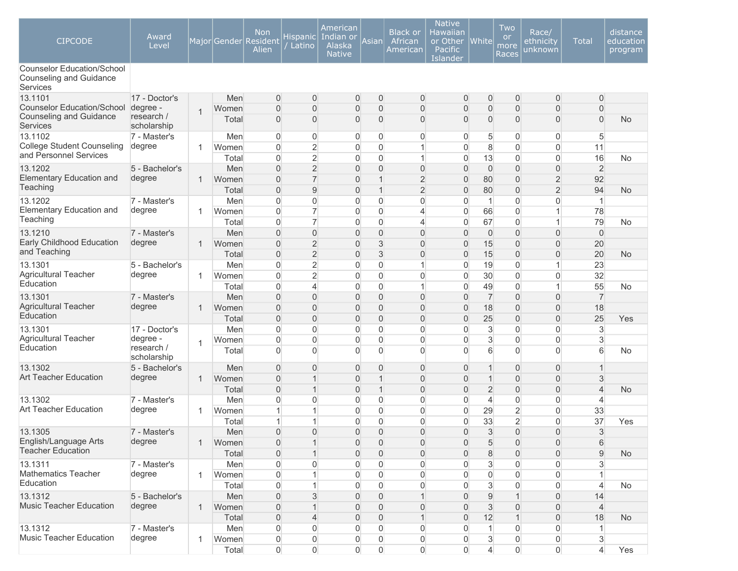| CIPCODE | Award Level | Major | Gender | Non Resident Alien | Hispanic / Latino | American Indian or Alaska Native | Asian | Black or African American | Native Hawaiian or Other Pacific Islander | White | Two or more Races | Race/ ethnicity unknown | Total | distance education program |
|---|---|---|---|---|---|---|---|---|---|---|---|---|---|---|
| Counselor Education/School Counseling and Guidance Services | | | | | | | | | | | | | | |
| 13.1101 Counselor Education/School Counseling and Guidance Services | 17 - Doctor's degree - research / scholarship | 1 | Men | 0 | 0 | 0 | 0 | 0 | 0 | 0 | 0 | 0 | 0 | |
| | | | Women | 0 | 0 | 0 | 0 | 0 | 0 | 0 | 0 | 0 | 0 | |
| | | | Total | 0 | 0 | 0 | 0 | 0 | 0 | 0 | 0 | 0 | 0 | No |
| 13.1102 College Student Counseling and Personnel Services | 7 - Master's degree | 1 | Men | 0 | 0 | 0 | 0 | 0 | 0 | 5 | 0 | 0 | 5 | |
| | | | Women | 0 | 2 | 0 | 0 | 1 | 0 | 8 | 0 | 0 | 11 | |
| | | | Total | 0 | 2 | 0 | 0 | 1 | 0 | 13 | 0 | 0 | 16 | No |
| 13.1202 Elementary Education and Teaching | 5 - Bachelor's degree | 1 | Men | 0 | 2 | 0 | 0 | 0 | 0 | 0 | 0 | 0 | 2 | |
| | | | Women | 0 | 7 | 0 | 1 | 2 | 0 | 80 | 0 | 2 | 92 | |
| | | | Total | 0 | 9 | 0 | 1 | 2 | 0 | 80 | 0 | 2 | 94 | No |
| 13.1202 Elementary Education and Teaching | 7 - Master's degree | 1 | Men | 0 | 0 | 0 | 0 | 0 | 0 | 1 | 0 | 0 | 1 | |
| | | | Women | 0 | 7 | 0 | 0 | 4 | 0 | 66 | 0 | 1 | 78 | |
| | | | Total | 0 | 7 | 0 | 0 | 4 | 0 | 67 | 0 | 1 | 79 | No |
| 13.1210 Early Childhood Education and Teaching | 7 - Master's degree | 1 | Men | 0 | 0 | 0 | 0 | 0 | 0 | 0 | 0 | 0 | 0 | |
| | | | Women | 0 | 2 | 0 | 3 | 0 | 0 | 15 | 0 | 0 | 20 | |
| | | | Total | 0 | 2 | 0 | 3 | 0 | 0 | 15 | 0 | 0 | 20 | No |
| 13.1301 Agricultural Teacher Education | 5 - Bachelor's degree | 1 | Men | 0 | 2 | 0 | 0 | 1 | 0 | 19 | 0 | 1 | 23 | |
| | | | Women | 0 | 2 | 0 | 0 | 0 | 0 | 30 | 0 | 0 | 32 | |
| | | | Total | 0 | 4 | 0 | 0 | 1 | 0 | 49 | 0 | 1 | 55 | No |
| 13.1301 Agricultural Teacher Education | 7 - Master's degree | 1 | Men | 0 | 0 | 0 | 0 | 0 | 0 | 7 | 0 | 0 | 7 | |
| | | | Women | 0 | 0 | 0 | 0 | 0 | 0 | 18 | 0 | 0 | 18 | |
| | | | Total | 0 | 0 | 0 | 0 | 0 | 0 | 25 | 0 | 0 | 25 | Yes |
| 13.1301 Agricultural Teacher Education | 17 - Doctor's degree - research / scholarship | 1 | Men | 0 | 0 | 0 | 0 | 0 | 0 | 3 | 0 | 0 | 3 | |
| | | | Women | 0 | 0 | 0 | 0 | 0 | 0 | 3 | 0 | 0 | 3 | |
| | | | Total | 0 | 0 | 0 | 0 | 0 | 0 | 6 | 0 | 0 | 6 | No |
| 13.1302 Art Teacher Education | 5 - Bachelor's degree | 1 | Men | 0 | 0 | 0 | 0 | 0 | 0 | 1 | 0 | 0 | 1 | |
| | | | Women | 0 | 1 | 0 | 1 | 0 | 0 | 1 | 0 | 0 | 3 | |
| | | | Total | 0 | 1 | 0 | 1 | 0 | 0 | 2 | 0 | 0 | 4 | No |
| 13.1302 Art Teacher Education | 7 - Master's degree | 1 | Men | 0 | 0 | 0 | 0 | 0 | 0 | 4 | 0 | 0 | 4 | |
| | | | Women | 1 | 1 | 0 | 0 | 0 | 0 | 29 | 2 | 0 | 33 | |
| | | | Total | 1 | 1 | 0 | 0 | 0 | 0 | 33 | 2 | 0 | 37 | Yes |
| 13.1305 English/Language Arts Teacher Education | 7 - Master's degree | 1 | Men | 0 | 0 | 0 | 0 | 0 | 0 | 3 | 0 | 0 | 3 | |
| | | | Women | 0 | 1 | 0 | 0 | 0 | 0 | 5 | 0 | 0 | 6 | |
| | | | Total | 0 | 1 | 0 | 0 | 0 | 0 | 8 | 0 | 0 | 9 | No |
| 13.1311 Mathematics Teacher Education | 7 - Master's degree | 1 | Men | 0 | 0 | 0 | 0 | 0 | 0 | 3 | 0 | 0 | 3 | |
| | | | Women | 0 | 1 | 0 | 0 | 0 | 0 | 0 | 0 | 0 | 1 | |
| | | | Total | 0 | 1 | 0 | 0 | 0 | 0 | 3 | 0 | 0 | 4 | No |
| 13.1312 Music Teacher Education | 5 - Bachelor's degree | 1 | Men | 0 | 3 | 0 | 0 | 1 | 0 | 9 | 1 | 0 | 14 | |
| | | | Women | 0 | 1 | 0 | 0 | 0 | 0 | 3 | 0 | 0 | 4 | |
| | | | Total | 0 | 4 | 0 | 0 | 1 | 0 | 12 | 1 | 0 | 18 | No |
| 13.1312 Music Teacher Education | 7 - Master's degree | 1 | Men | 0 | 0 | 0 | 0 | 0 | 0 | 1 | 0 | 0 | 1 | |
| | | | Women | 0 | 0 | 0 | 0 | 0 | 0 | 3 | 0 | 0 | 3 | |
| | | | Total | 0 | 0 | 0 | 0 | 0 | 0 | 4 | 0 | 0 | 4 | Yes |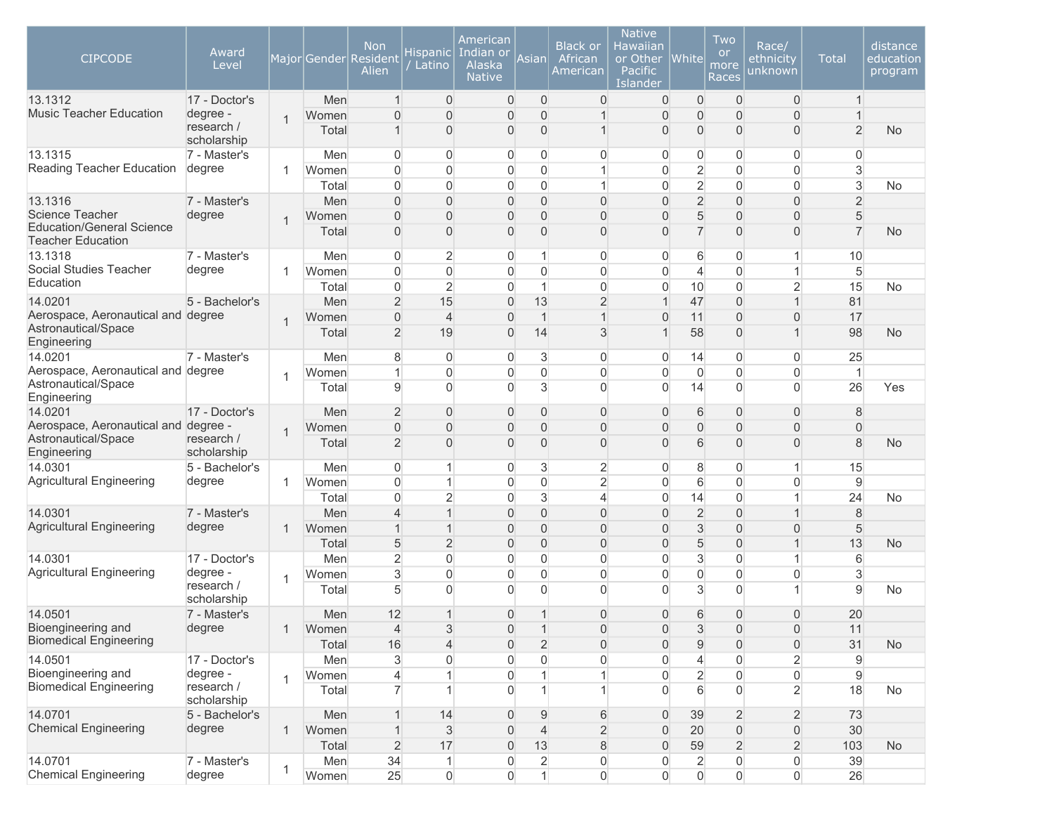| CIPCODE | Award Level | Major | Gender | Non Resident Alien | Hispanic / Latino | American Indian or Alaska Native | Asian | Black or African American | Native Hawaiian or Other Pacific Islander | White | Two or more Races | Race/ ethnicity unknown | Total | distance education program |
|---|---|---|---|---|---|---|---|---|---|---|---|---|---|---|
| 13.1312 Music Teacher Education | 17 - Doctor's degree - research / scholarship | 1 | Men | 1 | 0 | 0 | 0 | 0 | 0 | 0 | 0 | 0 | 1 | |
| | | | Women | 0 | 0 | 0 | 0 | 1 | 0 | 0 | 0 | 0 | 1 | |
| | | | Total | 1 | 0 | 0 | 0 | 1 | 0 | 0 | 0 | 0 | 2 | No |
| 13.1315 Reading Teacher Education | 7 - Master's degree | 1 | Men | 0 | 0 | 0 | 0 | 0 | 0 | 0 | 0 | 0 | 0 | |
| | | | Women | 0 | 0 | 0 | 0 | 1 | 0 | 2 | 0 | 0 | 3 | |
| | | | Total | 0 | 0 | 0 | 0 | 1 | 0 | 2 | 0 | 0 | 3 | No |
| 13.1316 Science Teacher Education/General Science Teacher Education | 7 - Master's degree | 1 | Men | 0 | 0 | 0 | 0 | 0 | 0 | 2 | 0 | 0 | 2 | |
| | | | Women | 0 | 0 | 0 | 0 | 0 | 0 | 5 | 0 | 0 | 5 | |
| | | | Total | 0 | 0 | 0 | 0 | 0 | 0 | 7 | 0 | 0 | 7 | No |
| 13.1318 Social Studies Teacher Education | 7 - Master's degree | 1 | Men | 0 | 2 | 0 | 1 | 0 | 0 | 6 | 0 | 1 | 10 | |
| | | | Women | 0 | 0 | 0 | 0 | 0 | 0 | 4 | 0 | 1 | 5 | |
| | | | Total | 0 | 2 | 0 | 1 | 0 | 0 | 10 | 0 | 2 | 15 | No |
| 14.0201 Aerospace, Aeronautical and Astronautical/Space Engineering | 5 - Bachelor's degree | 1 | Men | 2 | 15 | 0 | 13 | 2 | 1 | 47 | 0 | 1 | 81 | |
| | | | Women | 0 | 4 | 0 | 1 | 1 | 0 | 11 | 0 | 0 | 17 | |
| | | | Total | 2 | 19 | 0 | 14 | 3 | 1 | 58 | 0 | 1 | 98 | No |
| 14.0201 Aerospace, Aeronautical and Astronautical/Space Engineering | 7 - Master's degree | 1 | Men | 8 | 0 | 0 | 3 | 0 | 0 | 14 | 0 | 0 | 25 | |
| | | | Women | 1 | 0 | 0 | 0 | 0 | 0 | 0 | 0 | 0 | 1 | |
| | | | Total | 9 | 0 | 0 | 3 | 0 | 0 | 14 | 0 | 0 | 26 | Yes |
| 14.0201 Aerospace, Aeronautical and Astronautical/Space Engineering | 17 - Doctor's degree - research / scholarship | 1 | Men | 2 | 0 | 0 | 0 | 0 | 0 | 6 | 0 | 0 | 8 | |
| | | | Women | 0 | 0 | 0 | 0 | 0 | 0 | 0 | 0 | 0 | 0 | |
| | | | Total | 2 | 0 | 0 | 0 | 0 | 0 | 6 | 0 | 0 | 8 | No |
| 14.0301 Agricultural Engineering | 5 - Bachelor's degree | 1 | Men | 0 | 1 | 0 | 3 | 2 | 0 | 8 | 0 | 1 | 15 | |
| | | | Women | 0 | 1 | 0 | 0 | 2 | 0 | 6 | 0 | 0 | 9 | |
| | | | Total | 0 | 2 | 0 | 3 | 4 | 0 | 14 | 0 | 1 | 24 | No |
| 14.0301 Agricultural Engineering | 7 - Master's degree | 1 | Men | 4 | 1 | 0 | 0 | 0 | 0 | 2 | 0 | 1 | 8 | |
| | | | Women | 1 | 1 | 0 | 0 | 0 | 0 | 3 | 0 | 0 | 5 | |
| | | | Total | 5 | 2 | 0 | 0 | 0 | 0 | 5 | 0 | 1 | 13 | No |
| 14.0301 Agricultural Engineering | 17 - Doctor's degree - research / scholarship | 1 | Men | 2 | 0 | 0 | 0 | 0 | 0 | 3 | 0 | 1 | 6 | |
| | | | Women | 3 | 0 | 0 | 0 | 0 | 0 | 0 | 0 | 0 | 3 | |
| | | | Total | 5 | 0 | 0 | 0 | 0 | 0 | 3 | 0 | 1 | 9 | No |
| 14.0501 Bioengineering and Biomedical Engineering | 7 - Master's degree | 1 | Men | 12 | 1 | 0 | 1 | 0 | 0 | 6 | 0 | 0 | 20 | |
| | | | Women | 4 | 3 | 0 | 1 | 0 | 0 | 3 | 0 | 0 | 11 | |
| | | | Total | 16 | 4 | 0 | 2 | 0 | 0 | 9 | 0 | 0 | 31 | No |
| 14.0501 Bioengineering and Biomedical Engineering | 17 - Doctor's degree - research / scholarship | 1 | Men | 3 | 0 | 0 | 0 | 0 | 0 | 4 | 0 | 2 | 9 | |
| | | | Women | 4 | 1 | 0 | 1 | 1 | 0 | 2 | 0 | 0 | 9 | |
| | | | Total | 7 | 1 | 0 | 1 | 1 | 0 | 6 | 0 | 2 | 18 | No |
| 14.0701 Chemical Engineering | 5 - Bachelor's degree | 1 | Men | 1 | 14 | 0 | 9 | 6 | 0 | 39 | 2 | 2 | 73 | |
| | | | Women | 1 | 3 | 0 | 4 | 2 | 0 | 20 | 0 | 0 | 30 | |
| | | | Total | 2 | 17 | 0 | 13 | 8 | 0 | 59 | 2 | 2 | 103 | No |
| 14.0701 Chemical Engineering | 7 - Master's degree | 1 | Men | 34 | 1 | 0 | 2 | 0 | 0 | 2 | 0 | 0 | 39 | |
| | | | Women | 25 | 0 | 0 | 1 | 0 | 0 | 0 | 0 | 0 | 26 | |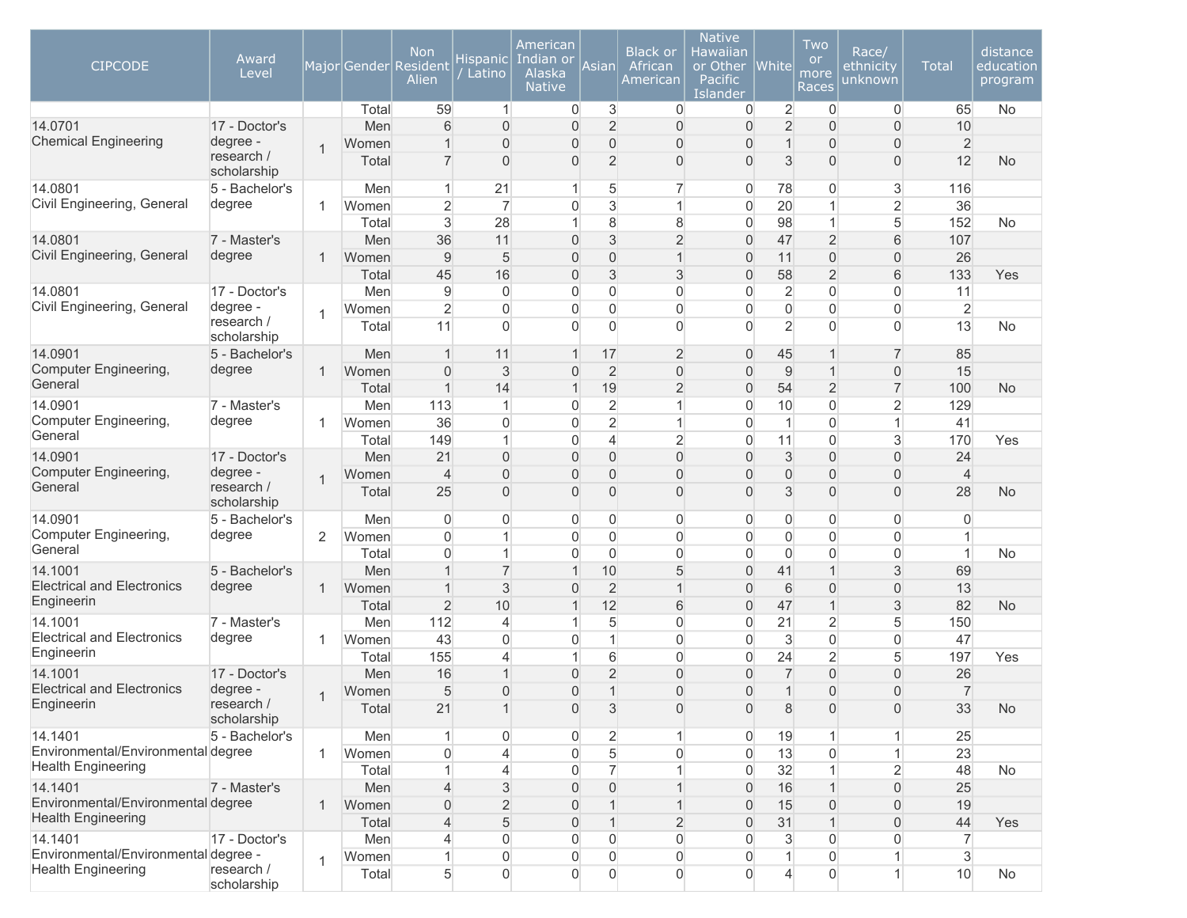| CIPCODE | Award Level | Major | Gender | Non Resident Alien | Hispanic / Latino | American Indian or Alaska Native | Asian | Black or African American | Native Hawaiian or Other Pacific Islander | White | Two or more Races | Race/ ethnicity unknown | Total | distance education program |
|---|---|---|---|---|---|---|---|---|---|---|---|---|---|---|
| | | | Total | 59 | 1 | 0 | 3 | 0 | 0 | 2 | 0 | 0 | 65 | No |
| 14.0701 Chemical Engineering | 17 - Doctor's degree - research / scholarship | 1 | Men | 6 | 0 | 0 | 2 | 0 | 0 | 2 | 0 | 0 | 10 | |
| | | | Women | 1 | 0 | 0 | 0 | 0 | 0 | 1 | 0 | 0 | 2 | |
| | | | Total | 7 | 0 | 0 | 2 | 0 | 0 | 3 | 0 | 0 | 12 | No |
| 14.0801 Civil Engineering, General | 5 - Bachelor's degree | 1 | Men | 1 | 21 | 1 | 5 | 7 | 0 | 78 | 0 | 3 | 116 | |
| | | | Women | 2 | 7 | 0 | 3 | 1 | 0 | 20 | 1 | 2 | 36 | |
| | | | Total | 3 | 28 | 1 | 8 | 8 | 0 | 98 | 1 | 5 | 152 | No |
| 14.0801 Civil Engineering, General | 7 - Master's degree | 1 | Men | 36 | 11 | 0 | 3 | 2 | 0 | 47 | 2 | 6 | 107 | |
| | | | Women | 9 | 5 | 0 | 0 | 1 | 0 | 11 | 0 | 0 | 26 | |
| | | | Total | 45 | 16 | 0 | 3 | 3 | 0 | 58 | 2 | 6 | 133 | Yes |
| 14.0801 Civil Engineering, General | 17 - Doctor's degree - research / scholarship | 1 | Men | 9 | 0 | 0 | 0 | 0 | 0 | 2 | 0 | 0 | 11 | |
| | | | Women | 2 | 0 | 0 | 0 | 0 | 0 | 0 | 0 | 0 | 2 | |
| | | | Total | 11 | 0 | 0 | 0 | 0 | 0 | 2 | 0 | 0 | 13 | No |
| 14.0901 Computer Engineering, General | 5 - Bachelor's degree | 1 | Men | 1 | 11 | 1 | 17 | 2 | 0 | 45 | 1 | 7 | 85 | |
| | | | Women | 0 | 3 | 0 | 2 | 0 | 0 | 9 | 1 | 0 | 15 | |
| | | | Total | 1 | 14 | 1 | 19 | 2 | 0 | 54 | 2 | 7 | 100 | No |
| 14.0901 Computer Engineering, General | 7 - Master's degree | 1 | Men | 113 | 1 | 0 | 2 | 1 | 0 | 10 | 0 | 2 | 129 | |
| | | | Women | 36 | 0 | 0 | 2 | 1 | 0 | 1 | 0 | 1 | 41 | |
| | | | Total | 149 | 1 | 0 | 4 | 2 | 0 | 11 | 0 | 3 | 170 | Yes |
| 14.0901 Computer Engineering, General | 17 - Doctor's degree - research / scholarship | 1 | Men | 21 | 0 | 0 | 0 | 0 | 0 | 3 | 0 | 0 | 24 | |
| | | | Women | 4 | 0 | 0 | 0 | 0 | 0 | 0 | 0 | 0 | 4 | |
| | | | Total | 25 | 0 | 0 | 0 | 0 | 0 | 3 | 0 | 0 | 28 | No |
| 14.0901 Computer Engineering, General | 5 - Bachelor's degree | 2 | Men | 0 | 0 | 0 | 0 | 0 | 0 | 0 | 0 | 0 | 0 | |
| | | | Women | 0 | 1 | 0 | 0 | 0 | 0 | 0 | 0 | 0 | 1 | |
| | | | Total | 0 | 1 | 0 | 0 | 0 | 0 | 0 | 0 | 0 | 1 | No |
| 14.1001 Electrical and Electronics Engineerin | 5 - Bachelor's degree | 1 | Men | 1 | 7 | 1 | 10 | 5 | 0 | 41 | 1 | 3 | 69 | |
| | | | Women | 1 | 3 | 0 | 2 | 1 | 0 | 6 | 0 | 0 | 13 | |
| | | | Total | 2 | 10 | 1 | 12 | 6 | 0 | 47 | 1 | 3 | 82 | No |
| 14.1001 Electrical and Electronics Engineerin | 7 - Master's degree | 1 | Men | 112 | 4 | 1 | 5 | 0 | 0 | 21 | 2 | 5 | 150 | |
| | | | Women | 43 | 0 | 0 | 1 | 0 | 0 | 3 | 0 | 0 | 47 | |
| | | | Total | 155 | 4 | 1 | 6 | 0 | 0 | 24 | 2 | 5 | 197 | Yes |
| 14.1001 Electrical and Electronics Engineerin | 17 - Doctor's degree - research / scholarship | 1 | Men | 16 | 1 | 0 | 2 | 0 | 0 | 7 | 0 | 0 | 26 | |
| | | | Women | 5 | 0 | 0 | 1 | 0 | 0 | 1 | 0 | 0 | 7 | |
| | | | Total | 21 | 1 | 0 | 3 | 0 | 0 | 8 | 0 | 0 | 33 | No |
| 14.1401 Environmental/Environmental Health Engineering | 5 - Bachelor's degree | 1 | Men | 1 | 0 | 0 | 2 | 1 | 0 | 19 | 1 | 1 | 25 | |
| | | | Women | 0 | 4 | 0 | 5 | 0 | 0 | 13 | 0 | 1 | 23 | |
| | | | Total | 1 | 4 | 0 | 7 | 1 | 0 | 32 | 1 | 2 | 48 | No |
| 14.1401 Environmental/Environmental Health Engineering | 7 - Master's degree | 1 | Men | 4 | 3 | 0 | 0 | 1 | 0 | 16 | 1 | 0 | 25 | |
| | | | Women | 0 | 2 | 0 | 1 | 1 | 0 | 15 | 0 | 0 | 19 | |
| | | | Total | 4 | 5 | 0 | 1 | 2 | 0 | 31 | 1 | 0 | 44 | Yes |
| 14.1401 Environmental/Environmental Health Engineering | 17 - Doctor's degree - research / scholarship | 1 | Men | 4 | 0 | 0 | 0 | 0 | 0 | 3 | 0 | 0 | 7 | |
| | | | Women | 1 | 0 | 0 | 0 | 0 | 0 | 1 | 0 | 1 | 3 | |
| | | | Total | 5 | 0 | 0 | 0 | 0 | 0 | 4 | 0 | 1 | 10 | No |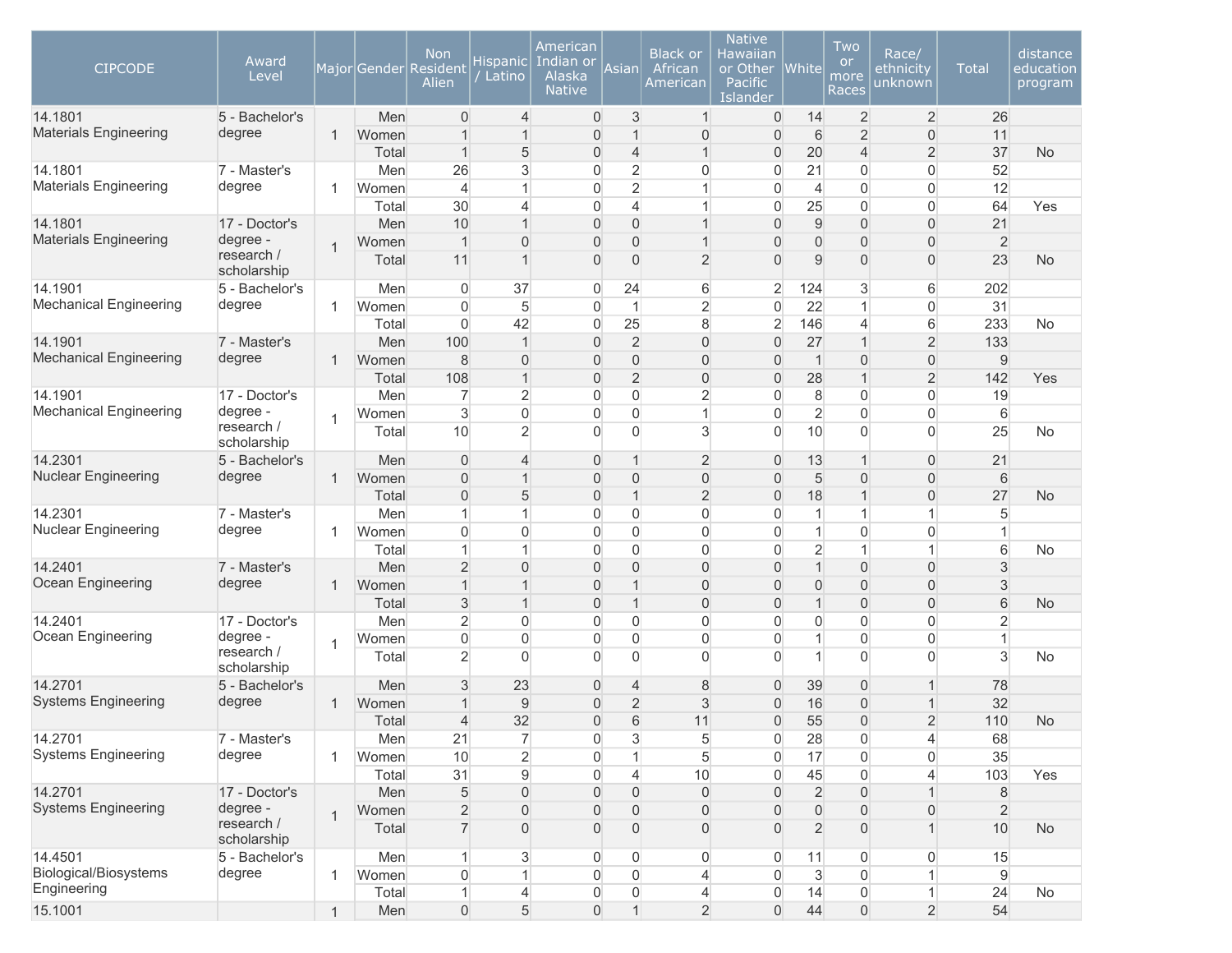| CIPCODE | Award Level | Major | Gender | Non Resident Alien | Hispanic / Latino | American Indian or Alaska Native | Asian | Black or African American | Native Hawaiian or Other Pacific Islander | White | Two or more Races | Race/ ethnicity unknown | Total | distance education program |
|---|---|---|---|---|---|---|---|---|---|---|---|---|---|---|
| 14.1801 Materials Engineering | 5 - Bachelor's degree | 1 | Men | 0 | 4 | 0 | 3 | 1 | 0 | 14 | 2 | 2 | 26 | |
| | | | Women | 1 | 1 | 0 | 1 | 0 | 0 | 6 | 2 | 0 | 11 | |
| | | | Total | 1 | 5 | 0 | 4 | 1 | 0 | 20 | 4 | 2 | 37 | No |
| 14.1801 Materials Engineering | 7 - Master's degree | 1 | Men | 26 | 3 | 0 | 2 | 0 | 0 | 21 | 0 | 0 | 52 | |
| | | | Women | 4 | 1 | 0 | 2 | 1 | 0 | 4 | 0 | 0 | 12 | |
| | | | Total | 30 | 4 | 0 | 4 | 1 | 0 | 25 | 0 | 0 | 64 | Yes |
| 14.1801 Materials Engineering | 17 - Doctor's degree - research / scholarship | 1 | Men | 10 | 1 | 0 | 0 | 1 | 0 | 9 | 0 | 0 | 21 | |
| | | | Women | 1 | 0 | 0 | 0 | 1 | 0 | 0 | 0 | 0 | 2 | |
| | | | Total | 11 | 1 | 0 | 0 | 2 | 0 | 9 | 0 | 0 | 23 | No |
| 14.1901 Mechanical Engineering | 5 - Bachelor's degree | 1 | Men | 0 | 37 | 0 | 24 | 6 | 2 | 124 | 3 | 6 | 202 | |
| | | | Women | 0 | 5 | 0 | 1 | 2 | 0 | 22 | 1 | 0 | 31 | |
| | | | Total | 0 | 42 | 0 | 25 | 8 | 2 | 146 | 4 | 6 | 233 | No |
| 14.1901 Mechanical Engineering | 7 - Master's degree | 1 | Men | 100 | 1 | 0 | 2 | 0 | 0 | 27 | 1 | 2 | 133 | |
| | | | Women | 8 | 0 | 0 | 0 | 0 | 0 | 1 | 0 | 0 | 9 | |
| | | | Total | 108 | 1 | 0 | 2 | 0 | 0 | 28 | 1 | 2 | 142 | Yes |
| 14.1901 Mechanical Engineering | 17 - Doctor's degree - research / scholarship | 1 | Men | 7 | 2 | 0 | 0 | 2 | 0 | 8 | 0 | 0 | 19 | |
| | | | Women | 3 | 0 | 0 | 0 | 1 | 0 | 2 | 0 | 0 | 6 | |
| | | | Total | 10 | 2 | 0 | 0 | 3 | 0 | 10 | 0 | 0 | 25 | No |
| 14.2301 Nuclear Engineering | 5 - Bachelor's degree | 1 | Men | 0 | 4 | 0 | 1 | 2 | 0 | 13 | 1 | 0 | 21 | |
| | | | Women | 0 | 1 | 0 | 0 | 0 | 0 | 5 | 0 | 0 | 6 | |
| | | | Total | 0 | 5 | 0 | 1 | 2 | 0 | 18 | 1 | 0 | 27 | No |
| 14.2301 Nuclear Engineering | 7 - Master's degree | 1 | Men | 1 | 1 | 0 | 0 | 0 | 0 | 1 | 1 | 1 | 5 | |
| | | | Women | 0 | 0 | 0 | 0 | 0 | 0 | 1 | 0 | 0 | 1 | |
| | | | Total | 1 | 1 | 0 | 0 | 0 | 0 | 2 | 1 | 1 | 6 | No |
| 14.2401 Ocean Engineering | 7 - Master's degree | 1 | Men | 2 | 0 | 0 | 0 | 0 | 0 | 1 | 0 | 0 | 3 | |
| | | | Women | 1 | 1 | 0 | 1 | 0 | 0 | 0 | 0 | 0 | 3 | |
| | | | Total | 3 | 1 | 0 | 1 | 0 | 0 | 1 | 0 | 0 | 6 | No |
| 14.2401 Ocean Engineering | 17 - Doctor's degree - research / scholarship | 1 | Men | 2 | 0 | 0 | 0 | 0 | 0 | 0 | 0 | 0 | 2 | |
| | | | Women | 0 | 0 | 0 | 0 | 0 | 0 | 1 | 0 | 0 | 1 | |
| | | | Total | 2 | 0 | 0 | 0 | 0 | 0 | 1 | 0 | 0 | 3 | No |
| 14.2701 Systems Engineering | 5 - Bachelor's degree | 1 | Men | 3 | 23 | 0 | 4 | 8 | 0 | 39 | 0 | 1 | 78 | |
| | | | Women | 1 | 9 | 0 | 2 | 3 | 0 | 16 | 0 | 1 | 32 | |
| | | | Total | 4 | 32 | 0 | 6 | 11 | 0 | 55 | 0 | 2 | 110 | No |
| 14.2701 Systems Engineering | 7 - Master's degree | 1 | Men | 21 | 7 | 0 | 3 | 5 | 0 | 28 | 0 | 4 | 68 | |
| | | | Women | 10 | 2 | 0 | 1 | 5 | 0 | 17 | 0 | 0 | 35 | |
| | | | Total | 31 | 9 | 0 | 4 | 10 | 0 | 45 | 0 | 4 | 103 | Yes |
| 14.2701 Systems Engineering | 17 - Doctor's degree - research / scholarship | 1 | Men | 5 | 0 | 0 | 0 | 0 | 0 | 2 | 0 | 1 | 8 | |
| | | | Women | 2 | 0 | 0 | 0 | 0 | 0 | 0 | 0 | 0 | 2 | |
| | | | Total | 7 | 0 | 0 | 0 | 0 | 0 | 2 | 0 | 1 | 10 | No |
| 14.4501 Biological/Biosystems Engineering | 5 - Bachelor's degree | 1 | Men | 1 | 3 | 0 | 0 | 0 | 0 | 11 | 0 | 0 | 15 | |
| | | | Women | 0 | 1 | 0 | 0 | 4 | 0 | 3 | 0 | 1 | 9 | |
| | | | Total | 1 | 4 | 0 | 0 | 4 | 0 | 14 | 0 | 1 | 24 | No |
| 15.1001 | | 1 | Men | 0 | 5 | 0 | 1 | 2 | 0 | 44 | 0 | 2 | 54 | |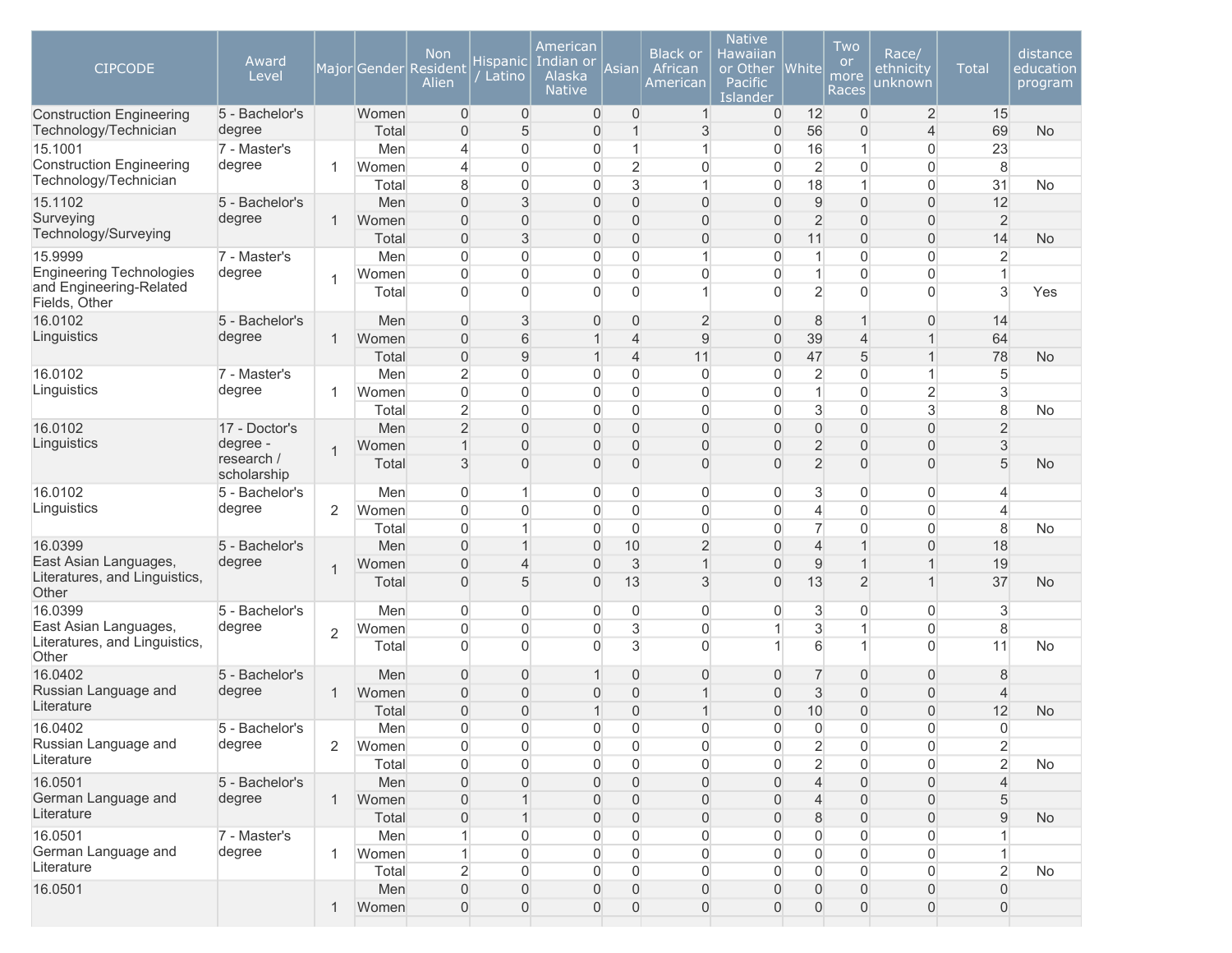| CIPCODE | Award Level | Major | Gender | Non Resident Alien | Hispanic / Latino | American Indian or Alaska Native | Asian | Black or African American | Native Hawaiian or Other Pacific Islander | White | Two or more Races | Race/ ethnicity unknown | Total | distance education program |
|---|---|---|---|---|---|---|---|---|---|---|---|---|---|---|
| Construction Engineering Technology/Technician | 5 - Bachelor's degree | | Women | 0 | 0 | 0 | 0 | 1 | 0 | 12 | 0 | 2 | 15 | |
| | | | Total | 0 | 5 | 0 | 1 | 3 | 0 | 56 | 0 | 4 | 69 | No |
| 15.1001 Construction Engineering Technology/Technician | 7 - Master's degree | 1 | Men | 4 | 0 | 0 | 1 | 1 | 0 | 16 | 1 | 0 | 23 | |
| | | | Women | 4 | 0 | 0 | 2 | 0 | 0 | 2 | 0 | 0 | 8 | |
| | | | Total | 8 | 0 | 0 | 3 | 1 | 0 | 18 | 1 | 0 | 31 | No |
| 15.1102 Surveying Technology/Surveying | 5 - Bachelor's degree | 1 | Men | 0 | 3 | 0 | 0 | 0 | 0 | 9 | 0 | 0 | 12 | |
| | | | Women | 0 | 0 | 0 | 0 | 0 | 0 | 2 | 0 | 0 | 2 | |
| | | | Total | 0 | 3 | 0 | 0 | 0 | 0 | 11 | 0 | 0 | 14 | No |
| 15.9999 Engineering Technologies and Engineering-Related Fields, Other | 7 - Master's degree | 1 | Men | 0 | 0 | 0 | 0 | 1 | 0 | 1 | 0 | 0 | 2 | |
| | | | Women | 0 | 0 | 0 | 0 | 0 | 0 | 1 | 0 | 0 | 1 | |
| | | | Total | 0 | 0 | 0 | 0 | 1 | 0 | 2 | 0 | 0 | 3 | Yes |
| 16.0102 Linguistics | 5 - Bachelor's degree | 1 | Men | 0 | 3 | 0 | 0 | 2 | 0 | 8 | 1 | 0 | 14 | |
| | | | Women | 0 | 6 | 1 | 4 | 9 | 0 | 39 | 4 | 1 | 64 | |
| | | | Total | 0 | 9 | 1 | 4 | 11 | 0 | 47 | 5 | 1 | 78 | No |
| 16.0102 Linguistics | 7 - Master's degree | 1 | Men | 2 | 0 | 0 | 0 | 0 | 0 | 2 | 0 | 1 | 5 | |
| | | | Women | 0 | 0 | 0 | 0 | 0 | 0 | 1 | 0 | 2 | 3 | |
| | | | Total | 2 | 0 | 0 | 0 | 0 | 0 | 3 | 0 | 3 | 8 | No |
| 16.0102 Linguistics | 17 - Doctor's degree - research / scholarship | 1 | Men | 2 | 0 | 0 | 0 | 0 | 0 | 0 | 0 | 0 | 2 | |
| | | | Women | 1 | 0 | 0 | 0 | 0 | 0 | 2 | 0 | 0 | 3 | |
| | | | Total | 3 | 0 | 0 | 0 | 0 | 0 | 2 | 0 | 0 | 5 | No |
| 16.0102 Linguistics | 5 - Bachelor's degree | 2 | Men | 0 | 1 | 0 | 0 | 0 | 0 | 3 | 0 | 0 | 4 | |
| | | | Women | 0 | 0 | 0 | 0 | 0 | 0 | 4 | 0 | 0 | 4 | |
| | | | Total | 0 | 1 | 0 | 0 | 0 | 0 | 7 | 0 | 0 | 8 | No |
| 16.0399 East Asian Languages, Literatures, and Linguistics, Other | 5 - Bachelor's degree | 1 | Men | 0 | 1 | 0 | 10 | 2 | 0 | 4 | 1 | 0 | 18 | |
| | | | Women | 0 | 4 | 0 | 3 | 1 | 0 | 9 | 1 | 1 | 19 | |
| | | | Total | 0 | 5 | 0 | 13 | 3 | 0 | 13 | 2 | 1 | 37 | No |
| 16.0399 East Asian Languages, Literatures, and Linguistics, Other | 5 - Bachelor's degree | 2 | Men | 0 | 0 | 0 | 0 | 0 | 0 | 3 | 0 | 0 | 3 | |
| | | | Women | 0 | 0 | 0 | 3 | 0 | 1 | 3 | 1 | 0 | 8 | |
| | | | Total | 0 | 0 | 0 | 3 | 0 | 1 | 6 | 1 | 0 | 11 | No |
| 16.0402 Russian Language and Literature | 5 - Bachelor's degree | 1 | Men | 0 | 0 | 1 | 0 | 0 | 0 | 7 | 0 | 0 | 8 | |
| | | | Women | 0 | 0 | 0 | 0 | 1 | 0 | 3 | 0 | 0 | 4 | |
| | | | Total | 0 | 0 | 1 | 0 | 1 | 0 | 10 | 0 | 0 | 12 | No |
| 16.0402 Russian Language and Literature | 5 - Bachelor's degree | 2 | Men | 0 | 0 | 0 | 0 | 0 | 0 | 0 | 0 | 0 | 0 | |
| | | | Women | 0 | 0 | 0 | 0 | 0 | 0 | 2 | 0 | 0 | 2 | |
| | | | Total | 0 | 0 | 0 | 0 | 0 | 0 | 2 | 0 | 0 | 2 | No |
| 16.0501 German Language and Literature | 5 - Bachelor's degree | 1 | Men | 0 | 0 | 0 | 0 | 0 | 0 | 4 | 0 | 0 | 4 | |
| | | | Women | 0 | 1 | 0 | 0 | 0 | 0 | 4 | 0 | 0 | 5 | |
| | | | Total | 0 | 1 | 0 | 0 | 0 | 0 | 8 | 0 | 0 | 9 | No |
| 16.0501 German Language and Literature | 7 - Master's degree | 1 | Men | 1 | 0 | 0 | 0 | 0 | 0 | 0 | 0 | 0 | 1 | |
| | | | Women | 1 | 0 | 0 | 0 | 0 | 0 | 0 | 0 | 0 | 1 | |
| | | | Total | 2 | 0 | 0 | 0 | 0 | 0 | 0 | 0 | 0 | 2 | No |
| 16.0501 | | 1 | Men | 0 | 0 | 0 | 0 | 0 | 0 | 0 | 0 | 0 | 0 | |
| | | | Women | 0 | 0 | 0 | 0 | 0 | 0 | 0 | 0 | 0 | 0 | |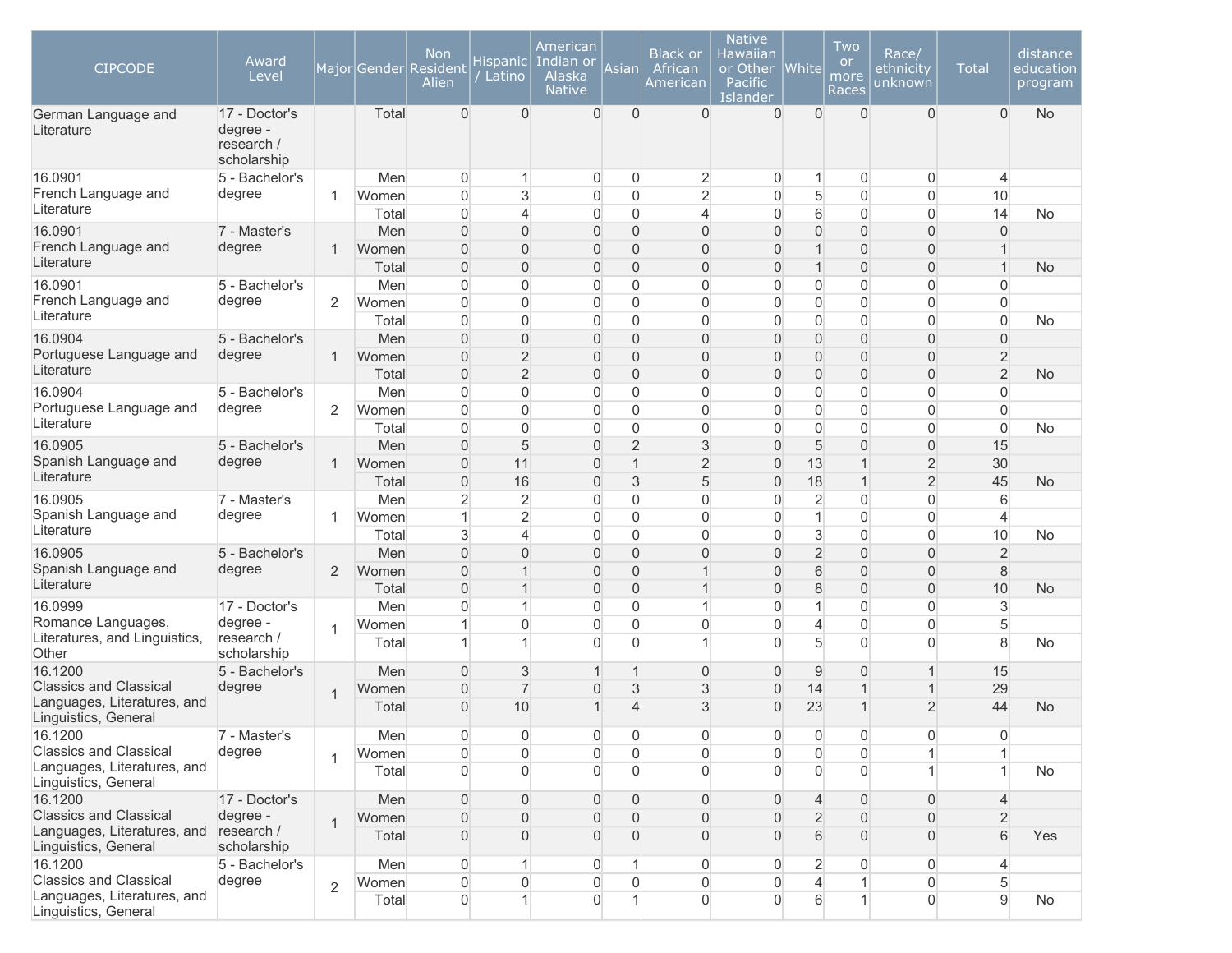| CIPCODE | Award Level | Major | Gender | Non Resident Alien | Hispanic / Latino | American Indian or Alaska Native | Asian | Black or African American | Native Hawaiian or Other Pacific Islander | White | Two or more Races | Race/ ethnicity unknown | Total | distance education program |
|---|---|---|---|---|---|---|---|---|---|---|---|---|---|---|
| German Language and Literature | 17 - Doctor's degree - research / scholarship | | Total | 0 | 0 | 0 | 0 | 0 | 0 | 0 | 0 | 0 | 0 | No |
| 16.0901 French Language and Literature | 5 - Bachelor's degree | 1 | Men | 0 | 1 | 0 | 0 | 2 | 0 | 1 | 0 | 0 | 4 | |
| | | | Women | 0 | 3 | 0 | 0 | 2 | 0 | 5 | 0 | 0 | 10 | |
| | | | Total | 0 | 4 | 0 | 0 | 4 | 0 | 6 | 0 | 0 | 14 | No |
| 16.0901 French Language and Literature | 7 - Master's degree | 1 | Men | 0 | 0 | 0 | 0 | 0 | 0 | 0 | 0 | 0 | 0 | |
| | | | Women | 0 | 0 | 0 | 0 | 0 | 0 | 1 | 0 | 0 | 1 | |
| | | | Total | 0 | 0 | 0 | 0 | 0 | 0 | 1 | 0 | 0 | 1 | No |
| 16.0901 French Language and Literature | 5 - Bachelor's degree | 2 | Men | 0 | 0 | 0 | 0 | 0 | 0 | 0 | 0 | 0 | 0 | |
| | | | Women | 0 | 0 | 0 | 0 | 0 | 0 | 0 | 0 | 0 | 0 | |
| | | | Total | 0 | 0 | 0 | 0 | 0 | 0 | 0 | 0 | 0 | 0 | No |
| 16.0904 Portuguese Language and Literature | 5 - Bachelor's degree | 1 | Men | 0 | 0 | 0 | 0 | 0 | 0 | 0 | 0 | 0 | 0 | |
| | | | Women | 0 | 2 | 0 | 0 | 0 | 0 | 0 | 0 | 0 | 2 | |
| | | | Total | 0 | 2 | 0 | 0 | 0 | 0 | 0 | 0 | 0 | 2 | No |
| 16.0904 Portuguese Language and Literature | 5 - Bachelor's degree | 2 | Men | 0 | 0 | 0 | 0 | 0 | 0 | 0 | 0 | 0 | 0 | |
| | | | Women | 0 | 0 | 0 | 0 | 0 | 0 | 0 | 0 | 0 | 0 | |
| | | | Total | 0 | 0 | 0 | 0 | 0 | 0 | 0 | 0 | 0 | 0 | No |
| 16.0905 Spanish Language and Literature | 5 - Bachelor's degree | 1 | Men | 0 | 5 | 0 | 2 | 3 | 0 | 5 | 0 | 0 | 15 | |
| | | | Women | 0 | 11 | 0 | 1 | 2 | 0 | 13 | 1 | 2 | 30 | |
| | | | Total | 0 | 16 | 0 | 3 | 5 | 0 | 18 | 1 | 2 | 45 | No |
| 16.0905 Spanish Language and Literature | 7 - Master's degree | 1 | Men | 2 | 2 | 0 | 0 | 0 | 0 | 2 | 0 | 0 | 6 | |
| | | | Women | 1 | 2 | 0 | 0 | 0 | 0 | 1 | 0 | 0 | 4 | |
| | | | Total | 3 | 4 | 0 | 0 | 0 | 0 | 3 | 0 | 0 | 10 | No |
| 16.0905 Spanish Language and Literature | 5 - Bachelor's degree | 2 | Men | 0 | 0 | 0 | 0 | 0 | 0 | 2 | 0 | 0 | 2 | |
| | | | Women | 0 | 1 | 0 | 0 | 1 | 0 | 6 | 0 | 0 | 8 | |
| | | | Total | 0 | 1 | 0 | 0 | 1 | 0 | 8 | 0 | 0 | 10 | No |
| 16.0999 Romance Languages, Literatures, and Linguistics, Other | 17 - Doctor's degree - research / scholarship | 1 | Men | 0 | 1 | 0 | 0 | 1 | 0 | 1 | 0 | 0 | 3 | |
| | | | Women | 1 | 0 | 0 | 0 | 0 | 0 | 4 | 0 | 0 | 5 | |
| | | | Total | 1 | 1 | 0 | 0 | 1 | 0 | 5 | 0 | 0 | 8 | No |
| 16.1200 Classics and Classical Languages, Literatures, and Linguistics, General | 5 - Bachelor's degree | 1 | Men | 0 | 3 | 1 | 1 | 0 | 0 | 9 | 0 | 1 | 15 | |
| | | | Women | 0 | 7 | 0 | 3 | 3 | 0 | 14 | 1 | 1 | 29 | |
| | | | Total | 0 | 10 | 1 | 4 | 3 | 0 | 23 | 1 | 2 | 44 | No |
| 16.1200 Classics and Classical Languages, Literatures, and Linguistics, General | 7 - Master's degree | 1 | Men | 0 | 0 | 0 | 0 | 0 | 0 | 0 | 0 | 0 | 0 | |
| | | | Women | 0 | 0 | 0 | 0 | 0 | 0 | 0 | 0 | 1 | 1 | |
| | | | Total | 0 | 0 | 0 | 0 | 0 | 0 | 0 | 0 | 1 | 1 | No |
| 16.1200 Classics and Classical Languages, Literatures, and Linguistics, General | 17 - Doctor's degree - research / scholarship | 1 | Men | 0 | 0 | 0 | 0 | 0 | 0 | 4 | 0 | 0 | 4 | |
| | | | Women | 0 | 0 | 0 | 0 | 0 | 0 | 2 | 0 | 0 | 2 | |
| | | | Total | 0 | 0 | 0 | 0 | 0 | 0 | 6 | 0 | 0 | 6 | Yes |
| 16.1200 Classics and Classical Languages, Literatures, and Linguistics, General | 5 - Bachelor's degree | 2 | Men | 0 | 1 | 0 | 1 | 0 | 0 | 2 | 0 | 0 | 4 | |
| | | | Women | 0 | 0 | 0 | 0 | 0 | 0 | 4 | 1 | 0 | 5 | |
| | | | Total | 0 | 1 | 0 | 1 | 0 | 0 | 6 | 1 | 0 | 9 | No |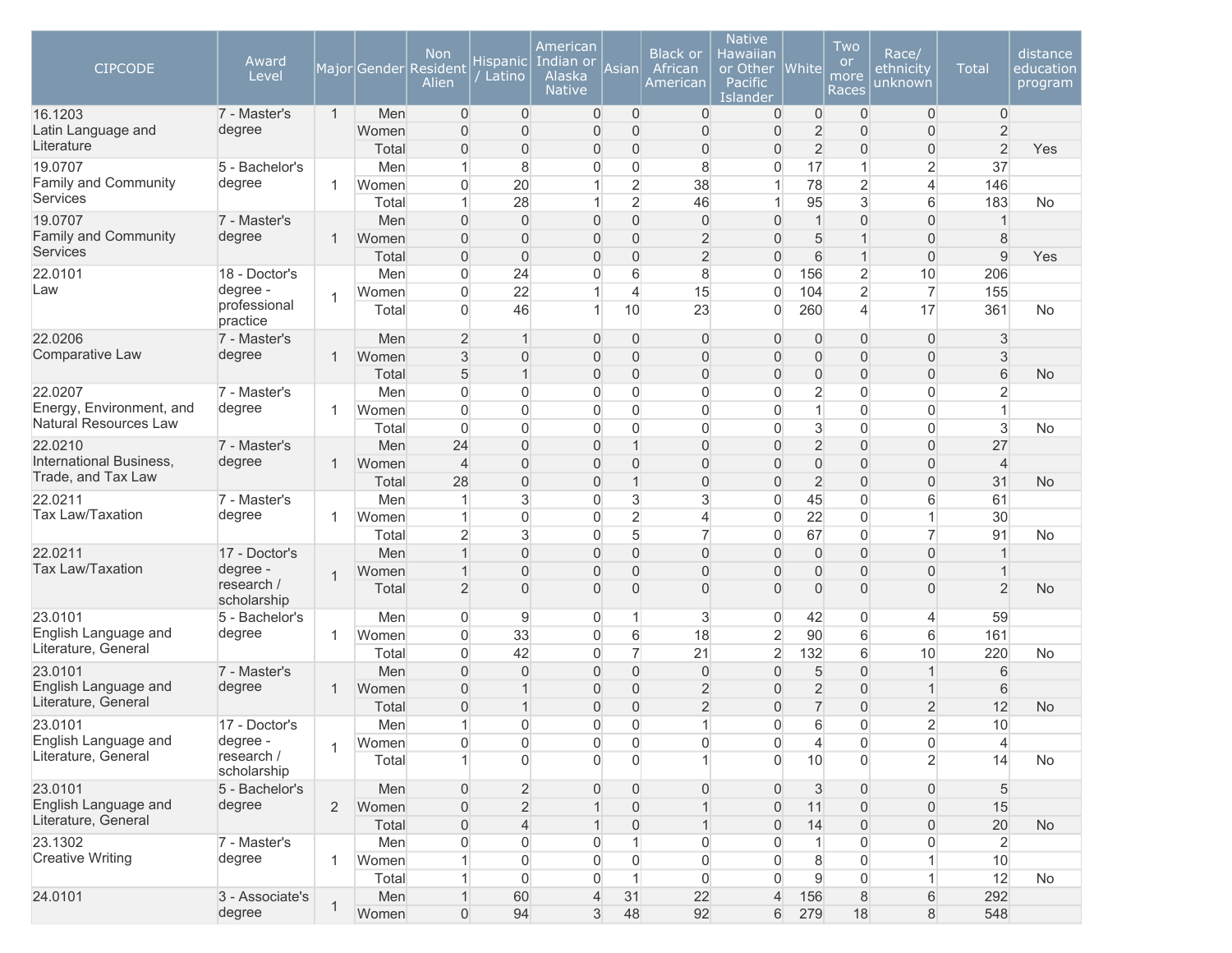| CIPCODE | Award Level | Major | Gender | Non Resident Alien | Hispanic / Latino | American Indian or Alaska Native | Asian | Black or African American | Native Hawaiian or Other Pacific Islander | White | Two or more Races | Race/ ethnicity unknown | Total | distance education program |
|---|---|---|---|---|---|---|---|---|---|---|---|---|---|---|
| 16.1203 Latin Language and Literature | 7 - Master's degree | 1 | Men | 0 | 0 | 0 | 0 | 0 | 0 | 0 | 0 | 0 | 0 | |
| | | | Women | 0 | 0 | 0 | 0 | 0 | 0 | 2 | 0 | 0 | 2 | |
| | | | Total | 0 | 0 | 0 | 0 | 0 | 0 | 2 | 0 | 0 | 2 | Yes |
| 19.0707 Family and Community Services | 5 - Bachelor's degree | 1 | Men | 1 | 8 | 0 | 0 | 8 | 0 | 17 | 1 | 2 | 37 | |
| | | | Women | 0 | 20 | 1 | 2 | 38 | 1 | 78 | 2 | 4 | 146 | |
| | | | Total | 1 | 28 | 1 | 2 | 46 | 1 | 95 | 3 | 6 | 183 | No |
| 19.0707 Family and Community Services | 7 - Master's degree | 1 | Men | 0 | 0 | 0 | 0 | 0 | 0 | 1 | 0 | 0 | 1 | |
| | | | Women | 0 | 0 | 0 | 0 | 2 | 0 | 5 | 1 | 0 | 8 | |
| | | | Total | 0 | 0 | 0 | 0 | 2 | 0 | 6 | 1 | 0 | 9 | Yes |
| 22.0101 Law | 18 - Doctor's degree - professional practice | 1 | Men | 0 | 24 | 0 | 6 | 8 | 0 | 156 | 2 | 10 | 206 | |
| | | | Women | 0 | 22 | 1 | 4 | 15 | 0 | 104 | 2 | 7 | 155 | |
| | | | Total | 0 | 46 | 1 | 10 | 23 | 0 | 260 | 4 | 17 | 361 | No |
| 22.0206 Comparative Law | 7 - Master's degree | 1 | Men | 2 | 1 | 0 | 0 | 0 | 0 | 0 | 0 | 0 | 3 | |
| | | | Women | 3 | 0 | 0 | 0 | 0 | 0 | 0 | 0 | 0 | 3 | |
| | | | Total | 5 | 1 | 0 | 0 | 0 | 0 | 0 | 0 | 0 | 6 | No |
| 22.0207 Energy, Environment, and Natural Resources Law | 7 - Master's degree | 1 | Men | 0 | 0 | 0 | 0 | 0 | 0 | 2 | 0 | 0 | 2 | |
| | | | Women | 0 | 0 | 0 | 0 | 0 | 0 | 1 | 0 | 0 | 1 | |
| | | | Total | 0 | 0 | 0 | 0 | 0 | 0 | 3 | 0 | 0 | 3 | No |
| 22.0210 International Business, Trade, and Tax Law | 7 - Master's degree | 1 | Men | 24 | 0 | 0 | 1 | 0 | 0 | 2 | 0 | 0 | 27 | |
| | | | Women | 4 | 0 | 0 | 0 | 0 | 0 | 0 | 0 | 0 | 4 | |
| | | | Total | 28 | 0 | 0 | 1 | 0 | 0 | 2 | 0 | 0 | 31 | No |
| 22.0211 Tax Law/Taxation | 7 - Master's degree | 1 | Men | 1 | 3 | 0 | 3 | 3 | 0 | 45 | 0 | 6 | 61 | |
| | | | Women | 1 | 0 | 0 | 2 | 4 | 0 | 22 | 0 | 1 | 30 | |
| | | | Total | 2 | 3 | 0 | 5 | 7 | 0 | 67 | 0 | 7 | 91 | No |
| 22.0211 Tax Law/Taxation | 17 - Doctor's degree - research / scholarship | 1 | Men | 1 | 0 | 0 | 0 | 0 | 0 | 0 | 0 | 0 | 1 | |
| | | | Women | 1 | 0 | 0 | 0 | 0 | 0 | 0 | 0 | 0 | 1 | |
| | | | Total | 2 | 0 | 0 | 0 | 0 | 0 | 0 | 0 | 0 | 2 | No |
| 23.0101 English Language and Literature, General | 5 - Bachelor's degree | 1 | Men | 0 | 9 | 0 | 1 | 3 | 0 | 42 | 0 | 4 | 59 | |
| | | | Women | 0 | 33 | 0 | 6 | 18 | 2 | 90 | 6 | 6 | 161 | |
| | | | Total | 0 | 42 | 0 | 7 | 21 | 2 | 132 | 6 | 10 | 220 | No |
| 23.0101 English Language and Literature, General | 7 - Master's degree | 1 | Men | 0 | 0 | 0 | 0 | 0 | 0 | 5 | 0 | 1 | 6 | |
| | | | Women | 0 | 1 | 0 | 0 | 2 | 0 | 2 | 0 | 1 | 6 | |
| | | | Total | 0 | 1 | 0 | 0 | 2 | 0 | 7 | 0 | 2 | 12 | No |
| 23.0101 English Language and Literature, General | 17 - Doctor's degree - research / scholarship | 1 | Men | 1 | 0 | 0 | 0 | 1 | 0 | 6 | 0 | 2 | 10 | |
| | | | Women | 0 | 0 | 0 | 0 | 0 | 0 | 4 | 0 | 0 | 4 | |
| | | | Total | 1 | 0 | 0 | 0 | 1 | 0 | 10 | 0 | 2 | 14 | No |
| 23.0101 English Language and Literature, General | 5 - Bachelor's degree | 2 | Men | 0 | 2 | 0 | 0 | 0 | 0 | 3 | 0 | 0 | 5 | |
| | | | Women | 0 | 2 | 1 | 0 | 1 | 0 | 11 | 0 | 0 | 15 | |
| | | | Total | 0 | 4 | 1 | 0 | 1 | 0 | 14 | 0 | 0 | 20 | No |
| 23.1302 Creative Writing | 7 - Master's degree | 1 | Men | 0 | 0 | 0 | 1 | 0 | 0 | 1 | 0 | 0 | 2 | |
| | | | Women | 1 | 0 | 0 | 0 | 0 | 0 | 8 | 0 | 1 | 10 | |
| | | | Total | 1 | 0 | 0 | 1 | 0 | 0 | 9 | 0 | 1 | 12 | No |
| 24.0101 | 3 - Associate's degree | 1 | Men | 1 | 60 | 4 | 31 | 22 | 4 | 156 | 8 | 6 | 292 | |
| | | | Women | 0 | 94 | 3 | 48 | 92 | 6 | 279 | 18 | 8 | 548 | |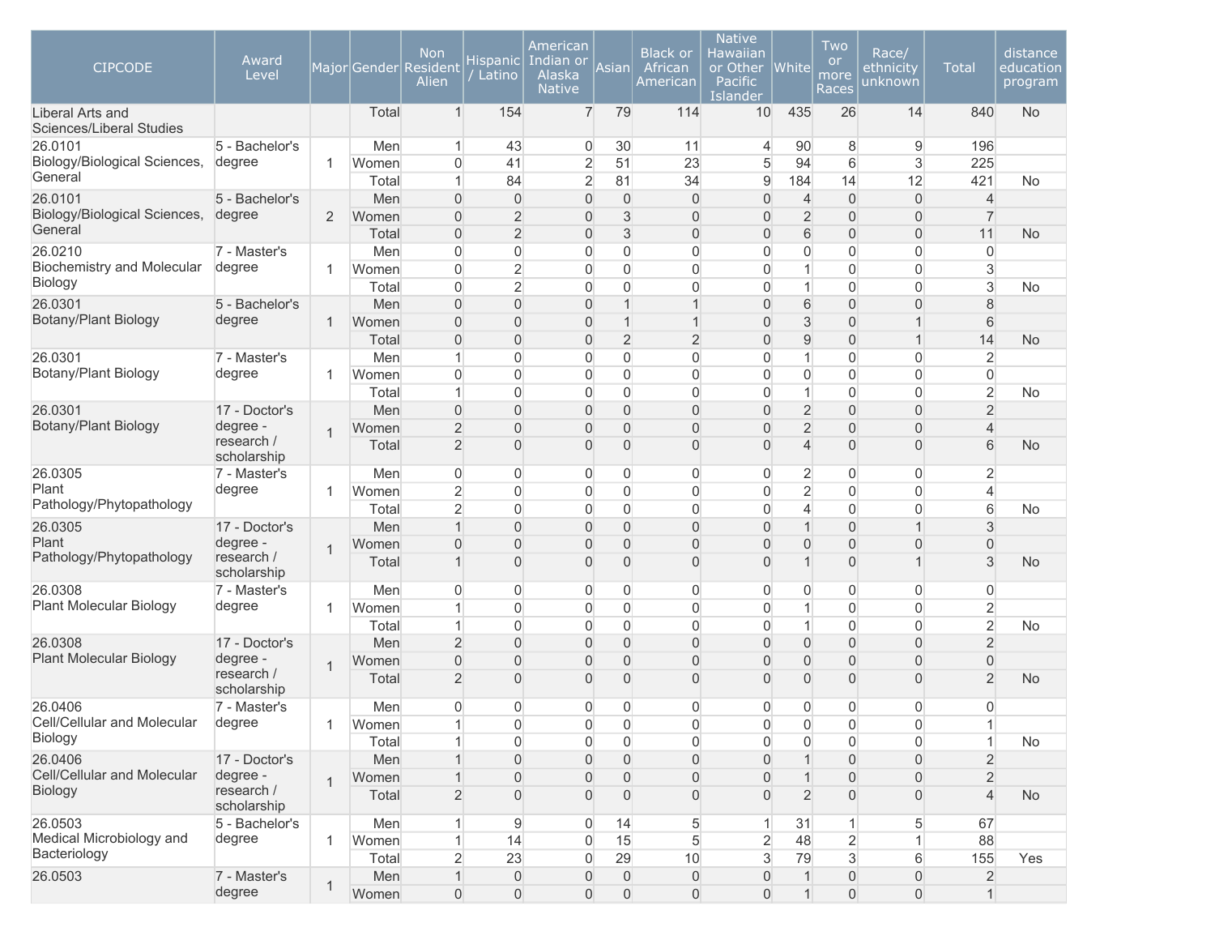| CIPCODE | Award Level | Major | Gender | Non Resident Alien | Hispanic / Latino | American Indian or Alaska Native | Asian | Black or African American | Native Hawaiian or Other Pacific Islander | White | Two or more Races | Race/ ethnicity unknown | Total | distance education program |
|---|---|---|---|---|---|---|---|---|---|---|---|---|---|---|
| Liberal Arts and Sciences/Liberal Studies | | | Total | 1 | 154 | 7 | 79 | 114 | 10 | 435 | 26 | 14 | 840 | No |
| 26.0101 Biology/Biological Sciences, General | 5 - Bachelor's degree | 1 | Men | 1 | 43 | 0 | 30 | 11 | 4 | 90 | 8 | 9 | 196 | |
| | | | Women | 0 | 41 | 2 | 51 | 23 | 5 | 94 | 6 | 3 | 225 | |
| | | | Total | 1 | 84 | 2 | 81 | 34 | 9 | 184 | 14 | 12 | 421 | No |
| 26.0101 Biology/Biological Sciences, General | 5 - Bachelor's degree | 2 | Men | 0 | 0 | 0 | 0 | 0 | 0 | 4 | 0 | 0 | 4 | |
| | | | Women | 0 | 2 | 0 | 3 | 0 | 0 | 2 | 0 | 0 | 7 | |
| | | | Total | 0 | 2 | 0 | 3 | 0 | 0 | 6 | 0 | 0 | 11 | No |
| 26.0210 Biochemistry and Molecular Biology | 7 - Master's degree | 1 | Men | 0 | 0 | 0 | 0 | 0 | 0 | 0 | 0 | 0 | 0 | |
| | | | Women | 0 | 2 | 0 | 0 | 0 | 0 | 1 | 0 | 0 | 3 | |
| | | | Total | 0 | 2 | 0 | 0 | 0 | 0 | 1 | 0 | 0 | 3 | No |
| 26.0301 Botany/Plant Biology | 5 - Bachelor's degree | 1 | Men | 0 | 0 | 0 | 1 | 1 | 0 | 6 | 0 | 0 | 8 | |
| | | | Women | 0 | 0 | 0 | 1 | 1 | 0 | 3 | 0 | 1 | 6 | |
| | | | Total | 0 | 0 | 0 | 2 | 2 | 0 | 9 | 0 | 1 | 14 | No |
| 26.0301 Botany/Plant Biology | 7 - Master's degree | 1 | Men | 1 | 0 | 0 | 0 | 0 | 0 | 1 | 0 | 0 | 2 | |
| | | | Women | 0 | 0 | 0 | 0 | 0 | 0 | 0 | 0 | 0 | 0 | |
| | | | Total | 1 | 0 | 0 | 0 | 0 | 0 | 1 | 0 | 0 | 2 | No |
| 26.0301 Botany/Plant Biology | 17 - Doctor's degree - research / scholarship | 1 | Men | 0 | 0 | 0 | 0 | 0 | 0 | 2 | 0 | 0 | 2 | |
| | | | Women | 2 | 0 | 0 | 0 | 0 | 0 | 2 | 0 | 0 | 4 | |
| | | | Total | 2 | 0 | 0 | 0 | 0 | 0 | 4 | 0 | 0 | 6 | No |
| 26.0305 Plant Pathology/Phytopathology | 7 - Master's degree | 1 | Men | 0 | 0 | 0 | 0 | 0 | 0 | 2 | 0 | 0 | 2 | |
| | | | Women | 2 | 0 | 0 | 0 | 0 | 0 | 2 | 0 | 0 | 4 | |
| | | | Total | 2 | 0 | 0 | 0 | 0 | 0 | 4 | 0 | 0 | 6 | No |
| 26.0305 Plant Pathology/Phytopathology | 17 - Doctor's degree - research / scholarship | 1 | Men | 1 | 0 | 0 | 0 | 0 | 0 | 1 | 0 | 1 | 3 | |
| | | | Women | 0 | 0 | 0 | 0 | 0 | 0 | 0 | 0 | 0 | 0 | |
| | | | Total | 1 | 0 | 0 | 0 | 0 | 0 | 1 | 0 | 1 | 3 | No |
| 26.0308 Plant Molecular Biology | 7 - Master's degree | 1 | Men | 0 | 0 | 0 | 0 | 0 | 0 | 0 | 0 | 0 | 0 | |
| | | | Women | 1 | 0 | 0 | 0 | 0 | 0 | 1 | 0 | 0 | 2 | |
| | | | Total | 1 | 0 | 0 | 0 | 0 | 0 | 1 | 0 | 0 | 2 | No |
| 26.0308 Plant Molecular Biology | 17 - Doctor's degree - research / scholarship | 1 | Men | 2 | 0 | 0 | 0 | 0 | 0 | 0 | 0 | 0 | 2 | |
| | | | Women | 0 | 0 | 0 | 0 | 0 | 0 | 0 | 0 | 0 | 0 | |
| | | | Total | 2 | 0 | 0 | 0 | 0 | 0 | 0 | 0 | 0 | 2 | No |
| 26.0406 Cell/Cellular and Molecular Biology | 7 - Master's degree | 1 | Men | 0 | 0 | 0 | 0 | 0 | 0 | 0 | 0 | 0 | 0 | |
| | | | Women | 1 | 0 | 0 | 0 | 0 | 0 | 0 | 0 | 0 | 1 | |
| | | | Total | 1 | 0 | 0 | 0 | 0 | 0 | 0 | 0 | 0 | 1 | No |
| 26.0406 Cell/Cellular and Molecular Biology | 17 - Doctor's degree - research / scholarship | 1 | Men | 1 | 0 | 0 | 0 | 0 | 0 | 1 | 0 | 0 | 2 | |
| | | | Women | 1 | 0 | 0 | 0 | 0 | 0 | 1 | 0 | 0 | 2 | |
| | | | Total | 2 | 0 | 0 | 0 | 0 | 0 | 2 | 0 | 0 | 4 | No |
| 26.0503 Medical Microbiology and Bacteriology | 5 - Bachelor's degree | 1 | Men | 1 | 9 | 0 | 14 | 5 | 1 | 31 | 1 | 5 | 67 | |
| | | | Women | 1 | 14 | 0 | 15 | 5 | 2 | 48 | 2 | 1 | 88 | |
| | | | Total | 2 | 23 | 0 | 29 | 10 | 3 | 79 | 3 | 6 | 155 | Yes |
| 26.0503 | 7 - Master's degree | 1 | Men | 1 | 0 | 0 | 0 | 0 | 0 | 1 | 0 | 0 | 2 | |
| | | | Women | 0 | 0 | 0 | 0 | 0 | 0 | 1 | 0 | 0 | 1 | |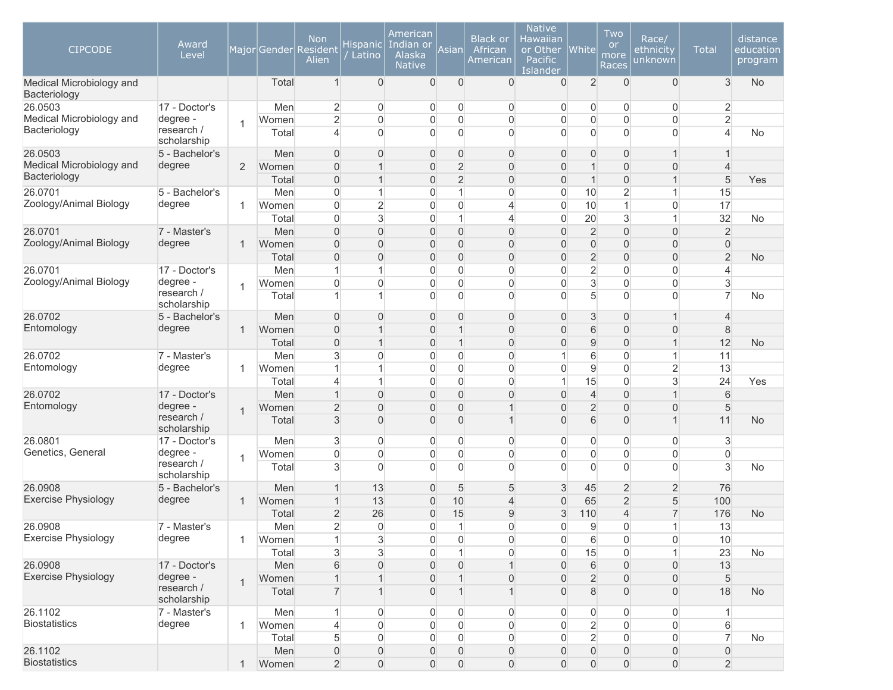| CIPCODE | Award Level | Major | Gender | Non Resident Alien | Hispanic / Latino | American Indian or Alaska Native | Asian | Black or African American | Native Hawaiian or Other Pacific Islander | White | Two or more Races | Race/ ethnicity unknown | Total | distance education program |
|---|---|---|---|---|---|---|---|---|---|---|---|---|---|---|
| Medical Microbiology and Bacteriology | | | Total | 1 | 0 | 0 | 0 | 0 | 0 | 2 | 0 | 0 | 3 | No |
| 26.0503 Medical Microbiology and Bacteriology | 17 - Doctor's degree - research / scholarship | 1 | Men | 2 | 0 | 0 | 0 | 0 | 0 | 0 | 0 | 0 | 2 | |
| | | | Women | 2 | 0 | 0 | 0 | 0 | 0 | 0 | 0 | 0 | 2 | |
| | | | Total | 4 | 0 | 0 | 0 | 0 | 0 | 0 | 0 | 0 | 4 | No |
| 26.0503 Medical Microbiology and Bacteriology | 5 - Bachelor's degree | 2 | Men | 0 | 0 | 0 | 0 | 0 | 0 | 0 | 0 | 1 | 1 | |
| | | | Women | 0 | 1 | 0 | 2 | 0 | 0 | 1 | 0 | 0 | 4 | |
| | | | Total | 0 | 1 | 0 | 2 | 0 | 0 | 1 | 0 | 1 | 5 | Yes |
| 26.0701 Zoology/Animal Biology | 5 - Bachelor's degree | 1 | Men | 0 | 1 | 0 | 1 | 0 | 0 | 10 | 2 | 1 | 15 | |
| | | | Women | 0 | 2 | 0 | 0 | 4 | 0 | 10 | 1 | 0 | 17 | |
| | | | Total | 0 | 3 | 0 | 1 | 4 | 0 | 20 | 3 | 1 | 32 | No |
| 26.0701 Zoology/Animal Biology | 7 - Master's degree | 1 | Men | 0 | 0 | 0 | 0 | 0 | 0 | 2 | 0 | 0 | 2 | |
| | | | Women | 0 | 0 | 0 | 0 | 0 | 0 | 0 | 0 | 0 | 0 | |
| | | | Total | 0 | 0 | 0 | 0 | 0 | 0 | 2 | 0 | 0 | 2 | No |
| 26.0701 Zoology/Animal Biology | 17 - Doctor's degree - research / scholarship | 1 | Men | 1 | 1 | 0 | 0 | 0 | 0 | 2 | 0 | 0 | 4 | |
| | | | Women | 0 | 0 | 0 | 0 | 0 | 0 | 3 | 0 | 0 | 3 | |
| | | | Total | 1 | 1 | 0 | 0 | 0 | 0 | 5 | 0 | 0 | 7 | No |
| 26.0702 Entomology | 5 - Bachelor's degree | 1 | Men | 0 | 0 | 0 | 0 | 0 | 0 | 3 | 0 | 1 | 4 | |
| | | | Women | 0 | 1 | 0 | 1 | 0 | 0 | 6 | 0 | 0 | 8 | |
| | | | Total | 0 | 1 | 0 | 1 | 0 | 0 | 9 | 0 | 1 | 12 | No |
| 26.0702 Entomology | 7 - Master's degree | 1 | Men | 3 | 0 | 0 | 0 | 0 | 1 | 6 | 0 | 1 | 11 | |
| | | | Women | 1 | 1 | 0 | 0 | 0 | 0 | 9 | 0 | 2 | 13 | |
| | | | Total | 4 | 1 | 0 | 0 | 0 | 1 | 15 | 0 | 3 | 24 | Yes |
| 26.0702 Entomology | 17 - Doctor's degree - research / scholarship | 1 | Men | 1 | 0 | 0 | 0 | 0 | 0 | 4 | 0 | 1 | 6 | |
| | | | Women | 2 | 0 | 0 | 0 | 1 | 0 | 2 | 0 | 0 | 5 | |
| | | | Total | 3 | 0 | 0 | 0 | 1 | 0 | 6 | 0 | 1 | 11 | No |
| 26.0801 Genetics, General | 17 - Doctor's degree - research / scholarship | 1 | Men | 3 | 0 | 0 | 0 | 0 | 0 | 0 | 0 | 0 | 3 | |
| | | | Women | 0 | 0 | 0 | 0 | 0 | 0 | 0 | 0 | 0 | 0 | |
| | | | Total | 3 | 0 | 0 | 0 | 0 | 0 | 0 | 0 | 0 | 3 | No |
| 26.0908 Exercise Physiology | 5 - Bachelor's degree | 1 | Men | 1 | 13 | 0 | 5 | 5 | 3 | 45 | 2 | 2 | 76 | |
| | | | Women | 1 | 13 | 0 | 10 | 4 | 0 | 65 | 2 | 5 | 100 | |
| | | | Total | 2 | 26 | 0 | 15 | 9 | 3 | 110 | 4 | 7 | 176 | No |
| 26.0908 Exercise Physiology | 7 - Master's degree | 1 | Men | 2 | 0 | 0 | 1 | 0 | 0 | 9 | 0 | 1 | 13 | |
| | | | Women | 1 | 3 | 0 | 0 | 0 | 0 | 6 | 0 | 0 | 10 | |
| | | | Total | 3 | 3 | 0 | 1 | 0 | 0 | 15 | 0 | 1 | 23 | No |
| 26.0908 Exercise Physiology | 17 - Doctor's degree - research / scholarship | 1 | Men | 6 | 0 | 0 | 0 | 1 | 0 | 6 | 0 | 0 | 13 | |
| | | | Women | 1 | 1 | 0 | 1 | 0 | 0 | 2 | 0 | 0 | 5 | |
| | | | Total | 7 | 1 | 0 | 1 | 1 | 0 | 8 | 0 | 0 | 18 | No |
| 26.1102 Biostatistics | 7 - Master's degree | 1 | Men | 1 | 0 | 0 | 0 | 0 | 0 | 0 | 0 | 0 | 1 | |
| | | | Women | 4 | 0 | 0 | 0 | 0 | 0 | 2 | 0 | 0 | 6 | |
| | | | Total | 5 | 0 | 0 | 0 | 0 | 0 | 2 | 0 | 0 | 7 | No |
| 26.1102 Biostatistics | | 1 | Men | 0 | 0 | 0 | 0 | 0 | 0 | 0 | 0 | 0 | 0 | |
| | | | Women | 2 | 0 | 0 | 0 | 0 | 0 | 0 | 0 | 0 | 2 | |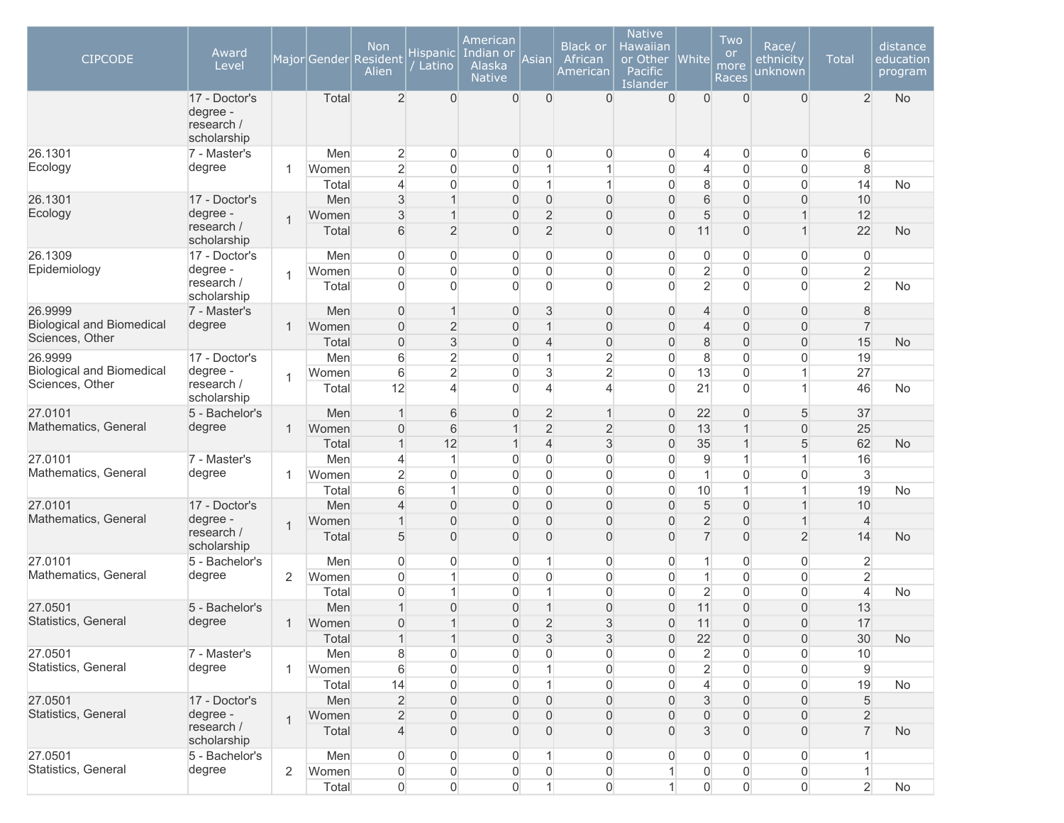| CIPCODE | Award Level | Major | Gender | Non Resident Alien | Hispanic / Latino | American Indian or Alaska Native | Asian | Black or African American | Native Hawaiian or Other Pacific Islander | White | Two or more Races | Race/ ethnicity unknown | Total | distance education program |
|---|---|---|---|---|---|---|---|---|---|---|---|---|---|---|
| | 17 - Doctor's degree - research / scholarship | | Total | 2 | 0 | 0 | 0 | 0 | 0 | 0 | 0 | 0 | 2 | No |
| 26.1301 Ecology | 7 - Master's degree | 1 | Men | 2 | 0 | 0 | 0 | 0 | 0 | 4 | 0 | 0 | 6 | |
| | | | Women | 2 | 0 | 0 | 1 | 1 | 0 | 4 | 0 | 0 | 8 | |
| | | | Total | 4 | 0 | 0 | 1 | 1 | 0 | 8 | 0 | 0 | 14 | No |
| 26.1301 Ecology | 17 - Doctor's degree - research / scholarship | 1 | Men | 3 | 1 | 0 | 0 | 0 | 0 | 6 | 0 | 0 | 10 | |
| | | | Women | 3 | 1 | 0 | 2 | 0 | 0 | 5 | 0 | 1 | 12 | |
| | | | Total | 6 | 2 | 0 | 2 | 0 | 0 | 11 | 0 | 1 | 22 | No |
| 26.1309 Epidemiology | 17 - Doctor's degree - research / scholarship | 1 | Men | 0 | 0 | 0 | 0 | 0 | 0 | 0 | 0 | 0 | 0 | |
| | | | Women | 0 | 0 | 0 | 0 | 0 | 0 | 2 | 0 | 0 | 2 | |
| | | | Total | 0 | 0 | 0 | 0 | 0 | 0 | 2 | 0 | 0 | 2 | No |
| 26.9999 Biological and Biomedical Sciences, Other | 7 - Master's degree | 1 | Men | 0 | 1 | 0 | 3 | 0 | 0 | 4 | 0 | 0 | 8 | |
| | | | Women | 0 | 2 | 0 | 1 | 0 | 0 | 4 | 0 | 0 | 7 | |
| | | | Total | 0 | 3 | 0 | 4 | 0 | 0 | 8 | 0 | 0 | 15 | No |
| 26.9999 Biological and Biomedical Sciences, Other | 17 - Doctor's degree - research / scholarship | 1 | Men | 6 | 2 | 0 | 1 | 2 | 0 | 8 | 0 | 0 | 19 | |
| | | | Women | 6 | 2 | 0 | 3 | 2 | 0 | 13 | 0 | 1 | 27 | |
| | | | Total | 12 | 4 | 0 | 4 | 4 | 0 | 21 | 0 | 1 | 46 | No |
| 27.0101 Mathematics, General | 5 - Bachelor's degree | 1 | Men | 1 | 6 | 0 | 2 | 1 | 0 | 22 | 0 | 5 | 37 | |
| | | | Women | 0 | 6 | 1 | 2 | 2 | 0 | 13 | 1 | 0 | 25 | |
| | | | Total | 1 | 12 | 1 | 4 | 3 | 0 | 35 | 1 | 5 | 62 | No |
| 27.0101 Mathematics, General | 7 - Master's degree | 1 | Men | 4 | 1 | 0 | 0 | 0 | 0 | 9 | 1 | 1 | 16 | |
| | | | Women | 2 | 0 | 0 | 0 | 0 | 0 | 1 | 0 | 0 | 3 | |
| | | | Total | 6 | 1 | 0 | 0 | 0 | 0 | 10 | 1 | 1 | 19 | No |
| 27.0101 Mathematics, General | 17 - Doctor's degree - research / scholarship | 1 | Men | 4 | 0 | 0 | 0 | 0 | 0 | 5 | 0 | 1 | 10 | |
| | | | Women | 1 | 0 | 0 | 0 | 0 | 0 | 2 | 0 | 1 | 4 | |
| | | | Total | 5 | 0 | 0 | 0 | 0 | 0 | 7 | 0 | 2 | 14 | No |
| 27.0101 Mathematics, General | 5 - Bachelor's degree | 2 | Men | 0 | 0 | 0 | 1 | 0 | 0 | 1 | 0 | 0 | 2 | |
| | | | Women | 0 | 1 | 0 | 0 | 0 | 0 | 1 | 0 | 0 | 2 | |
| | | | Total | 0 | 1 | 0 | 1 | 0 | 0 | 2 | 0 | 0 | 4 | No |
| 27.0501 Statistics, General | 5 - Bachelor's degree | 1 | Men | 1 | 0 | 0 | 1 | 0 | 0 | 11 | 0 | 0 | 13 | |
| | | | Women | 0 | 1 | 0 | 2 | 3 | 0 | 11 | 0 | 0 | 17 | |
| | | | Total | 1 | 1 | 0 | 3 | 3 | 0 | 22 | 0 | 0 | 30 | No |
| 27.0501 Statistics, General | 7 - Master's degree | 1 | Men | 8 | 0 | 0 | 0 | 0 | 0 | 2 | 0 | 0 | 10 | |
| | | | Women | 6 | 0 | 0 | 1 | 0 | 0 | 2 | 0 | 0 | 9 | |
| | | | Total | 14 | 0 | 0 | 1 | 0 | 0 | 4 | 0 | 0 | 19 | No |
| 27.0501 Statistics, General | 17 - Doctor's degree - research / scholarship | 1 | Men | 2 | 0 | 0 | 0 | 0 | 0 | 3 | 0 | 0 | 5 | |
| | | | Women | 2 | 0 | 0 | 0 | 0 | 0 | 0 | 0 | 0 | 2 | |
| | | | Total | 4 | 0 | 0 | 0 | 0 | 0 | 3 | 0 | 0 | 7 | No |
| 27.0501 Statistics, General | 5 - Bachelor's degree | 2 | Men | 0 | 0 | 0 | 1 | 0 | 0 | 0 | 0 | 0 | 1 | |
| | | | Women | 0 | 0 | 0 | 0 | 0 | 1 | 0 | 0 | 0 | 1 | |
| | | | Total | 0 | 0 | 0 | 1 | 0 | 1 | 0 | 0 | 0 | 2 | No |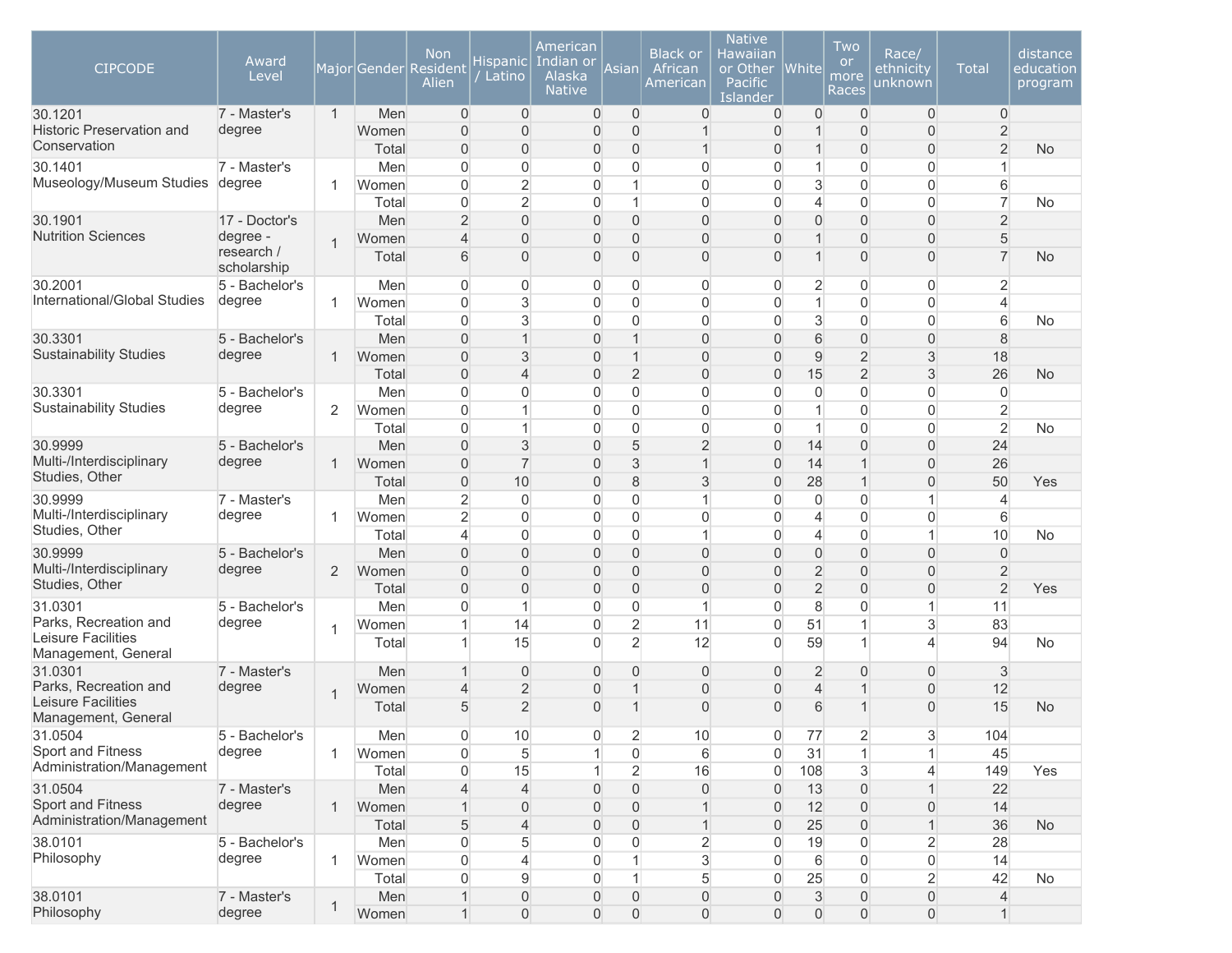| CIPCODE | Award Level | Major | Gender | Non Resident Alien | Hispanic / Latino | American Indian or Alaska Native | Asian | Black or African American | Native Hawaiian or Other Pacific Islander | White | Two or more Races | Race/ ethnicity unknown | Total | distance education program |
|---|---|---|---|---|---|---|---|---|---|---|---|---|---|---|
| 30.1201 Historic Preservation and Conservation | 7 - Master's degree | 1 | Men | 0 | 0 | 0 | 0 | 0 | 0 | 0 | 0 | 0 | 0 | |
| | | | Women | 0 | 0 | 0 | 0 | 1 | 0 | 1 | 0 | 0 | 2 | |
| | | | Total | 0 | 0 | 0 | 0 | 1 | 0 | 1 | 0 | 0 | 2 | No |
| 30.1401 Museology/Museum Studies | 7 - Master's degree | 1 | Men | 0 | 0 | 0 | 0 | 0 | 0 | 1 | 0 | 0 | 1 | |
| | | | Women | 0 | 2 | 0 | 1 | 0 | 0 | 3 | 0 | 0 | 6 | |
| | | | Total | 0 | 2 | 0 | 1 | 0 | 0 | 4 | 0 | 0 | 7 | No |
| 30.1901 Nutrition Sciences | 17 - Doctor's degree - research / scholarship | 1 | Men | 2 | 0 | 0 | 0 | 0 | 0 | 0 | 0 | 0 | 2 | |
| | | | Women | 4 | 0 | 0 | 0 | 0 | 0 | 1 | 0 | 0 | 5 | |
| | | | Total | 6 | 0 | 0 | 0 | 0 | 0 | 1 | 0 | 0 | 7 | No |
| 30.2001 International/Global Studies | 5 - Bachelor's degree | 1 | Men | 0 | 0 | 0 | 0 | 0 | 0 | 2 | 0 | 0 | 2 | |
| | | | Women | 0 | 3 | 0 | 0 | 0 | 0 | 1 | 0 | 0 | 4 | |
| | | | Total | 0 | 3 | 0 | 0 | 0 | 0 | 3 | 0 | 0 | 6 | No |
| 30.3301 Sustainability Studies | 5 - Bachelor's degree | 1 | Men | 0 | 1 | 0 | 1 | 0 | 0 | 6 | 0 | 0 | 8 | |
| | | | Women | 0 | 3 | 0 | 1 | 0 | 0 | 9 | 2 | 3 | 18 | |
| | | | Total | 0 | 4 | 0 | 2 | 0 | 0 | 15 | 2 | 3 | 26 | No |
| 30.3301 Sustainability Studies | 5 - Bachelor's degree | 2 | Men | 0 | 0 | 0 | 0 | 0 | 0 | 0 | 0 | 0 | 0 | |
| | | | Women | 0 | 1 | 0 | 0 | 0 | 0 | 1 | 0 | 0 | 2 | |
| | | | Total | 0 | 1 | 0 | 0 | 0 | 0 | 1 | 0 | 0 | 2 | No |
| 30.9999 Multi-/Interdisciplinary Studies, Other | 5 - Bachelor's degree | 1 | Men | 0 | 3 | 0 | 5 | 2 | 0 | 14 | 0 | 0 | 24 | |
| | | | Women | 0 | 7 | 0 | 3 | 1 | 0 | 14 | 1 | 0 | 26 | |
| | | | Total | 0 | 10 | 0 | 8 | 3 | 0 | 28 | 1 | 0 | 50 | Yes |
| 30.9999 Multi-/Interdisciplinary Studies, Other | 7 - Master's degree | 1 | Men | 2 | 0 | 0 | 0 | 1 | 0 | 0 | 0 | 1 | 4 | |
| | | | Women | 2 | 0 | 0 | 0 | 0 | 0 | 4 | 0 | 0 | 6 | |
| | | | Total | 4 | 0 | 0 | 0 | 1 | 0 | 4 | 0 | 1 | 10 | No |
| 30.9999 Multi-/Interdisciplinary Studies, Other | 5 - Bachelor's degree | 2 | Men | 0 | 0 | 0 | 0 | 0 | 0 | 0 | 0 | 0 | 0 | |
| | | | Women | 0 | 0 | 0 | 0 | 0 | 0 | 2 | 0 | 0 | 2 | |
| | | | Total | 0 | 0 | 0 | 0 | 0 | 0 | 2 | 0 | 0 | 2 | Yes |
| 31.0301 Parks, Recreation and Leisure Facilities Management, General | 5 - Bachelor's degree | 1 | Men | 0 | 1 | 0 | 0 | 1 | 0 | 8 | 0 | 1 | 11 | |
| | | | Women | 1 | 14 | 0 | 2 | 11 | 0 | 51 | 1 | 3 | 83 | |
| | | | Total | 1 | 15 | 0 | 2 | 12 | 0 | 59 | 1 | 4 | 94 | No |
| 31.0301 Parks, Recreation and Leisure Facilities Management, General | 7 - Master's degree | 1 | Men | 1 | 0 | 0 | 0 | 0 | 0 | 2 | 0 | 0 | 3 | |
| | | | Women | 4 | 2 | 0 | 1 | 0 | 0 | 4 | 1 | 0 | 12 | |
| | | | Total | 5 | 2 | 0 | 1 | 0 | 0 | 6 | 1 | 0 | 15 | No |
| 31.0504 Sport and Fitness Administration/Management | 5 - Bachelor's degree | 1 | Men | 0 | 10 | 0 | 2 | 10 | 0 | 77 | 2 | 3 | 104 | |
| | | | Women | 0 | 5 | 1 | 0 | 6 | 0 | 31 | 1 | 1 | 45 | |
| | | | Total | 0 | 15 | 1 | 2 | 16 | 0 | 108 | 3 | 4 | 149 | Yes |
| 31.0504 Sport and Fitness Administration/Management | 7 - Master's degree | 1 | Men | 4 | 4 | 0 | 0 | 0 | 0 | 13 | 0 | 1 | 22 | |
| | | | Women | 1 | 0 | 0 | 0 | 1 | 0 | 12 | 0 | 0 | 14 | |
| | | | Total | 5 | 4 | 0 | 0 | 1 | 0 | 25 | 0 | 1 | 36 | No |
| 38.0101 Philosophy | 5 - Bachelor's degree | 1 | Men | 0 | 5 | 0 | 0 | 2 | 0 | 19 | 0 | 2 | 28 | |
| | | | Women | 0 | 4 | 0 | 1 | 3 | 0 | 6 | 0 | 0 | 14 | |
| | | | Total | 0 | 9 | 0 | 1 | 5 | 0 | 25 | 0 | 2 | 42 | No |
| 38.0101 Philosophy | 7 - Master's degree | 1 | Men | 1 | 0 | 0 | 0 | 0 | 0 | 3 | 0 | 0 | 4 | |
| | | | Women | 1 | 0 | 0 | 0 | 0 | 0 | 0 | 0 | 0 | 1 | |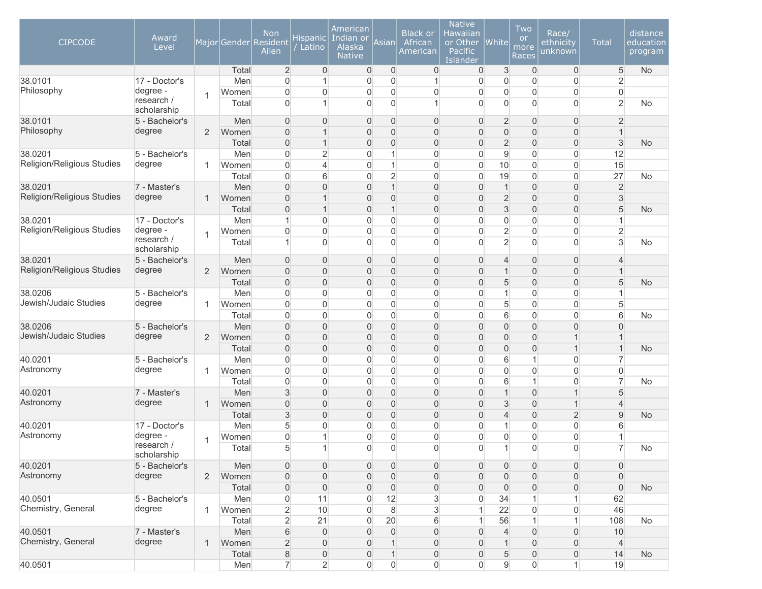| CIPCODE | Award Level | Major | Gender | Non Resident Alien | Hispanic / Latino | American Indian or Alaska Native | Asian | Black or African American | Native Hawaiian or Other Pacific Islander | White | Two or more Races | Race/ ethnicity unknown | Total | distance education program |
|---|---|---|---|---|---|---|---|---|---|---|---|---|---|---|
| | | | Total | 2 | 0 | 0 | 0 | 0 | 0 | 3 | 0 | 0 | 5 | No |
| 38.0101 Philosophy | 17 - Doctor's degree - research / scholarship | 1 | Men | 0 | 1 | 0 | 0 | 1 | 0 | 0 | 0 | 0 | 2 | |
| | | | Women | 0 | 0 | 0 | 0 | 0 | 0 | 0 | 0 | 0 | 0 | |
| | | | Total | 0 | 1 | 0 | 0 | 1 | 0 | 0 | 0 | 0 | 2 | No |
| 38.0101 Philosophy | 5 - Bachelor's degree | 2 | Men | 0 | 0 | 0 | 0 | 0 | 0 | 2 | 0 | 0 | 2 | |
| | | | Women | 0 | 1 | 0 | 0 | 0 | 0 | 0 | 0 | 0 | 1 | |
| | | | Total | 0 | 1 | 0 | 0 | 0 | 0 | 2 | 0 | 0 | 3 | No |
| 38.0201 Religion/Religious Studies | 5 - Bachelor's degree | 1 | Men | 0 | 2 | 0 | 1 | 0 | 0 | 9 | 0 | 0 | 12 | |
| | | | Women | 0 | 4 | 0 | 1 | 0 | 0 | 10 | 0 | 0 | 15 | |
| | | | Total | 0 | 6 | 0 | 2 | 0 | 0 | 19 | 0 | 0 | 27 | No |
| 38.0201 Religion/Religious Studies | 7 - Master's degree | 1 | Men | 0 | 0 | 0 | 1 | 0 | 0 | 1 | 0 | 0 | 2 | |
| | | | Women | 0 | 1 | 0 | 0 | 0 | 0 | 2 | 0 | 0 | 3 | |
| | | | Total | 0 | 1 | 0 | 1 | 0 | 0 | 3 | 0 | 0 | 5 | No |
| 38.0201 Religion/Religious Studies | 17 - Doctor's degree - research / scholarship | 1 | Men | 1 | 0 | 0 | 0 | 0 | 0 | 0 | 0 | 0 | 1 | |
| | | | Women | 0 | 0 | 0 | 0 | 0 | 0 | 2 | 0 | 0 | 2 | |
| | | | Total | 1 | 0 | 0 | 0 | 0 | 0 | 2 | 0 | 0 | 3 | No |
| 38.0201 Religion/Religious Studies | 5 - Bachelor's degree | 2 | Men | 0 | 0 | 0 | 0 | 0 | 0 | 4 | 0 | 0 | 4 | |
| | | | Women | 0 | 0 | 0 | 0 | 0 | 0 | 1 | 0 | 0 | 1 | |
| | | | Total | 0 | 0 | 0 | 0 | 0 | 0 | 5 | 0 | 0 | 5 | No |
| 38.0206 Jewish/Judaic Studies | 5 - Bachelor's degree | 1 | Men | 0 | 0 | 0 | 0 | 0 | 0 | 1 | 0 | 0 | 1 | |
| | | | Women | 0 | 0 | 0 | 0 | 0 | 0 | 5 | 0 | 0 | 5 | |
| | | | Total | 0 | 0 | 0 | 0 | 0 | 0 | 6 | 0 | 0 | 6 | No |
| 38.0206 Jewish/Judaic Studies | 5 - Bachelor's degree | 2 | Men | 0 | 0 | 0 | 0 | 0 | 0 | 0 | 0 | 0 | 0 | |
| | | | Women | 0 | 0 | 0 | 0 | 0 | 0 | 0 | 0 | 1 | 1 | |
| | | | Total | 0 | 0 | 0 | 0 | 0 | 0 | 0 | 0 | 1 | 1 | No |
| 40.0201 Astronomy | 5 - Bachelor's degree | 1 | Men | 0 | 0 | 0 | 0 | 0 | 0 | 6 | 1 | 0 | 7 | |
| | | | Women | 0 | 0 | 0 | 0 | 0 | 0 | 0 | 0 | 0 | 0 | |
| | | | Total | 0 | 0 | 0 | 0 | 0 | 0 | 6 | 1 | 0 | 7 | No |
| 40.0201 Astronomy | 7 - Master's degree | 1 | Men | 3 | 0 | 0 | 0 | 0 | 0 | 1 | 0 | 1 | 5 | |
| | | | Women | 0 | 0 | 0 | 0 | 0 | 0 | 3 | 0 | 1 | 4 | |
| | | | Total | 3 | 0 | 0 | 0 | 0 | 0 | 4 | 0 | 2 | 9 | No |
| 40.0201 Astronomy | 17 - Doctor's degree - research / scholarship | 1 | Men | 5 | 0 | 0 | 0 | 0 | 0 | 1 | 0 | 0 | 6 | |
| | | | Women | 0 | 1 | 0 | 0 | 0 | 0 | 0 | 0 | 0 | 1 | |
| | | | Total | 5 | 1 | 0 | 0 | 0 | 0 | 1 | 0 | 0 | 7 | No |
| 40.0201 Astronomy | 5 - Bachelor's degree | 2 | Men | 0 | 0 | 0 | 0 | 0 | 0 | 0 | 0 | 0 | 0 | |
| | | | Women | 0 | 0 | 0 | 0 | 0 | 0 | 0 | 0 | 0 | 0 | |
| | | | Total | 0 | 0 | 0 | 0 | 0 | 0 | 0 | 0 | 0 | 0 | No |
| 40.0501 Chemistry, General | 5 - Bachelor's degree | 1 | Men | 0 | 11 | 0 | 12 | 3 | 0 | 34 | 1 | 1 | 62 | |
| | | | Women | 2 | 10 | 0 | 8 | 3 | 1 | 22 | 0 | 0 | 46 | |
| | | | Total | 2 | 21 | 0 | 20 | 6 | 1 | 56 | 1 | 1 | 108 | No |
| 40.0501 Chemistry, General | 7 - Master's degree | 1 | Men | 6 | 0 | 0 | 0 | 0 | 0 | 4 | 0 | 0 | 10 | |
| | | | Women | 2 | 0 | 0 | 1 | 0 | 0 | 1 | 0 | 0 | 4 | |
| | | | Total | 8 | 0 | 0 | 1 | 0 | 0 | 5 | 0 | 0 | 14 | No |
| 40.0501 | | | Men | 7 | 2 | 0 | 0 | 0 | 0 | 9 | 0 | 1 | 19 | |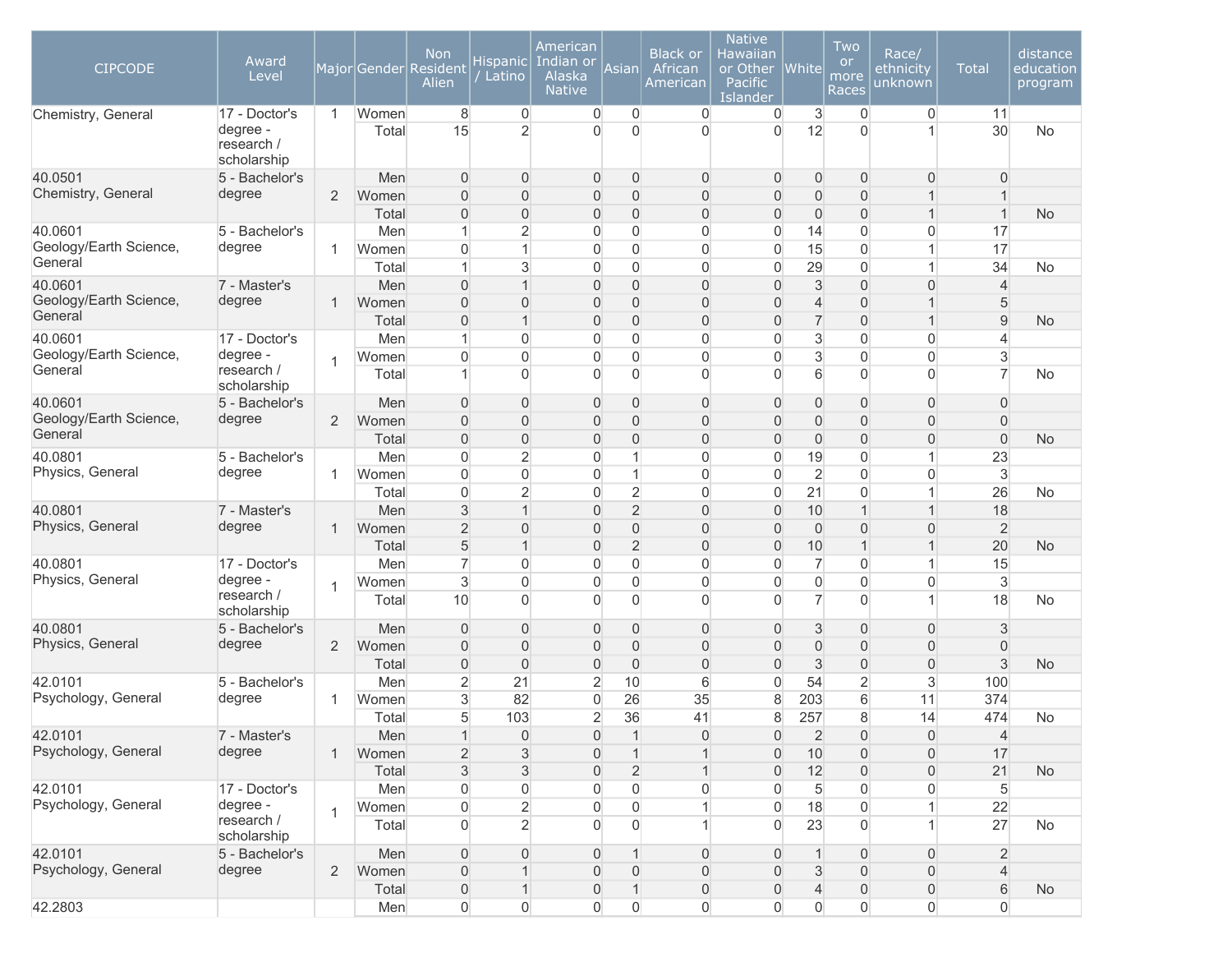| CIPCODE | Award Level | Major | Gender | Non Resident Alien | Hispanic / Latino | American Indian or Alaska Native | Asian | Black or African American | Native Hawaiian or Other Pacific Islander | White | Two or more Races | Race/ ethnicity unknown | Total | distance education program |
|---|---|---|---|---|---|---|---|---|---|---|---|---|---|---|
| Chemistry, General | 17 - Doctor's degree - research / scholarship | 1 | Women | 8 | 0 | 0 | 0 | 0 | 0 | 3 | 0 | 0 | 11 | |
| | | | Total | 15 | 2 | 0 | 0 | 0 | 0 | 12 | 0 | 1 | 30 | No |
| 40.0501 Chemistry, General | 5 - Bachelor's degree | 2 | Men | 0 | 0 | 0 | 0 | 0 | 0 | 0 | 0 | 0 | 0 | |
| | | | Women | 0 | 0 | 0 | 0 | 0 | 0 | 0 | 0 | 1 | 1 | |
| | | | Total | 0 | 0 | 0 | 0 | 0 | 0 | 0 | 0 | 1 | 1 | No |
| 40.0601 Geology/Earth Science, General | 5 - Bachelor's degree | 1 | Men | 1 | 2 | 0 | 0 | 0 | 0 | 14 | 0 | 0 | 17 | |
| | | | Women | 0 | 1 | 0 | 0 | 0 | 0 | 15 | 0 | 1 | 17 | |
| | | | Total | 1 | 3 | 0 | 0 | 0 | 0 | 29 | 0 | 1 | 34 | No |
| 40.0601 Geology/Earth Science, General | 7 - Master's degree | 1 | Men | 0 | 1 | 0 | 0 | 0 | 0 | 3 | 0 | 0 | 4 | |
| | | | Women | 0 | 0 | 0 | 0 | 0 | 0 | 4 | 0 | 1 | 5 | |
| | | | Total | 0 | 1 | 0 | 0 | 0 | 0 | 7 | 0 | 1 | 9 | No |
| 40.0601 Geology/Earth Science, General | 17 - Doctor's degree - research / scholarship | 1 | Men | 1 | 0 | 0 | 0 | 0 | 0 | 3 | 0 | 0 | 4 | |
| | | | Women | 0 | 0 | 0 | 0 | 0 | 0 | 3 | 0 | 0 | 3 | |
| | | | Total | 1 | 0 | 0 | 0 | 0 | 0 | 6 | 0 | 0 | 7 | No |
| 40.0601 Geology/Earth Science, General | 5 - Bachelor's degree | 2 | Men | 0 | 0 | 0 | 0 | 0 | 0 | 0 | 0 | 0 | 0 | |
| | | | Women | 0 | 0 | 0 | 0 | 0 | 0 | 0 | 0 | 0 | 0 | |
| | | | Total | 0 | 0 | 0 | 0 | 0 | 0 | 0 | 0 | 0 | 0 | No |
| 40.0801 Physics, General | 5 - Bachelor's degree | 1 | Men | 0 | 2 | 0 | 1 | 0 | 0 | 19 | 0 | 1 | 23 | |
| | | | Women | 0 | 0 | 0 | 1 | 0 | 0 | 2 | 0 | 0 | 3 | |
| | | | Total | 0 | 2 | 0 | 2 | 0 | 0 | 21 | 0 | 1 | 26 | No |
| 40.0801 Physics, General | 7 - Master's degree | 1 | Men | 3 | 1 | 0 | 2 | 0 | 0 | 10 | 1 | 1 | 18 | |
| | | | Women | 2 | 0 | 0 | 0 | 0 | 0 | 0 | 0 | 0 | 2 | |
| | | | Total | 5 | 1 | 0 | 2 | 0 | 0 | 10 | 1 | 1 | 20 | No |
| 40.0801 Physics, General | 17 - Doctor's degree - research / scholarship | 1 | Men | 7 | 0 | 0 | 0 | 0 | 0 | 7 | 0 | 1 | 15 | |
| | | | Women | 3 | 0 | 0 | 0 | 0 | 0 | 0 | 0 | 0 | 3 | |
| | | | Total | 10 | 0 | 0 | 0 | 0 | 0 | 7 | 0 | 1 | 18 | No |
| 40.0801 Physics, General | 5 - Bachelor's degree | 2 | Men | 0 | 0 | 0 | 0 | 0 | 0 | 3 | 0 | 0 | 3 | |
| | | | Women | 0 | 0 | 0 | 0 | 0 | 0 | 0 | 0 | 0 | 0 | |
| | | | Total | 0 | 0 | 0 | 0 | 0 | 0 | 3 | 0 | 0 | 3 | No |
| 42.0101 Psychology, General | 5 - Bachelor's degree | 1 | Men | 2 | 21 | 2 | 10 | 6 | 0 | 54 | 2 | 3 | 100 | |
| | | | Women | 3 | 82 | 0 | 26 | 35 | 8 | 203 | 6 | 11 | 374 | |
| | | | Total | 5 | 103 | 2 | 36 | 41 | 8 | 257 | 8 | 14 | 474 | No |
| 42.0101 Psychology, General | 7 - Master's degree | 1 | Men | 1 | 0 | 0 | 1 | 0 | 0 | 2 | 0 | 0 | 4 | |
| | | | Women | 2 | 3 | 0 | 1 | 1 | 0 | 10 | 0 | 0 | 17 | |
| | | | Total | 3 | 3 | 0 | 2 | 1 | 0 | 12 | 0 | 0 | 21 | No |
| 42.0101 Psychology, General | 17 - Doctor's degree - research / scholarship | 1 | Men | 0 | 0 | 0 | 0 | 0 | 0 | 5 | 0 | 0 | 5 | |
| | | | Women | 0 | 2 | 0 | 0 | 1 | 0 | 18 | 0 | 1 | 22 | |
| | | | Total | 0 | 2 | 0 | 0 | 1 | 0 | 23 | 0 | 1 | 27 | No |
| 42.0101 Psychology, General | 5 - Bachelor's degree | 2 | Men | 0 | 0 | 0 | 1 | 0 | 0 | 1 | 0 | 0 | 2 | |
| | | | Women | 0 | 1 | 0 | 0 | 0 | 0 | 3 | 0 | 0 | 4 | |
| | | | Total | 0 | 1 | 0 | 1 | 0 | 0 | 4 | 0 | 0 | 6 | No |
| 42.2803 | | | Men | 0 | 0 | 0 | 0 | 0 | 0 | 0 | 0 | 0 | 0 | |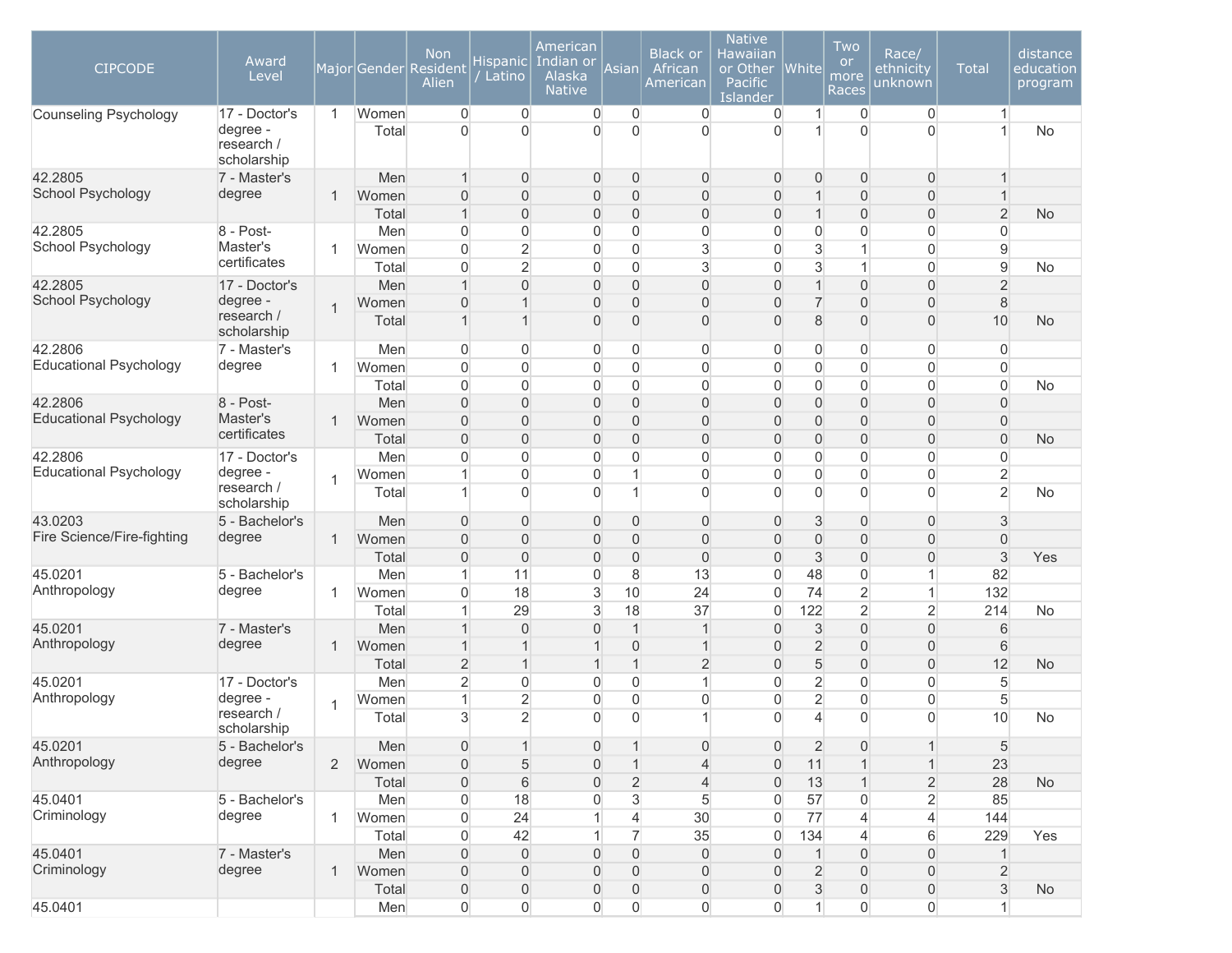| CIPCODE | Award Level | Major | Gender | Non Resident Alien | Hispanic / Latino | American Indian or Alaska Native | Asian | Black or African American | Native Hawaiian or Other Pacific Islander | White | Two or more Races | Race/ ethnicity unknown | Total | distance education program |
|---|---|---|---|---|---|---|---|---|---|---|---|---|---|---|
| Counseling Psychology | 17 - Doctor's degree - research / scholarship | 1 | Women | 0 | 0 | 0 | 0 | 0 | 0 | 1 | 0 | 0 | 1 | |
| | | | Total | 0 | 0 | 0 | 0 | 0 | 0 | 1 | 0 | 0 | 1 | No |
| 42.2805 School Psychology | 7 - Master's degree | 1 | Men | 1 | 0 | 0 | 0 | 0 | 0 | 0 | 0 | 0 | 1 | |
| | | | Women | 0 | 0 | 0 | 0 | 0 | 0 | 1 | 0 | 0 | 1 | |
| | | | Total | 1 | 0 | 0 | 0 | 0 | 0 | 1 | 0 | 0 | 2 | No |
| 42.2805 School Psychology | 8 - Post-Master's certificates | 1 | Men | 0 | 0 | 0 | 0 | 0 | 0 | 0 | 0 | 0 | 0 | |
| | | | Women | 0 | 2 | 0 | 0 | 3 | 0 | 3 | 1 | 0 | 9 | |
| | | | Total | 0 | 2 | 0 | 0 | 3 | 0 | 3 | 1 | 0 | 9 | No |
| 42.2805 School Psychology | 17 - Doctor's degree - research / scholarship | 1 | Men | 1 | 0 | 0 | 0 | 0 | 0 | 1 | 0 | 0 | 2 | |
| | | | Women | 0 | 1 | 0 | 0 | 0 | 0 | 7 | 0 | 0 | 8 | |
| | | | Total | 1 | 1 | 0 | 0 | 0 | 0 | 8 | 0 | 0 | 10 | No |
| 42.2806 Educational Psychology | 7 - Master's degree | 1 | Men | 0 | 0 | 0 | 0 | 0 | 0 | 0 | 0 | 0 | 0 | |
| | | | Women | 0 | 0 | 0 | 0 | 0 | 0 | 0 | 0 | 0 | 0 | |
| | | | Total | 0 | 0 | 0 | 0 | 0 | 0 | 0 | 0 | 0 | 0 | No |
| 42.2806 Educational Psychology | 8 - Post-Master's certificates | 1 | Men | 0 | 0 | 0 | 0 | 0 | 0 | 0 | 0 | 0 | 0 | |
| | | | Women | 0 | 0 | 0 | 0 | 0 | 0 | 0 | 0 | 0 | 0 | |
| | | | Total | 0 | 0 | 0 | 0 | 0 | 0 | 0 | 0 | 0 | 0 | No |
| 42.2806 Educational Psychology | 17 - Doctor's degree - research / scholarship | 1 | Men | 0 | 0 | 0 | 0 | 0 | 0 | 0 | 0 | 0 | 0 | |
| | | | Women | 1 | 0 | 0 | 1 | 0 | 0 | 0 | 0 | 0 | 2 | |
| | | | Total | 1 | 0 | 0 | 1 | 0 | 0 | 0 | 0 | 0 | 2 | No |
| 43.0203 Fire Science/Fire-fighting | 5 - Bachelor's degree | 1 | Men | 0 | 0 | 0 | 0 | 0 | 0 | 3 | 0 | 0 | 3 | |
| | | | Women | 0 | 0 | 0 | 0 | 0 | 0 | 0 | 0 | 0 | 0 | |
| | | | Total | 0 | 0 | 0 | 0 | 0 | 0 | 3 | 0 | 0 | 3 | Yes |
| 45.0201 Anthropology | 5 - Bachelor's degree | 1 | Men | 1 | 11 | 0 | 8 | 13 | 0 | 48 | 0 | 1 | 82 | |
| | | | Women | 0 | 18 | 3 | 10 | 24 | 0 | 74 | 2 | 1 | 132 | |
| | | | Total | 1 | 29 | 3 | 18 | 37 | 0 | 122 | 2 | 2 | 214 | No |
| 45.0201 Anthropology | 7 - Master's degree | 1 | Men | 1 | 0 | 0 | 1 | 1 | 0 | 3 | 0 | 0 | 6 | |
| | | | Women | 1 | 1 | 1 | 0 | 1 | 0 | 2 | 0 | 0 | 6 | |
| | | | Total | 2 | 1 | 1 | 1 | 2 | 0 | 5 | 0 | 0 | 12 | No |
| 45.0201 Anthropology | 17 - Doctor's degree - research / scholarship | 1 | Men | 2 | 0 | 0 | 0 | 1 | 0 | 2 | 0 | 0 | 5 | |
| | | | Women | 1 | 2 | 0 | 0 | 0 | 0 | 2 | 0 | 0 | 5 | |
| | | | Total | 3 | 2 | 0 | 0 | 1 | 0 | 4 | 0 | 0 | 10 | No |
| 45.0201 Anthropology | 5 - Bachelor's degree | 2 | Men | 0 | 1 | 0 | 1 | 0 | 0 | 2 | 0 | 1 | 5 | |
| | | | Women | 0 | 5 | 0 | 1 | 4 | 0 | 11 | 1 | 1 | 23 | |
| | | | Total | 0 | 6 | 0 | 2 | 4 | 0 | 13 | 1 | 2 | 28 | No |
| 45.0401 Criminology | 5 - Bachelor's degree | 1 | Men | 0 | 18 | 0 | 3 | 5 | 0 | 57 | 0 | 2 | 85 | |
| | | | Women | 0 | 24 | 1 | 4 | 30 | 0 | 77 | 4 | 4 | 144 | |
| | | | Total | 0 | 42 | 1 | 7 | 35 | 0 | 134 | 4 | 6 | 229 | Yes |
| 45.0401 Criminology | 7 - Master's degree | 1 | Men | 0 | 0 | 0 | 0 | 0 | 0 | 1 | 0 | 0 | 1 | |
| | | | Women | 0 | 0 | 0 | 0 | 0 | 0 | 2 | 0 | 0 | 2 | |
| | | | Total | 0 | 0 | 0 | 0 | 0 | 0 | 3 | 0 | 0 | 3 | No |
| 45.0401 | | | Men | 0 | 0 | 0 | 0 | 0 | 0 | 1 | 0 | 0 | 1 | |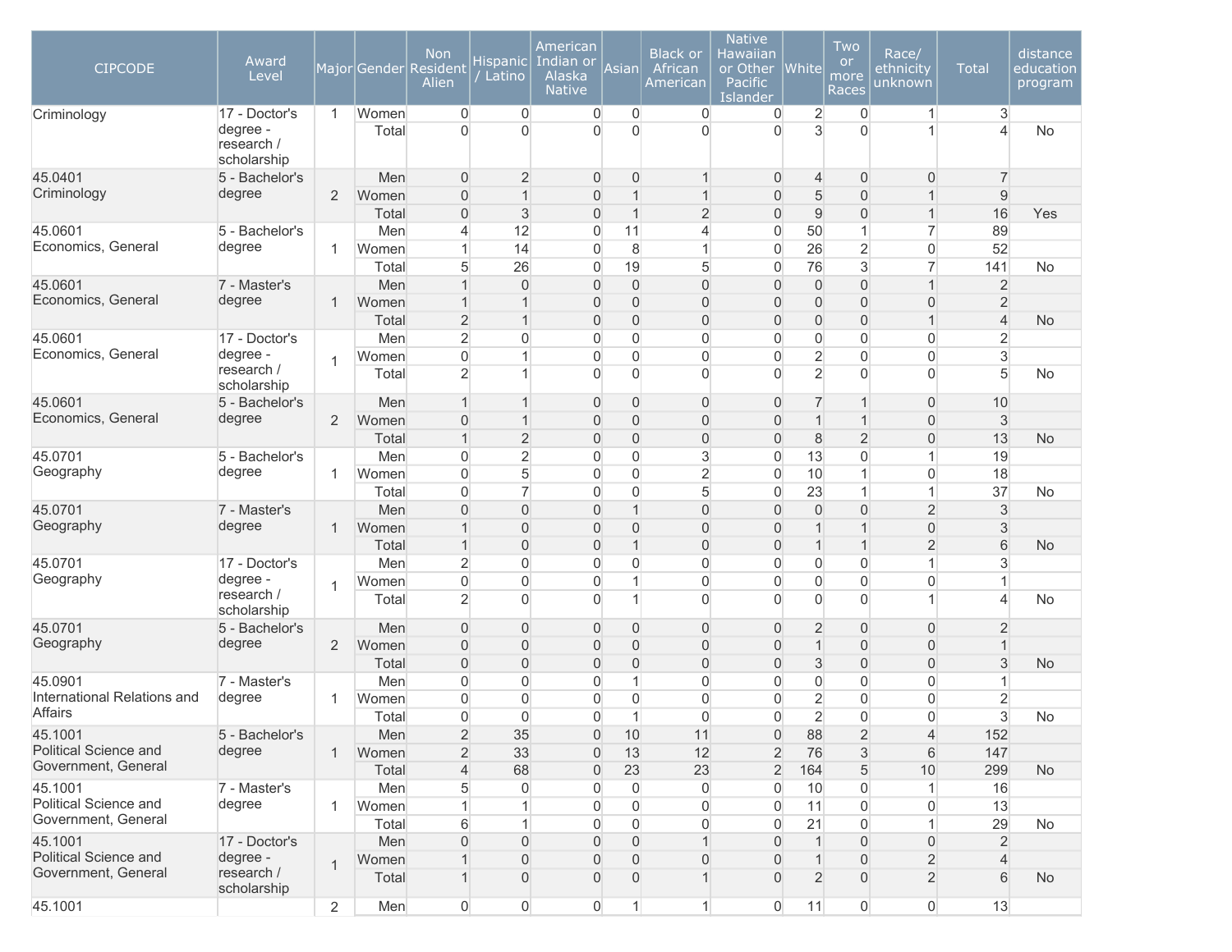| CIPCODE | Award Level | Major | Gender | Non Resident Alien | Hispanic / Latino | American Indian or Alaska Native | Asian | Black or African American | Native Hawaiian or Other Pacific Islander | White | Two or more Races | Race/ ethnicity unknown | Total | distance education program |
|---|---|---|---|---|---|---|---|---|---|---|---|---|---|---|
| Criminology | 17 - Doctor's degree - research / scholarship | 1 | Women | 0 | 0 | 0 | 0 | 0 | 0 | 2 | 0 | 1 | 3 | |
| | | | Total | 0 | 0 | 0 | 0 | 0 | 0 | 3 | 0 | 1 | 4 | No |
| 45.0401 Criminology | 5 - Bachelor's degree | 2 | Men | 0 | 2 | 0 | 0 | 1 | 0 | 4 | 0 | 0 | 7 | |
| | | | Women | 0 | 1 | 0 | 1 | 1 | 0 | 5 | 0 | 1 | 9 | |
| | | | Total | 0 | 3 | 0 | 1 | 2 | 0 | 9 | 0 | 1 | 16 | Yes |
| 45.0601 Economics, General | 5 - Bachelor's degree | 1 | Men | 4 | 12 | 0 | 11 | 4 | 0 | 50 | 1 | 7 | 89 | |
| | | | Women | 1 | 14 | 0 | 8 | 1 | 0 | 26 | 2 | 0 | 52 | |
| | | | Total | 5 | 26 | 0 | 19 | 5 | 0 | 76 | 3 | 7 | 141 | No |
| 45.0601 Economics, General | 7 - Master's degree | 1 | Men | 1 | 0 | 0 | 0 | 0 | 0 | 0 | 0 | 1 | 2 | |
| | | | Women | 1 | 1 | 0 | 0 | 0 | 0 | 0 | 0 | 0 | 2 | |
| | | | Total | 2 | 1 | 0 | 0 | 0 | 0 | 0 | 0 | 1 | 4 | No |
| 45.0601 Economics, General | 17 - Doctor's degree - research / scholarship | 1 | Men | 2 | 0 | 0 | 0 | 0 | 0 | 0 | 0 | 0 | 2 | |
| | | | Women | 0 | 1 | 0 | 0 | 0 | 0 | 2 | 0 | 0 | 3 | |
| | | | Total | 2 | 1 | 0 | 0 | 0 | 0 | 2 | 0 | 0 | 5 | No |
| 45.0601 Economics, General | 5 - Bachelor's degree | 2 | Men | 1 | 1 | 0 | 0 | 0 | 0 | 7 | 1 | 0 | 10 | |
| | | | Women | 0 | 1 | 0 | 0 | 0 | 0 | 1 | 1 | 0 | 3 | |
| | | | Total | 1 | 2 | 0 | 0 | 0 | 0 | 8 | 2 | 0 | 13 | No |
| 45.0701 Geography | 5 - Bachelor's degree | 1 | Men | 0 | 2 | 0 | 0 | 3 | 0 | 13 | 0 | 1 | 19 | |
| | | | Women | 0 | 5 | 0 | 0 | 2 | 0 | 10 | 1 | 0 | 18 | |
| | | | Total | 0 | 7 | 0 | 0 | 5 | 0 | 23 | 1 | 1 | 37 | No |
| 45.0701 Geography | 7 - Master's degree | 1 | Men | 0 | 0 | 0 | 1 | 0 | 0 | 0 | 0 | 2 | 3 | |
| | | | Women | 1 | 0 | 0 | 0 | 0 | 0 | 1 | 1 | 0 | 3 | |
| | | | Total | 1 | 0 | 0 | 1 | 0 | 0 | 1 | 1 | 2 | 6 | No |
| 45.0701 Geography | 17 - Doctor's degree - research / scholarship | 1 | Men | 2 | 0 | 0 | 0 | 0 | 0 | 0 | 0 | 1 | 3 | |
| | | | Women | 0 | 0 | 0 | 1 | 0 | 0 | 0 | 0 | 0 | 1 | |
| | | | Total | 2 | 0 | 0 | 1 | 0 | 0 | 0 | 0 | 1 | 4 | No |
| 45.0701 Geography | 5 - Bachelor's degree | 2 | Men | 0 | 0 | 0 | 0 | 0 | 0 | 2 | 0 | 0 | 2 | |
| | | | Women | 0 | 0 | 0 | 0 | 0 | 0 | 1 | 0 | 0 | 1 | |
| | | | Total | 0 | 0 | 0 | 0 | 0 | 0 | 3 | 0 | 0 | 3 | No |
| 45.0901 International Relations and Affairs | 7 - Master's degree | 1 | Men | 0 | 0 | 0 | 1 | 0 | 0 | 0 | 0 | 0 | 1 | |
| | | | Women | 0 | 0 | 0 | 0 | 0 | 0 | 2 | 0 | 0 | 2 | |
| | | | Total | 0 | 0 | 0 | 1 | 0 | 0 | 2 | 0 | 0 | 3 | No |
| 45.1001 Political Science and Government, General | 5 - Bachelor's degree | 1 | Men | 2 | 35 | 0 | 10 | 11 | 0 | 88 | 2 | 4 | 152 | |
| | | | Women | 2 | 33 | 0 | 13 | 12 | 2 | 76 | 3 | 6 | 147 | |
| | | | Total | 4 | 68 | 0 | 23 | 23 | 2 | 164 | 5 | 10 | 299 | No |
| 45.1001 Political Science and Government, General | 7 - Master's degree | 1 | Men | 5 | 0 | 0 | 0 | 0 | 0 | 10 | 0 | 1 | 16 | |
| | | | Women | 1 | 1 | 0 | 0 | 0 | 0 | 11 | 0 | 0 | 13 | |
| | | | Total | 6 | 1 | 0 | 0 | 0 | 0 | 21 | 0 | 1 | 29 | No |
| 45.1001 Political Science and Government, General | 17 - Doctor's degree - research / scholarship | 1 | Men | 0 | 0 | 0 | 0 | 1 | 0 | 1 | 0 | 0 | 2 | |
| | | | Women | 1 | 0 | 0 | 0 | 0 | 0 | 1 | 0 | 2 | 4 | |
| | | | Total | 1 | 0 | 0 | 0 | 1 | 0 | 2 | 0 | 2 | 6 | No |
| 45.1001 | | 2 | Men | 0 | 0 | 0 | 1 | 1 | 0 | 11 | 0 | 0 | 13 | |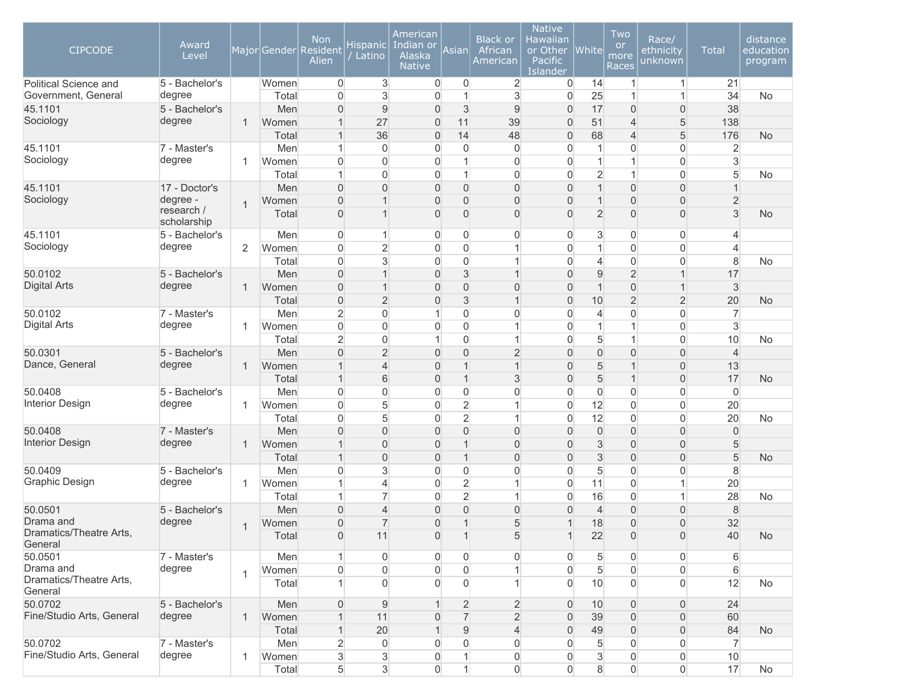| CIPCODE | Award Level | Major | Gender | Non Resident Alien | Hispanic / Latino | American Indian or Alaska Native | Asian | Black or African American | Native Hawaiian or Other Pacific Islander | White | Two or more Races | Race/ ethnicity unknown | Total | distance education program |
|---|---|---|---|---|---|---|---|---|---|---|---|---|---|---|
| Political Science and Government, General | 5 - Bachelor's degree | | Women | 0 | 3 | 0 | 0 | 2 | 0 | 14 | 1 | 1 | 21 | |
| | | | Total | 0 | 3 | 0 | 1 | 3 | 0 | 25 | 1 | 1 | 34 | No |
| 45.1101 Sociology | 5 - Bachelor's degree | 1 | Men | 0 | 9 | 0 | 3 | 9 | 0 | 17 | 0 | 0 | 38 | |
| | | | Women | 1 | 27 | 0 | 11 | 39 | 0 | 51 | 4 | 5 | 138 | |
| | | | Total | 1 | 36 | 0 | 14 | 48 | 0 | 68 | 4 | 5 | 176 | No |
| 45.1101 Sociology | 7 - Master's degree | 1 | Men | 1 | 0 | 0 | 0 | 0 | 0 | 1 | 0 | 0 | 2 | |
| | | | Women | 0 | 0 | 0 | 1 | 0 | 0 | 1 | 1 | 0 | 3 | |
| | | | Total | 1 | 0 | 0 | 1 | 0 | 0 | 2 | 1 | 0 | 5 | No |
| 45.1101 Sociology | 17 - Doctor's degree - research / scholarship | 1 | Men | 0 | 0 | 0 | 0 | 0 | 0 | 1 | 0 | 0 | 1 | |
| | | | Women | 0 | 1 | 0 | 0 | 0 | 0 | 1 | 0 | 0 | 2 | |
| | | | Total | 0 | 1 | 0 | 0 | 0 | 0 | 2 | 0 | 0 | 3 | No |
| 45.1101 Sociology | 5 - Bachelor's degree | 2 | Men | 0 | 1 | 0 | 0 | 0 | 0 | 3 | 0 | 0 | 4 | |
| | | | Women | 0 | 2 | 0 | 0 | 1 | 0 | 1 | 0 | 0 | 4 | |
| | | | Total | 0 | 3 | 0 | 0 | 1 | 0 | 4 | 0 | 0 | 8 | No |
| 50.0102 Digital Arts | 5 - Bachelor's degree | 1 | Men | 0 | 1 | 0 | 3 | 1 | 0 | 9 | 2 | 1 | 17 | |
| | | | Women | 0 | 1 | 0 | 0 | 0 | 0 | 1 | 0 | 1 | 3 | |
| | | | Total | 0 | 2 | 0 | 3 | 1 | 0 | 10 | 2 | 2 | 20 | No |
| 50.0102 Digital Arts | 7 - Master's degree | 1 | Men | 2 | 0 | 1 | 0 | 0 | 0 | 4 | 0 | 0 | 7 | |
| | | | Women | 0 | 0 | 0 | 0 | 1 | 0 | 1 | 1 | 0 | 3 | |
| | | | Total | 2 | 0 | 1 | 0 | 1 | 0 | 5 | 1 | 0 | 10 | No |
| 50.0301 Dance, General | 5 - Bachelor's degree | 1 | Men | 0 | 2 | 0 | 0 | 2 | 0 | 0 | 0 | 0 | 4 | |
| | | | Women | 1 | 4 | 0 | 1 | 1 | 0 | 5 | 1 | 0 | 13 | |
| | | | Total | 1 | 6 | 0 | 1 | 3 | 0 | 5 | 1 | 0 | 17 | No |
| 50.0408 Interior Design | 5 - Bachelor's degree | 1 | Men | 0 | 0 | 0 | 0 | 0 | 0 | 0 | 0 | 0 | 0 | |
| | | | Women | 0 | 5 | 0 | 2 | 1 | 0 | 12 | 0 | 0 | 20 | |
| | | | Total | 0 | 5 | 0 | 2 | 1 | 0 | 12 | 0 | 0 | 20 | No |
| 50.0408 Interior Design | 7 - Master's degree | 1 | Men | 0 | 0 | 0 | 0 | 0 | 0 | 0 | 0 | 0 | 0 | |
| | | | Women | 1 | 0 | 0 | 1 | 0 | 0 | 3 | 0 | 0 | 5 | |
| | | | Total | 1 | 0 | 0 | 1 | 0 | 0 | 3 | 0 | 0 | 5 | No |
| 50.0409 Graphic Design | 5 - Bachelor's degree | 1 | Men | 0 | 3 | 0 | 0 | 0 | 0 | 5 | 0 | 0 | 8 | |
| | | | Women | 1 | 4 | 0 | 2 | 1 | 0 | 11 | 0 | 1 | 20 | |
| | | | Total | 1 | 7 | 0 | 2 | 1 | 0 | 16 | 0 | 1 | 28 | No |
| 50.0501 Drama and Dramatics/Theatre Arts, General | 5 - Bachelor's degree | 1 | Men | 0 | 4 | 0 | 0 | 0 | 0 | 4 | 0 | 0 | 8 | |
| | | | Women | 0 | 7 | 0 | 1 | 5 | 1 | 18 | 0 | 0 | 32 | |
| | | | Total | 0 | 11 | 0 | 1 | 5 | 1 | 22 | 0 | 0 | 40 | No |
| 50.0501 Drama and Dramatics/Theatre Arts, General | 7 - Master's degree | 1 | Men | 1 | 0 | 0 | 0 | 0 | 0 | 5 | 0 | 0 | 6 | |
| | | | Women | 0 | 0 | 0 | 0 | 1 | 0 | 5 | 0 | 0 | 6 | |
| | | | Total | 1 | 0 | 0 | 0 | 1 | 0 | 10 | 0 | 0 | 12 | No |
| 50.0702 Fine/Studio Arts, General | 5 - Bachelor's degree | 1 | Men | 0 | 9 | 1 | 2 | 2 | 0 | 10 | 0 | 0 | 24 | |
| | | | Women | 1 | 11 | 0 | 7 | 2 | 0 | 39 | 0 | 0 | 60 | |
| | | | Total | 1 | 20 | 1 | 9 | 4 | 0 | 49 | 0 | 0 | 84 | No |
| 50.0702 Fine/Studio Arts, General | 7 - Master's degree | 1 | Men | 2 | 0 | 0 | 0 | 0 | 0 | 5 | 0 | 0 | 7 | |
| | | | Women | 3 | 3 | 0 | 1 | 0 | 0 | 3 | 0 | 0 | 10 | |
| | | | Total | 5 | 3 | 0 | 1 | 0 | 0 | 8 | 0 | 0 | 17 | No |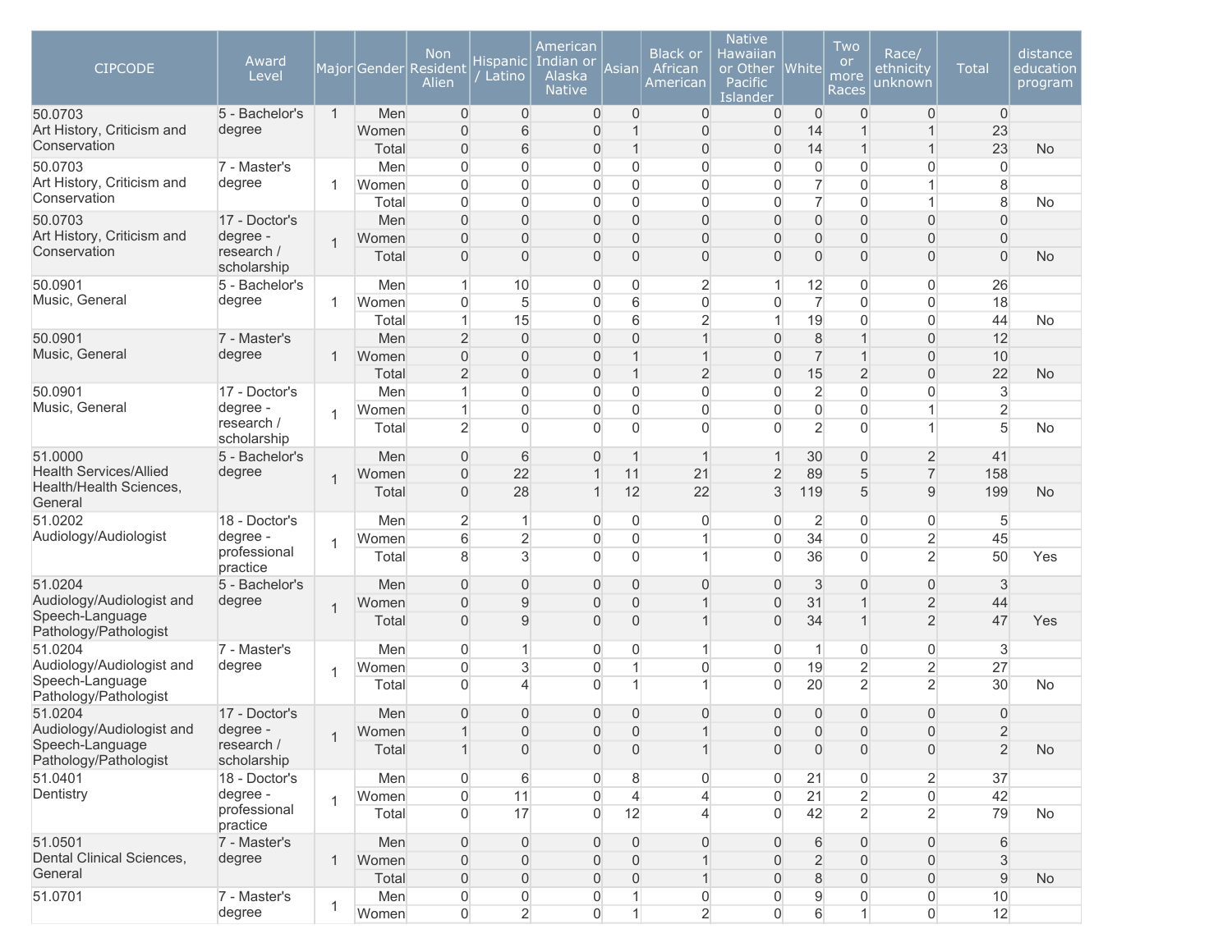| CIPCODE | Award Level | Major | Gender | Non Resident Alien | Hispanic / Latino | American Indian or Alaska Native | Asian | Black or African American | Native Hawaiian or Other Pacific Islander | White | Two or more Races | Race/ ethnicity unknown | Total | distance education program |
|---|---|---|---|---|---|---|---|---|---|---|---|---|---|---|
| 50.0703 Art History, Criticism and Conservation | 5 - Bachelor's degree | 1 | Men | 0 | 0 | 0 | 0 | 0 | 0 | 0 | 0 | 0 | 0 | |
| | | | Women | 0 | 6 | 0 | 1 | 0 | 0 | 14 | 1 | 1 | 23 | |
| | | | Total | 0 | 6 | 0 | 1 | 0 | 0 | 14 | 1 | 1 | 23 | No |
| 50.0703 Art History, Criticism and Conservation | 7 - Master's degree | 1 | Men | 0 | 0 | 0 | 0 | 0 | 0 | 0 | 0 | 0 | 0 | |
| | | | Women | 0 | 0 | 0 | 0 | 0 | 0 | 7 | 0 | 1 | 8 | |
| | | | Total | 0 | 0 | 0 | 0 | 0 | 0 | 7 | 0 | 1 | 8 | No |
| 50.0703 Art History, Criticism and Conservation | 17 - Doctor's degree - research / scholarship | 1 | Men | 0 | 0 | 0 | 0 | 0 | 0 | 0 | 0 | 0 | 0 | |
| | | | Women | 0 | 0 | 0 | 0 | 0 | 0 | 0 | 0 | 0 | 0 | |
| | | | Total | 0 | 0 | 0 | 0 | 0 | 0 | 0 | 0 | 0 | 0 | No |
| 50.0901 Music, General | 5 - Bachelor's degree | 1 | Men | 1 | 10 | 0 | 0 | 2 | 1 | 12 | 0 | 0 | 26 | |
| | | | Women | 0 | 5 | 0 | 6 | 0 | 0 | 7 | 0 | 0 | 18 | |
| | | | Total | 1 | 15 | 0 | 6 | 2 | 1 | 19 | 0 | 0 | 44 | No |
| 50.0901 Music, General | 7 - Master's degree | 1 | Men | 2 | 0 | 0 | 0 | 1 | 0 | 8 | 1 | 0 | 12 | |
| | | | Women | 0 | 0 | 0 | 1 | 1 | 0 | 7 | 1 | 0 | 10 | |
| | | | Total | 2 | 0 | 0 | 1 | 2 | 0 | 15 | 2 | 0 | 22 | No |
| 50.0901 Music, General | 17 - Doctor's degree - research / scholarship | 1 | Men | 1 | 0 | 0 | 0 | 0 | 0 | 2 | 0 | 0 | 3 | |
| | | | Women | 1 | 0 | 0 | 0 | 0 | 0 | 0 | 0 | 1 | 2 | |
| | | | Total | 2 | 0 | 0 | 0 | 0 | 0 | 2 | 0 | 1 | 5 | No |
| 51.0000 Health Services/Allied Health/Health Sciences, General | 5 - Bachelor's degree | 1 | Men | 0 | 6 | 0 | 1 | 1 | 1 | 30 | 0 | 2 | 41 | |
| | | | Women | 0 | 22 | 1 | 11 | 21 | 2 | 89 | 5 | 7 | 158 | |
| | | | Total | 0 | 28 | 1 | 12 | 22 | 3 | 119 | 5 | 9 | 199 | No |
| 51.0202 Audiology/Audiologist | 18 - Doctor's degree - professional practice | 1 | Men | 2 | 1 | 0 | 0 | 0 | 0 | 2 | 0 | 0 | 5 | |
| | | | Women | 6 | 2 | 0 | 0 | 1 | 0 | 34 | 0 | 2 | 45 | |
| | | | Total | 8 | 3 | 0 | 0 | 1 | 0 | 36 | 0 | 2 | 50 | Yes |
| 51.0204 Audiology/Audiologist and Speech-Language Pathology/Pathologist | 5 - Bachelor's degree | 1 | Men | 0 | 0 | 0 | 0 | 0 | 0 | 3 | 0 | 0 | 3 | |
| | | | Women | 0 | 9 | 0 | 0 | 1 | 0 | 31 | 1 | 2 | 44 | |
| | | | Total | 0 | 9 | 0 | 0 | 1 | 0 | 34 | 1 | 2 | 47 | Yes |
| 51.0204 Audiology/Audiologist and Speech-Language Pathology/Pathologist | 7 - Master's degree | 1 | Men | 0 | 1 | 0 | 0 | 1 | 0 | 1 | 0 | 0 | 3 | |
| | | | Women | 0 | 3 | 0 | 1 | 0 | 0 | 19 | 2 | 2 | 27 | |
| | | | Total | 0 | 4 | 0 | 1 | 1 | 0 | 20 | 2 | 2 | 30 | No |
| 51.0204 Audiology/Audiologist and Speech-Language Pathology/Pathologist | 17 - Doctor's degree - research / scholarship | 1 | Men | 0 | 0 | 0 | 0 | 0 | 0 | 0 | 0 | 0 | 0 | |
| | | | Women | 1 | 0 | 0 | 0 | 1 | 0 | 0 | 0 | 0 | 2 | |
| | | | Total | 1 | 0 | 0 | 0 | 1 | 0 | 0 | 0 | 0 | 2 | No |
| 51.0401 Dentistry | 18 - Doctor's degree - professional practice | 1 | Men | 0 | 6 | 0 | 8 | 0 | 0 | 21 | 0 | 2 | 37 | |
| | | | Women | 0 | 11 | 0 | 4 | 4 | 0 | 21 | 2 | 0 | 42 | |
| | | | Total | 0 | 17 | 0 | 12 | 4 | 0 | 42 | 2 | 2 | 79 | No |
| 51.0501 Dental Clinical Sciences, General | 7 - Master's degree | 1 | Men | 0 | 0 | 0 | 0 | 0 | 0 | 6 | 0 | 0 | 6 | |
| | | | Women | 0 | 0 | 0 | 0 | 1 | 0 | 2 | 0 | 0 | 3 | |
| | | | Total | 0 | 0 | 0 | 0 | 1 | 0 | 8 | 0 | 0 | 9 | No |
| 51.0701 | 7 - Master's degree | 1 | Men | 0 | 0 | 0 | 1 | 0 | 0 | 9 | 0 | 0 | 10 | |
| | | | Women | 0 | 2 | 0 | 1 | 2 | 0 | 6 | 1 | 0 | 12 | |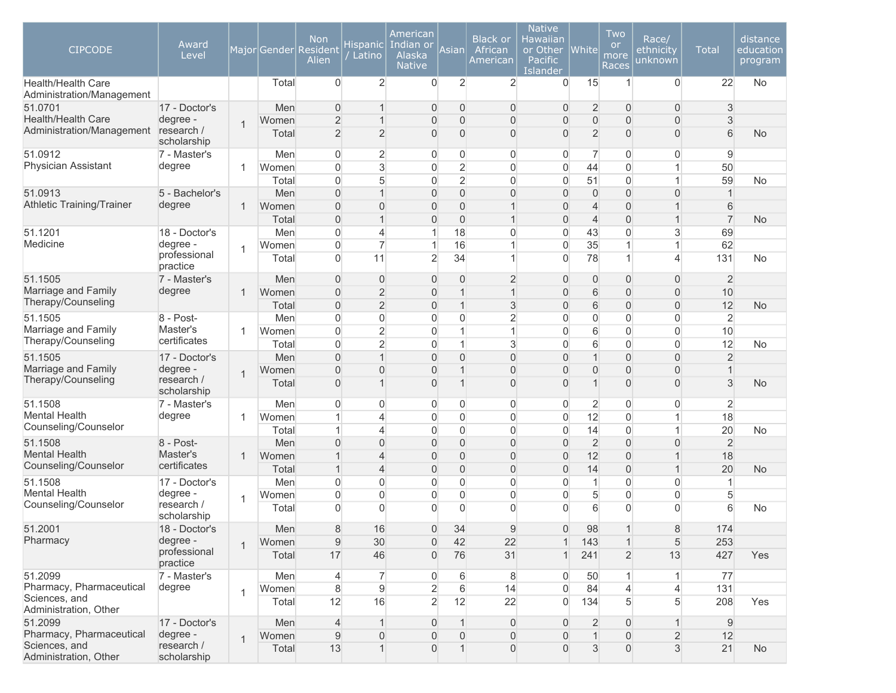| CIPCODE | Award Level | Major | Gender | Non Resident Alien | Hispanic / Latino | American Indian or Alaska Native | Asian | Black or African American | Native Hawaiian or Other Pacific Islander | White | Two or more Races | Race/ ethnicity unknown | Total | distance education program |
|---|---|---|---|---|---|---|---|---|---|---|---|---|---|---|
| Health/Health Care Administration/Management | | | Total | 0 | 2 | 0 | 2 | 2 | 0 | 15 | 1 | 0 | 22 | No |
| 51.0701 Health/Health Care Administration/Management | 17 - Doctor's degree - research / scholarship | 1 | Men | 0 | 1 | 0 | 0 | 0 | 0 | 2 | 0 | 0 | 3 | |
| | | | Women | 2 | 1 | 0 | 0 | 0 | 0 | 0 | 0 | 0 | 3 | |
| | | | Total | 2 | 2 | 0 | 0 | 0 | 0 | 2 | 0 | 0 | 6 | No |
| 51.0912 Physician Assistant | 7 - Master's degree | 1 | Men | 0 | 2 | 0 | 0 | 0 | 0 | 7 | 0 | 0 | 9 | |
| | | | Women | 0 | 3 | 0 | 2 | 0 | 0 | 44 | 0 | 1 | 50 | |
| | | | Total | 0 | 5 | 0 | 2 | 0 | 0 | 51 | 0 | 1 | 59 | No |
| 51.0913 Athletic Training/Trainer | 5 - Bachelor's degree | 1 | Men | 0 | 1 | 0 | 0 | 0 | 0 | 0 | 0 | 0 | 1 | |
| | | | Women | 0 | 0 | 0 | 0 | 1 | 0 | 4 | 0 | 1 | 6 | |
| | | | Total | 0 | 1 | 0 | 0 | 1 | 0 | 4 | 0 | 1 | 7 | No |
| 51.1201 Medicine | 18 - Doctor's degree - professional practice | 1 | Men | 0 | 4 | 1 | 18 | 0 | 0 | 43 | 0 | 3 | 69 | |
| | | | Women | 0 | 7 | 1 | 16 | 1 | 0 | 35 | 1 | 1 | 62 | |
| | | | Total | 0 | 11 | 2 | 34 | 1 | 0 | 78 | 1 | 4 | 131 | No |
| 51.1505 Marriage and Family Therapy/Counseling | 7 - Master's degree | 1 | Men | 0 | 0 | 0 | 0 | 2 | 0 | 0 | 0 | 0 | 2 | |
| | | | Women | 0 | 2 | 0 | 1 | 1 | 0 | 6 | 0 | 0 | 10 | |
| | | | Total | 0 | 2 | 0 | 1 | 3 | 0 | 6 | 0 | 0 | 12 | No |
| 51.1505 Marriage and Family Therapy/Counseling | 8 - Post-Master's certificates | 1 | Men | 0 | 0 | 0 | 0 | 2 | 0 | 0 | 0 | 0 | 2 | |
| | | | Women | 0 | 2 | 0 | 1 | 1 | 0 | 6 | 0 | 0 | 10 | |
| | | | Total | 0 | 2 | 0 | 1 | 3 | 0 | 6 | 0 | 0 | 12 | No |
| 51.1505 Marriage and Family Therapy/Counseling | 17 - Doctor's degree - research / scholarship | 1 | Men | 0 | 1 | 0 | 0 | 0 | 0 | 1 | 0 | 0 | 2 | |
| | | | Women | 0 | 0 | 0 | 1 | 0 | 0 | 0 | 0 | 0 | 1 | |
| | | | Total | 0 | 1 | 0 | 1 | 0 | 0 | 1 | 0 | 0 | 3 | No |
| 51.1508 Mental Health Counseling/Counselor | 7 - Master's degree | 1 | Men | 0 | 0 | 0 | 0 | 0 | 0 | 2 | 0 | 0 | 2 | |
| | | | Women | 1 | 4 | 0 | 0 | 0 | 0 | 12 | 0 | 1 | 18 | |
| | | | Total | 1 | 4 | 0 | 0 | 0 | 0 | 14 | 0 | 1 | 20 | No |
| 51.1508 Mental Health Counseling/Counselor | 8 - Post-Master's certificates | 1 | Men | 0 | 0 | 0 | 0 | 0 | 0 | 2 | 0 | 0 | 2 | |
| | | | Women | 1 | 4 | 0 | 0 | 0 | 0 | 12 | 0 | 1 | 18 | |
| | | | Total | 1 | 4 | 0 | 0 | 0 | 0 | 14 | 0 | 1 | 20 | No |
| 51.1508 Mental Health Counseling/Counselor | 17 - Doctor's degree - research / scholarship | 1 | Men | 0 | 0 | 0 | 0 | 0 | 0 | 1 | 0 | 0 | 1 | |
| | | | Women | 0 | 0 | 0 | 0 | 0 | 0 | 5 | 0 | 0 | 5 | |
| | | | Total | 0 | 0 | 0 | 0 | 0 | 0 | 6 | 0 | 0 | 6 | No |
| 51.2001 Pharmacy | 18 - Doctor's degree - professional practice | 1 | Men | 8 | 16 | 0 | 34 | 9 | 0 | 98 | 1 | 8 | 174 | |
| | | | Women | 9 | 30 | 0 | 42 | 22 | 1 | 143 | 1 | 5 | 253 | |
| | | | Total | 17 | 46 | 0 | 76 | 31 | 1 | 241 | 2 | 13 | 427 | Yes |
| 51.2099 Pharmacy, Pharmaceutical Sciences, and Administration, Other | 7 - Master's degree | 1 | Men | 4 | 7 | 0 | 6 | 8 | 0 | 50 | 1 | 1 | 77 | |
| | | | Women | 8 | 9 | 2 | 6 | 14 | 0 | 84 | 4 | 4 | 131 | |
| | | | Total | 12 | 16 | 2 | 12 | 22 | 0 | 134 | 5 | 5 | 208 | Yes |
| 51.2099 Pharmacy, Pharmaceutical Sciences, and Administration, Other | 17 - Doctor's degree - research / scholarship | 1 | Men | 4 | 1 | 0 | 1 | 0 | 0 | 2 | 0 | 1 | 9 | |
| | | | Women | 9 | 0 | 0 | 0 | 0 | 0 | 1 | 0 | 2 | 12 | |
| | | | Total | 13 | 1 | 0 | 1 | 0 | 0 | 3 | 0 | 3 | 21 | No |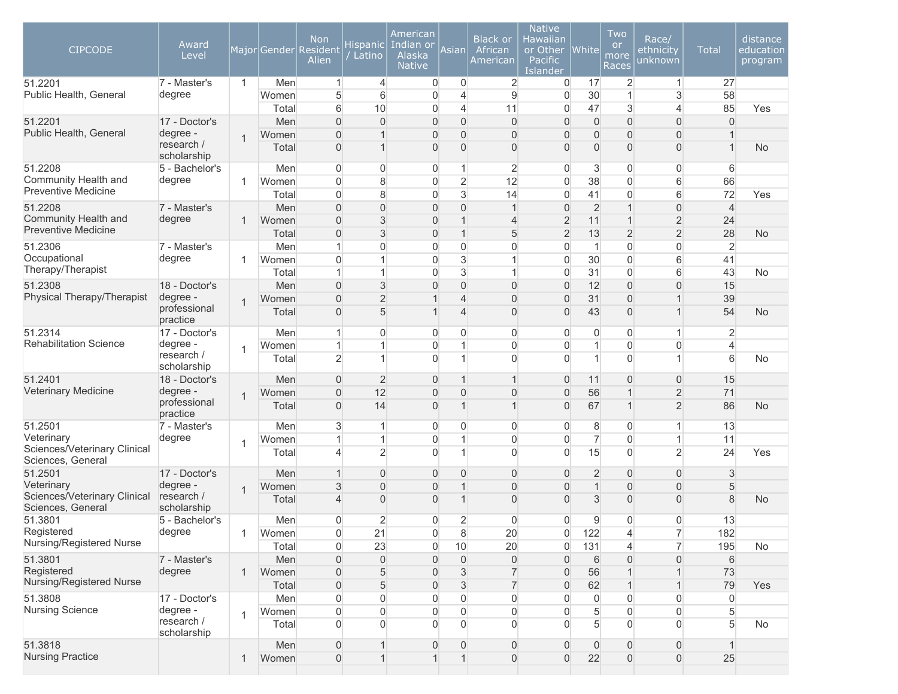| CIPCODE | Award Level | Major | Gender | Non Resident Alien | Hispanic / Latino | American Indian or Alaska Native | Asian | Black or African American | Native Hawaiian or Other Pacific Islander | White | Two or more Races | Race/ ethnicity unknown | Total | distance education program |
|---|---|---|---|---|---|---|---|---|---|---|---|---|---|---|
| 51.2201 Public Health, General | 7 - Master's degree | 1 | Men | 1 | 4 | 0 | 0 | 2 | 0 | 17 | 2 | 1 | 27 | |
| | | | Women | 5 | 6 | 0 | 4 | 9 | 0 | 30 | 1 | 3 | 58 | |
| | | | Total | 6 | 10 | 0 | 4 | 11 | 0 | 47 | 3 | 4 | 85 | Yes |
| 51.2201 Public Health, General | 17 - Doctor's degree - research / scholarship | 1 | Men | 0 | 0 | 0 | 0 | 0 | 0 | 0 | 0 | 0 | 0 | |
| | | | Women | 0 | 1 | 0 | 0 | 0 | 0 | 0 | 0 | 0 | 1 | |
| | | | Total | 0 | 1 | 0 | 0 | 0 | 0 | 0 | 0 | 0 | 1 | No |
| 51.2208 Community Health and Preventive Medicine | 5 - Bachelor's degree | 1 | Men | 0 | 0 | 0 | 1 | 2 | 0 | 3 | 0 | 0 | 6 | |
| | | | Women | 0 | 8 | 0 | 2 | 12 | 0 | 38 | 0 | 6 | 66 | |
| | | | Total | 0 | 8 | 0 | 3 | 14 | 0 | 41 | 0 | 6 | 72 | Yes |
| 51.2208 Community Health and Preventive Medicine | 7 - Master's degree | 1 | Men | 0 | 0 | 0 | 0 | 1 | 0 | 2 | 1 | 0 | 4 | |
| | | | Women | 0 | 3 | 0 | 1 | 4 | 2 | 11 | 1 | 2 | 24 | |
| | | | Total | 0 | 3 | 0 | 1 | 5 | 2 | 13 | 2 | 2 | 28 | No |
| 51.2306 Occupational Therapy/Therapist | 7 - Master's degree | 1 | Men | 1 | 0 | 0 | 0 | 0 | 0 | 1 | 0 | 0 | 2 | |
| | | | Women | 0 | 1 | 0 | 3 | 1 | 0 | 30 | 0 | 6 | 41 | |
| | | | Total | 1 | 1 | 0 | 3 | 1 | 0 | 31 | 0 | 6 | 43 | No |
| 51.2308 Physical Therapy/Therapist | 18 - Doctor's degree - professional practice | 1 | Men | 0 | 3 | 0 | 0 | 0 | 0 | 12 | 0 | 0 | 15 | |
| | | | Women | 0 | 2 | 1 | 4 | 0 | 0 | 31 | 0 | 1 | 39 | |
| | | | Total | 0 | 5 | 1 | 4 | 0 | 0 | 43 | 0 | 1 | 54 | No |
| 51.2314 Rehabilitation Science | 17 - Doctor's degree - research / scholarship | 1 | Men | 1 | 0 | 0 | 0 | 0 | 0 | 0 | 0 | 1 | 2 | |
| | | | Women | 1 | 1 | 0 | 1 | 0 | 0 | 1 | 0 | 0 | 4 | |
| | | | Total | 2 | 1 | 0 | 1 | 0 | 0 | 1 | 0 | 1 | 6 | No |
| 51.2401 Veterinary Medicine | 18 - Doctor's degree - professional practice | 1 | Men | 0 | 2 | 0 | 1 | 1 | 0 | 11 | 0 | 0 | 15 | |
| | | | Women | 0 | 12 | 0 | 0 | 0 | 0 | 56 | 1 | 2 | 71 | |
| | | | Total | 0 | 14 | 0 | 1 | 1 | 0 | 67 | 1 | 2 | 86 | No |
| 51.2501 Veterinary Sciences/Veterinary Clinical Sciences, General | 7 - Master's degree | 1 | Men | 3 | 1 | 0 | 0 | 0 | 0 | 8 | 0 | 1 | 13 | |
| | | | Women | 1 | 1 | 0 | 1 | 0 | 0 | 7 | 0 | 1 | 11 | |
| | | | Total | 4 | 2 | 0 | 1 | 0 | 0 | 15 | 0 | 2 | 24 | Yes |
| 51.2501 Veterinary Sciences/Veterinary Clinical Sciences, General | 17 - Doctor's degree - research / scholarship | 1 | Men | 1 | 0 | 0 | 0 | 0 | 0 | 2 | 0 | 0 | 3 | |
| | | | Women | 3 | 0 | 0 | 1 | 0 | 0 | 1 | 0 | 0 | 5 | |
| | | | Total | 4 | 0 | 0 | 1 | 0 | 0 | 3 | 0 | 0 | 8 | No |
| 51.3801 Registered Nursing/Registered Nurse | 5 - Bachelor's degree | 1 | Men | 0 | 2 | 0 | 2 | 0 | 0 | 9 | 0 | 0 | 13 | |
| | | | Women | 0 | 21 | 0 | 8 | 20 | 0 | 122 | 4 | 7 | 182 | |
| | | | Total | 0 | 23 | 0 | 10 | 20 | 0 | 131 | 4 | 7 | 195 | No |
| 51.3801 Registered Nursing/Registered Nurse | 7 - Master's degree | 1 | Men | 0 | 0 | 0 | 0 | 0 | 0 | 6 | 0 | 0 | 6 | |
| | | | Women | 0 | 5 | 0 | 3 | 7 | 0 | 56 | 1 | 1 | 73 | |
| | | | Total | 0 | 5 | 0 | 3 | 7 | 0 | 62 | 1 | 1 | 79 | Yes |
| 51.3808 Nursing Science | 17 - Doctor's degree - research / scholarship | 1 | Men | 0 | 0 | 0 | 0 | 0 | 0 | 0 | 0 | 0 | 0 | |
| | | | Women | 0 | 0 | 0 | 0 | 0 | 0 | 5 | 0 | 0 | 5 | |
| | | | Total | 0 | 0 | 0 | 0 | 0 | 0 | 5 | 0 | 0 | 5 | No |
| 51.3818 Nursing Practice | | 1 | Men | 0 | 1 | 0 | 0 | 0 | 0 | 0 | 0 | 0 | 1 | |
| | | | Women | 0 | 1 | 1 | 1 | 0 | 0 | 22 | 0 | 0 | 25 | |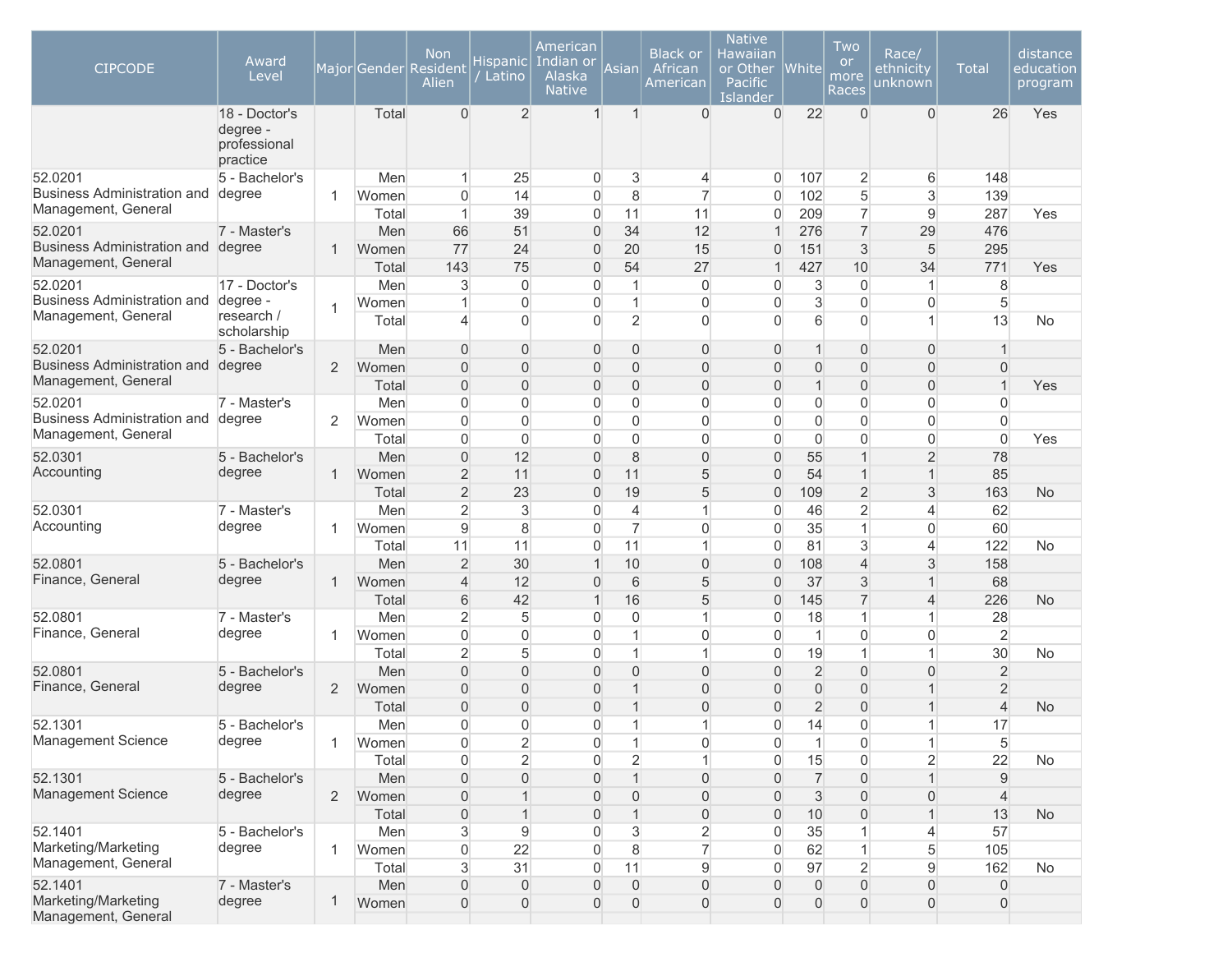| CIPCODE | Award Level | Major | Gender | Non Resident Alien | Hispanic / Latino | American Indian or Alaska Native | Asian | Black or African American | Native Hawaiian or Other Pacific Islander | White | Two or more Races | Race/ ethnicity unknown | Total | distance education program |
|---|---|---|---|---|---|---|---|---|---|---|---|---|---|---|
| | 18 - Doctor's degree - professional practice | | Total | 0 | 2 | 1 | 1 | 0 | 0 | 22 | 0 | 0 | 26 | Yes |
| 52.0201 Business Administration and Management, General | 5 - Bachelor's degree | 1 | Men | 1 | 25 | 0 | 3 | 4 | 0 | 107 | 2 | 6 | 148 | |
| | | | Women | 0 | 14 | 0 | 8 | 7 | 0 | 102 | 5 | 3 | 139 | |
| | | | Total | 1 | 39 | 0 | 11 | 11 | 0 | 209 | 7 | 9 | 287 | Yes |
| 52.0201 Business Administration and Management, General | 7 - Master's degree | 1 | Men | 66 | 51 | 0 | 34 | 12 | 1 | 276 | 7 | 29 | 476 | |
| | | | Women | 77 | 24 | 0 | 20 | 15 | 0 | 151 | 3 | 5 | 295 | |
| | | | Total | 143 | 75 | 0 | 54 | 27 | 1 | 427 | 10 | 34 | 771 | Yes |
| 52.0201 Business Administration and Management, General | 17 - Doctor's degree - research / scholarship | 1 | Men | 3 | 0 | 0 | 1 | 0 | 0 | 3 | 0 | 1 | 8 | |
| | | | Women | 1 | 0 | 0 | 1 | 0 | 0 | 3 | 0 | 0 | 5 | |
| | | | Total | 4 | 0 | 0 | 2 | 0 | 0 | 6 | 0 | 1 | 13 | No |
| 52.0201 Business Administration and Management, General | 5 - Bachelor's degree | 2 | Men | 0 | 0 | 0 | 0 | 0 | 0 | 1 | 0 | 0 | 1 | |
| | | | Women | 0 | 0 | 0 | 0 | 0 | 0 | 0 | 0 | 0 | 0 | |
| | | | Total | 0 | 0 | 0 | 0 | 0 | 0 | 1 | 0 | 0 | 1 | Yes |
| 52.0201 Business Administration and Management, General | 7 - Master's degree | 2 | Men | 0 | 0 | 0 | 0 | 0 | 0 | 0 | 0 | 0 | 0 | |
| | | | Women | 0 | 0 | 0 | 0 | 0 | 0 | 0 | 0 | 0 | 0 | |
| | | | Total | 0 | 0 | 0 | 0 | 0 | 0 | 0 | 0 | 0 | 0 | Yes |
| 52.0301 Accounting | 5 - Bachelor's degree | 1 | Men | 0 | 12 | 0 | 8 | 0 | 0 | 55 | 1 | 2 | 78 | |
| | | | Women | 2 | 11 | 0 | 11 | 5 | 0 | 54 | 1 | 1 | 85 | |
| | | | Total | 2 | 23 | 0 | 19 | 5 | 0 | 109 | 2 | 3 | 163 | No |
| 52.0301 Accounting | 7 - Master's degree | 1 | Men | 2 | 3 | 0 | 4 | 1 | 0 | 46 | 2 | 4 | 62 | |
| | | | Women | 9 | 8 | 0 | 7 | 0 | 0 | 35 | 1 | 0 | 60 | |
| | | | Total | 11 | 11 | 0 | 11 | 1 | 0 | 81 | 3 | 4 | 122 | No |
| 52.0801 Finance, General | 5 - Bachelor's degree | 1 | Men | 2 | 30 | 1 | 10 | 0 | 0 | 108 | 4 | 3 | 158 | |
| | | | Women | 4 | 12 | 0 | 6 | 5 | 0 | 37 | 3 | 1 | 68 | |
| | | | Total | 6 | 42 | 1 | 16 | 5 | 0 | 145 | 7 | 4 | 226 | No |
| 52.0801 Finance, General | 7 - Master's degree | 1 | Men | 2 | 5 | 0 | 0 | 1 | 0 | 18 | 1 | 1 | 28 | |
| | | | Women | 0 | 0 | 0 | 1 | 0 | 0 | 1 | 0 | 0 | 2 | |
| | | | Total | 2 | 5 | 0 | 1 | 1 | 0 | 19 | 1 | 1 | 30 | No |
| 52.0801 Finance, General | 5 - Bachelor's degree | 2 | Men | 0 | 0 | 0 | 0 | 0 | 0 | 2 | 0 | 0 | 2 | |
| | | | Women | 0 | 0 | 0 | 1 | 0 | 0 | 0 | 0 | 1 | 2 | |
| | | | Total | 0 | 0 | 0 | 1 | 0 | 0 | 2 | 0 | 1 | 4 | No |
| 52.1301 Management Science | 5 - Bachelor's degree | 1 | Men | 0 | 0 | 0 | 1 | 1 | 0 | 14 | 0 | 1 | 17 | |
| | | | Women | 0 | 2 | 0 | 1 | 0 | 0 | 1 | 0 | 1 | 5 | |
| | | | Total | 0 | 2 | 0 | 2 | 1 | 0 | 15 | 0 | 2 | 22 | No |
| 52.1301 Management Science | 5 - Bachelor's degree | 2 | Men | 0 | 0 | 0 | 1 | 0 | 0 | 7 | 0 | 1 | 9 | |
| | | | Women | 0 | 1 | 0 | 0 | 0 | 0 | 3 | 0 | 0 | 4 | |
| | | | Total | 0 | 1 | 0 | 1 | 0 | 0 | 10 | 0 | 1 | 13 | No |
| 52.1401 Marketing/Marketing Management, General | 5 - Bachelor's degree | 1 | Men | 3 | 9 | 0 | 3 | 2 | 0 | 35 | 1 | 4 | 57 | |
| | | | Women | 0 | 22 | 0 | 8 | 7 | 0 | 62 | 1 | 5 | 105 | |
| | | | Total | 3 | 31 | 0 | 11 | 9 | 0 | 97 | 2 | 9 | 162 | No |
| 52.1401 Marketing/Marketing Management, General | 7 - Master's degree | 1 | Men | 0 | 0 | 0 | 0 | 0 | 0 | 0 | 0 | 0 | 0 | |
| | | | Women | 0 | 0 | 0 | 0 | 0 | 0 | 0 | 0 | 0 | 0 | |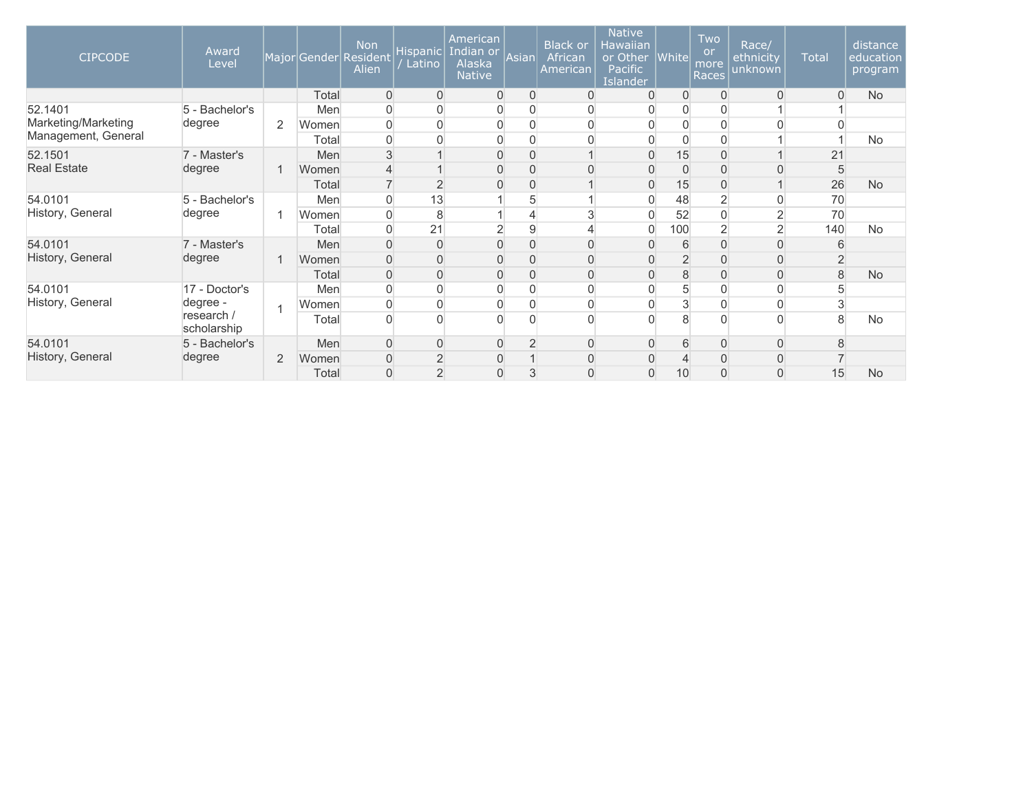| CIPCODE | Award Level | Major | Gender | Non Resident Alien | Hispanic / Latino | American Indian or Alaska Native | Asian | Black or African American | Native Hawaiian or Other Pacific Islander | White | Two or more Races | Race/ ethnicity unknown | Total | distance education program |
|---|---|---|---|---|---|---|---|---|---|---|---|---|---|---|
| | | | Total | 0 | 0 | 0 | 0 | 0 | 0 | 0 | 0 | 0 | 0 | No |
| 52.1401 Marketing/Marketing Management, General | 5 - Bachelor's degree | 2 | Men | 0 | 0 | 0 | 0 | 0 | 0 | 0 | 0 | 1 | 1 | |
| | | | Women | 0 | 0 | 0 | 0 | 0 | 0 | 0 | 0 | 0 | 0 | |
| | | | Total | 0 | 0 | 0 | 0 | 0 | 0 | 0 | 0 | 1 | 1 | No |
| 52.1501 Real Estate | 7 - Master's degree | 1 | Men | 3 | 1 | 0 | 0 | 1 | 0 | 15 | 0 | 1 | 21 | |
| | | | Women | 4 | 1 | 0 | 0 | 0 | 0 | 0 | 0 | 0 | 5 | |
| | | | Total | 7 | 2 | 0 | 0 | 1 | 0 | 15 | 0 | 1 | 26 | No |
| 54.0101 History, General | 5 - Bachelor's degree | 1 | Men | 0 | 13 | 1 | 5 | 1 | 0 | 48 | 2 | 0 | 70 | |
| | | | Women | 0 | 8 | 1 | 4 | 3 | 0 | 52 | 0 | 2 | 70 | |
| | | | Total | 0 | 21 | 2 | 9 | 4 | 0 | 100 | 2 | 2 | 140 | No |
| 54.0101 History, General | 7 - Master's degree | 1 | Men | 0 | 0 | 0 | 0 | 0 | 0 | 6 | 0 | 0 | 6 | |
| | | | Women | 0 | 0 | 0 | 0 | 0 | 0 | 2 | 0 | 0 | 2 | |
| | | | Total | 0 | 0 | 0 | 0 | 0 | 0 | 8 | 0 | 0 | 8 | No |
| 54.0101 History, General | 17 - Doctor's degree - research / scholarship | 1 | Men | 0 | 0 | 0 | 0 | 0 | 0 | 5 | 0 | 0 | 5 | |
| | | | Women | 0 | 0 | 0 | 0 | 0 | 0 | 3 | 0 | 0 | 3 | |
| | | | Total | 0 | 0 | 0 | 0 | 0 | 0 | 8 | 0 | 0 | 8 | No |
| 54.0101 History, General | 5 - Bachelor's degree | 2 | Men | 0 | 0 | 0 | 2 | 0 | 0 | 6 | 0 | 0 | 8 | |
| | | | Women | 0 | 2 | 0 | 1 | 0 | 0 | 4 | 0 | 0 | 7 | |
| | | | Total | 0 | 2 | 0 | 3 | 0 | 0 | 10 | 0 | 0 | 15 | No |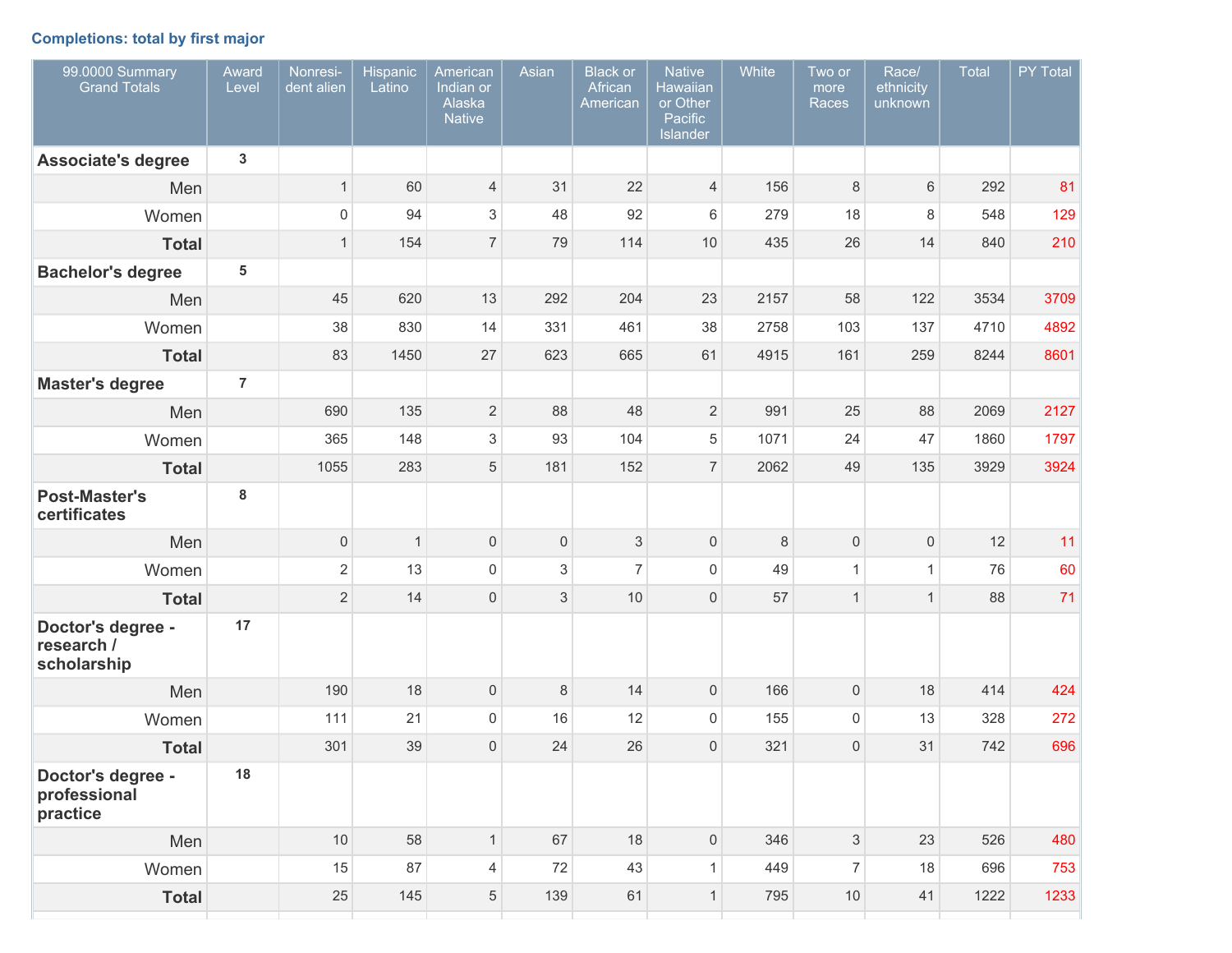### Completions: total by first major

| 99.0000 Summary Grand Totals | Award Level | Nonresident alien | Hispanic Latino | American Indian or Alaska Native | Asian | Black or African American | Native Hawaiian or Other Pacific Islander | White | Two or more Races | Race/ ethnicity unknown | Total | PY Total |
|---|---|---|---|---|---|---|---|---|---|---|---|---|
| **Associate's degree** | 3 | | | | | | | | | | | |
| Men | | 1 | 60 | 4 | 31 | 22 | 4 | 156 | 8 | 6 | 292 | 81 |
| Women | | 0 | 94 | 3 | 48 | 92 | 6 | 279 | 18 | 8 | 548 | 129 |
| **Total** | | 1 | 154 | 7 | 79 | 114 | 10 | 435 | 26 | 14 | 840 | 210 |
| **Bachelor's degree** | 5 | | | | | | | | | | | |
| Men | | 45 | 620 | 13 | 292 | 204 | 23 | 2157 | 58 | 122 | 3534 | 3709 |
| Women | | 38 | 830 | 14 | 331 | 461 | 38 | 2758 | 103 | 137 | 4710 | 4892 |
| **Total** | | 83 | 1450 | 27 | 623 | 665 | 61 | 4915 | 161 | 259 | 8244 | 8601 |
| **Master's degree** | 7 | | | | | | | | | | | |
| Men | | 690 | 135 | 2 | 88 | 48 | 2 | 991 | 25 | 88 | 2069 | 2127 |
| Women | | 365 | 148 | 3 | 93 | 104 | 5 | 1071 | 24 | 47 | 1860 | 1797 |
| **Total** | | 1055 | 283 | 5 | 181 | 152 | 7 | 2062 | 49 | 135 | 3929 | 3924 |
| **Post-Master's certificates** | 8 | | | | | | | | | | | |
| Men | | 0 | 1 | 0 | 0 | 3 | 0 | 8 | 0 | 0 | 12 | 11 |
| Women | | 2 | 13 | 0 | 3 | 7 | 0 | 49 | 1 | 1 | 76 | 60 |
| **Total** | | 2 | 14 | 0 | 3 | 10 | 0 | 57 | 1 | 1 | 88 | 71 |
| **Doctor's degree - research / scholarship** | 17 | | | | | | | | | | | |
| Men | | 190 | 18 | 0 | 8 | 14 | 0 | 166 | 0 | 18 | 414 | 424 |
| Women | | 111 | 21 | 0 | 16 | 12 | 0 | 155 | 0 | 13 | 328 | 272 |
| **Total** | | 301 | 39 | 0 | 24 | 26 | 0 | 321 | 0 | 31 | 742 | 696 |
| **Doctor's degree - professional practice** | 18 | | | | | | | | | | | |
| Men | | 10 | 58 | 1 | 67 | 18 | 0 | 346 | 3 | 23 | 526 | 480 |
| Women | | 15 | 87 | 4 | 72 | 43 | 1 | 449 | 7 | 18 | 696 | 753 |
| **Total** | | 25 | 145 | 5 | 139 | 61 | 1 | 795 | 10 | 41 | 1222 | 1233 |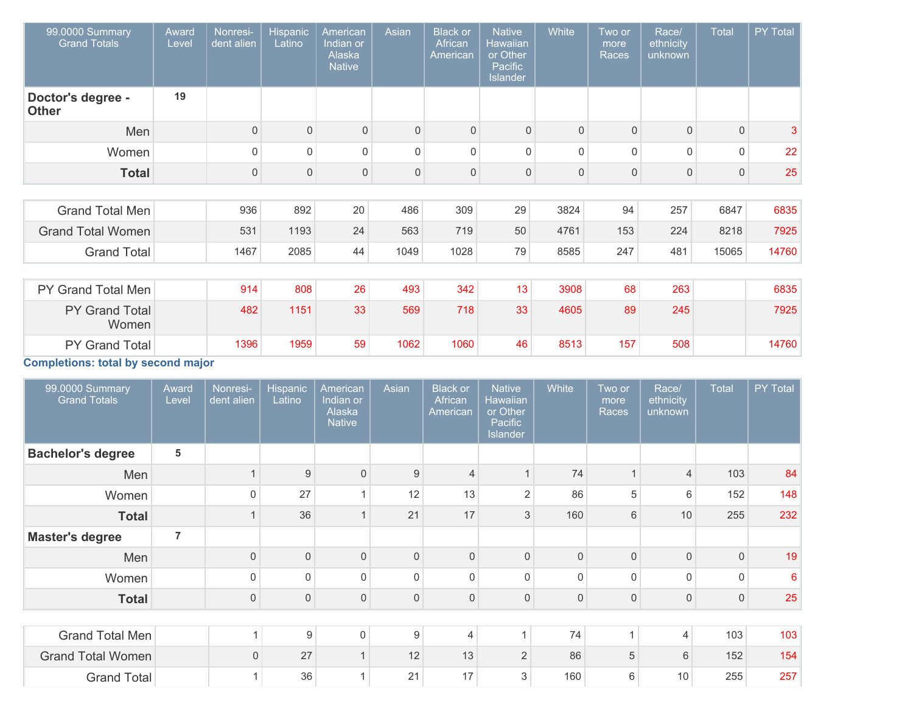| 99.0000 Summary Grand Totals | Award Level | Nonresi-dent alien | Hispanic Latino | American Indian or Alaska Native | Asian | Black or African American | Native Hawaiian or Other Pacific Islander | White | Two or more Races | Race/ ethnicity unknown | Total | PY Total |
|---|---|---|---|---|---|---|---|---|---|---|---|---|
| **Doctor's degree - Other** | 19 | | | | | | | | | | | |
| Men | | 0 | 0 | 0 | 0 | 0 | 0 | 0 | 0 | 0 | 0 | 3 |
| Women | | 0 | 0 | 0 | 0 | 0 | 0 | 0 | 0 | 0 | 0 | 22 |
| **Total** | | 0 | 0 | 0 | 0 | 0 | 0 | 0 | 0 | 0 | 0 | 25 |

| | | | | | | | | | | | | |
|---|---|---|---|---|---|---|---|---|---|---|---|---|
| Grand Total Men | | 936 | 892 | 20 | 486 | 309 | 29 | 3824 | 94 | 257 | 6847 | 6835 |
| Grand Total Women | | 531 | 1193 | 24 | 563 | 719 | 50 | 4761 | 153 | 224 | 8218 | 7925 |
| Grand Total | | 1467 | 2085 | 44 | 1049 | 1028 | 79 | 8585 | 247 | 481 | 15065 | 14760 |

| | | | | | | | | | | | | |
|---|---|---|---|---|---|---|---|---|---|---|---|---|
| PY Grand Total Men | | 914 | 808 | 26 | 493 | 342 | 13 | 3908 | 68 | 263 | | 6835 |
| PY Grand Total Women | | 482 | 1151 | 33 | 569 | 718 | 33 | 4605 | 89 | 245 | | 7925 |
| PY Grand Total | | 1396 | 1959 | 59 | 1062 | 1060 | 46 | 8513 | 157 | 508 | | 14760 |

**Completions: total by second major**

| 99.0000 Summary Grand Totals | Award Level | Nonresi-dent alien | Hispanic Latino | American Indian or Alaska Native | Asian | Black or African American | Native Hawaiian or Other Pacific Islander | White | Two or more Races | Race/ ethnicity unknown | Total | PY Total |
|---|---|---|---|---|---|---|---|---|---|---|---|---|
| **Bachelor's degree** | 5 | | | | | | | | | | | |
| Men | | 1 | 9 | 0 | 9 | 4 | 1 | 74 | 1 | 4 | 103 | 84 |
| Women | | 0 | 27 | 1 | 12 | 13 | 2 | 86 | 5 | 6 | 152 | 148 |
| **Total** | | 1 | 36 | 1 | 21 | 17 | 3 | 160 | 6 | 10 | 255 | 232 |
| **Master's degree** | 7 | | | | | | | | | | | |
| Men | | 0 | 0 | 0 | 0 | 0 | 0 | 0 | 0 | 0 | 0 | 19 |
| Women | | 0 | 0 | 0 | 0 | 0 | 0 | 0 | 0 | 0 | 0 | 6 |
| **Total** | | 0 | 0 | 0 | 0 | 0 | 0 | 0 | 0 | 0 | 0 | 25 |

| | | | | | | | | | | | | |
|---|---|---|---|---|---|---|---|---|---|---|---|---|
| Grand Total Men | | 1 | 9 | 0 | 9 | 4 | 1 | 74 | 1 | 4 | 103 | 103 |
| Grand Total Women | | 0 | 27 | 1 | 12 | 13 | 2 | 86 | 5 | 6 | 152 | 154 |
| Grand Total | | 1 | 36 | 1 | 21 | 17 | 3 | 160 | 6 | 10 | 255 | 257 |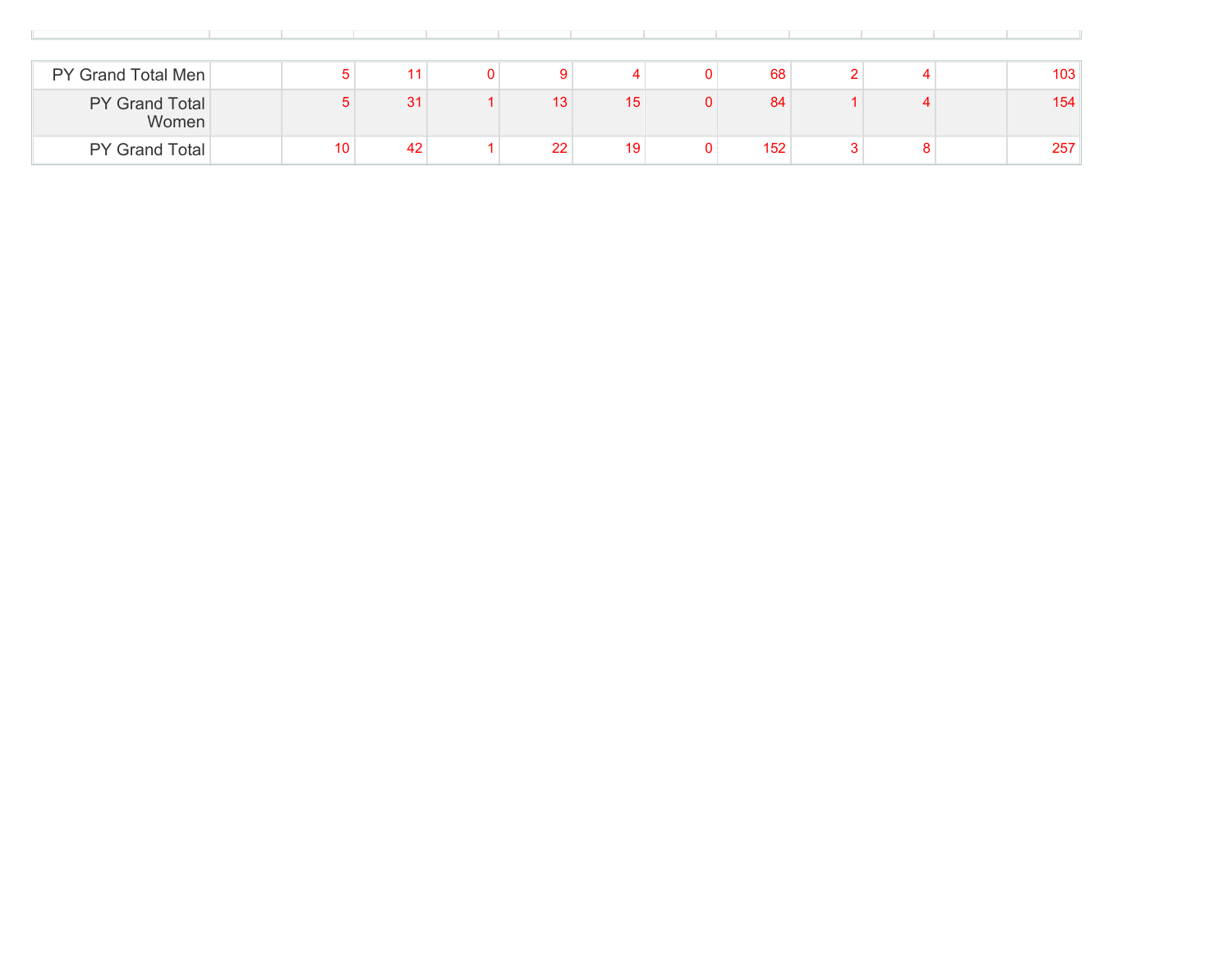| | | | | | | | | | | | | | |
|---|---|---|---|---|---|---|---|---|---|---|---|---|---|
| PY Grand Total Men | | 5 | 11 | 0 | 9 | 4 | 0 | 68 | 2 | 4 | | 103 |
| PY Grand Total Women | | 5 | 31 | 1 | 13 | 15 | 0 | 84 | 1 | 4 | | 154 |
| PY Grand Total | | 10 | 42 | 1 | 22 | 19 | 0 | 152 | 3 | 8 | | 257 |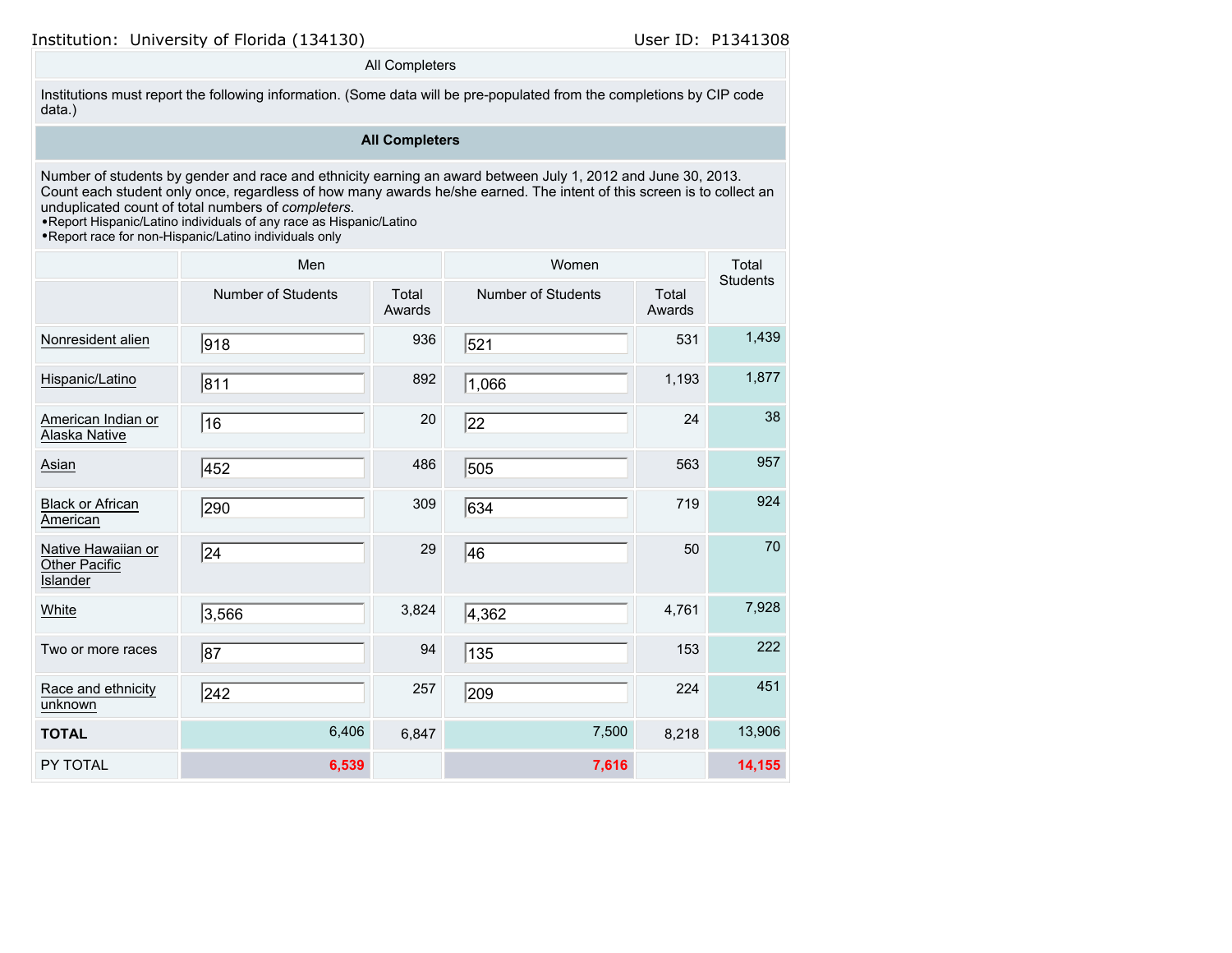Institution: University of Florida (134130) User ID: P1341308

## All Completers

Institutions must report the following information. (Some data will be pre-populated from the completions by CIP code data.)

### All Completers

Number of students by gender and race and ethnicity earning an award between July 1, 2012 and June 30, 2013. Count each student only once, regardless of how many awards he/she earned. The intent of this screen is to collect an unduplicated count of total numbers of *completers*.

- Report Hispanic/Latino individuals of any race as Hispanic/Latino
- Report race for non-Hispanic/Latino individuals only

| | Men | | Women | | Total Students |
|---|---|---|---|---|---|
| | Number of Students | Total Awards | Number of Students | Total Awards | |
| Nonresident alien | 918 | 936 | 521 | 531 | 1,439 |
| Hispanic/Latino | 811 | 892 | 1,066 | 1,193 | 1,877 |
| American Indian or Alaska Native | 16 | 20 | 22 | 24 | 38 |
| Asian | 452 | 486 | 505 | 563 | 957 |
| Black or African American | 290 | 309 | 634 | 719 | 924 |
| Native Hawaiian or Other Pacific Islander | 24 | 29 | 46 | 50 | 70 |
| White | 3,566 | 3,824 | 4,362 | 4,761 | 7,928 |
| Two or more races | 87 | 94 | 135 | 153 | 222 |
| Race and ethnicity unknown | 242 | 257 | 209 | 224 | 451 |
| **TOTAL** | 6,406 | 6,847 | 7,500 | 8,218 | 13,906 |
| PY TOTAL | 6,539 | | 7,616 | | 14,155 |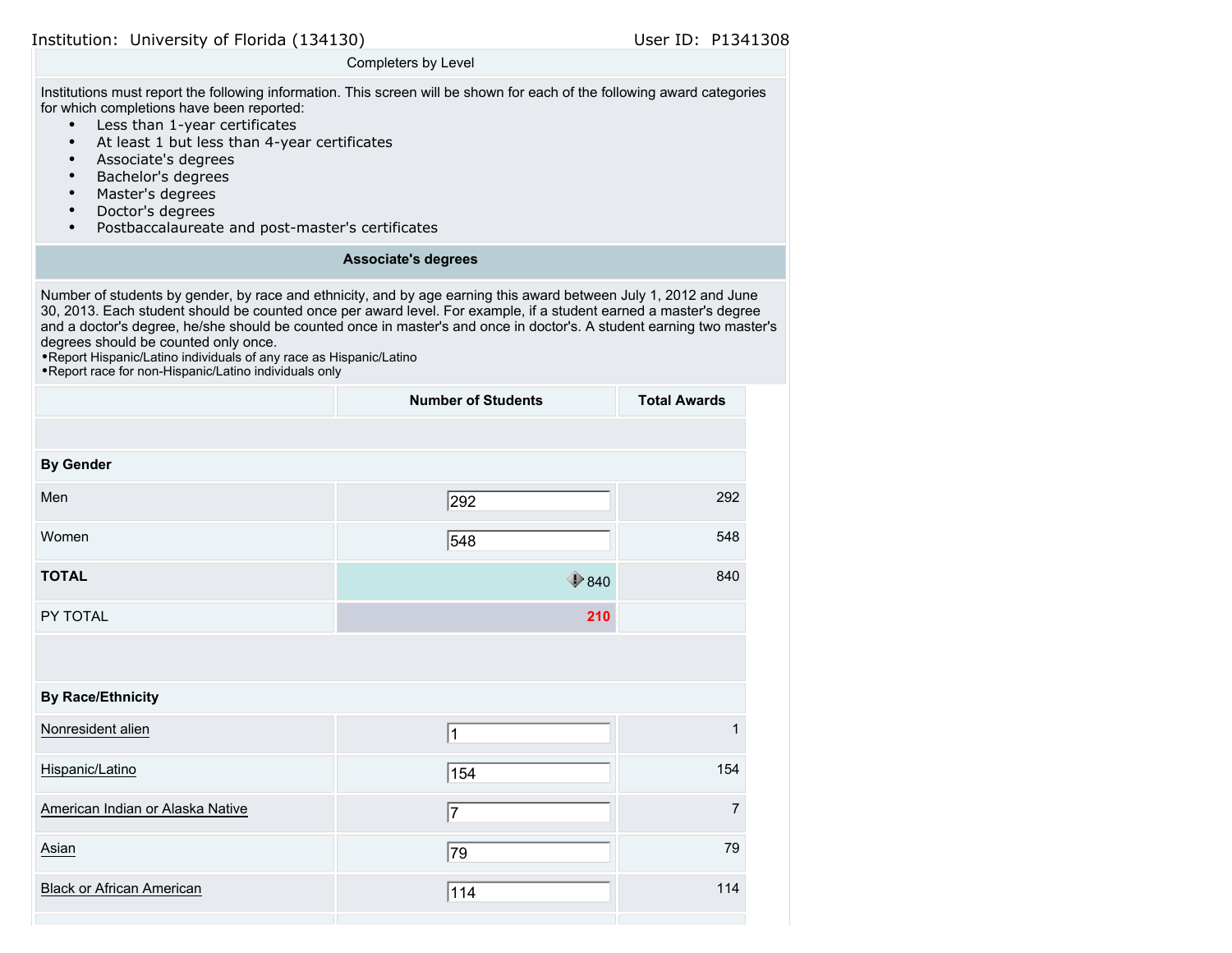Institution: University of Florida (134130) User ID: P1341308

Completers by Level

Institutions must report the following information. This screen will be shown for each of the following award categories for which completions have been reported:

- Less than 1-year certificates
- At least 1 but less than 4-year certificates
- Associate's degrees
- Bachelor's degrees
- Master's degrees
- Doctor's degrees
- Postbaccalaureate and post-master's certificates

**Associate's degrees**

Number of students by gender, by race and ethnicity, and by age earning this award between July 1, 2012 and June 30, 2013. Each student should be counted once per award level. For example, if a student earned a master's degree and a doctor's degree, he/she should be counted once in master's and once in doctor's. A student earning two master's degrees should be counted only once.
•Report Hispanic/Latino individuals of any race as Hispanic/Latino
•Report race for non-Hispanic/Latino individuals only

| | Number of Students | Total Awards |
|---|---|---|
| | | |
| **By Gender** | | |
| Men | 292 | 292 |
| Women | 548 | 548 |
| **TOTAL** | 840 | 840 |
| PY TOTAL | 210 | |
| | | |
| **By Race/Ethnicity** | | |
| Nonresident alien | 1 | 1 |
| Hispanic/Latino | 154 | 154 |
| American Indian or Alaska Native | 7 | 7 |
| Asian | 79 | 79 |
| Black or African American | 114 | 114 |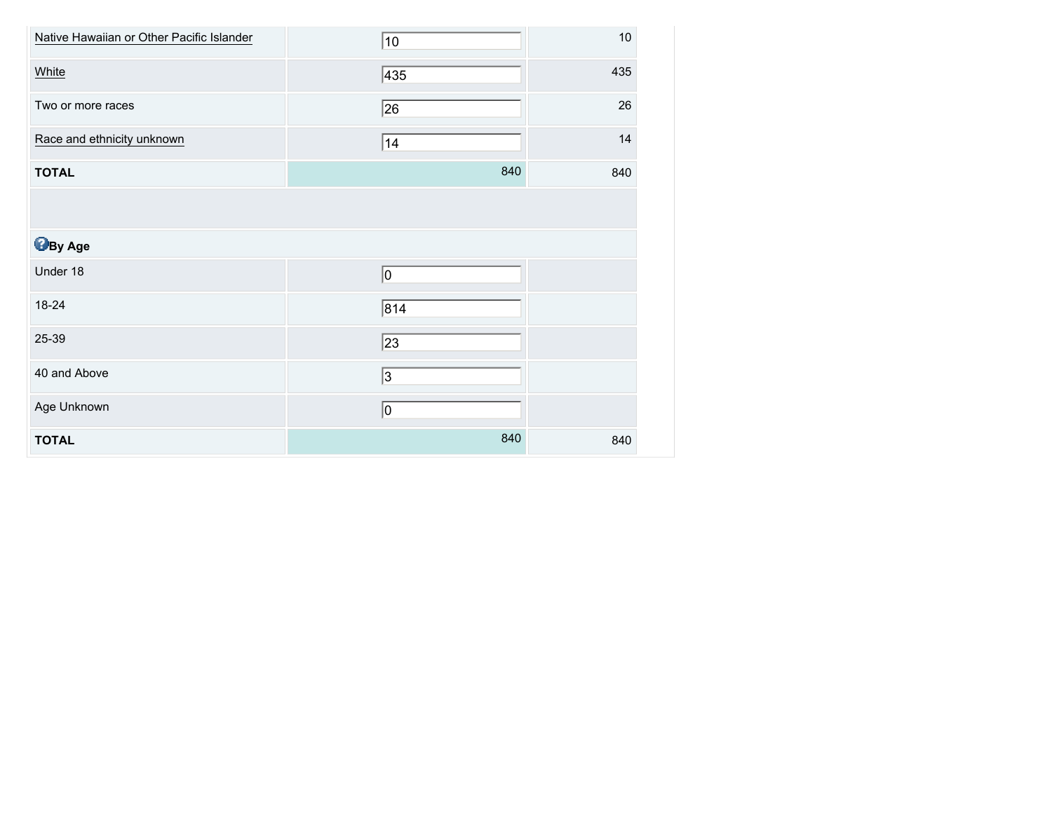| | | |
|---|---|---|
| Native Hawaiian or Other Pacific Islander | 10 | 10 |
| White | 435 | 435 |
| Two or more races | 26 | 26 |
| Race and ethnicity unknown | 14 | 14 |
| **TOTAL** | 840 | 840 |

| **By Age** | | |
|---|---|---|
| Under 18 | 0 | |
| 18-24 | 814 | |
| 25-39 | 23 | |
| 40 and Above | 3 | |
| Age Unknown | 0 | |
| **TOTAL** | 840 | 840 |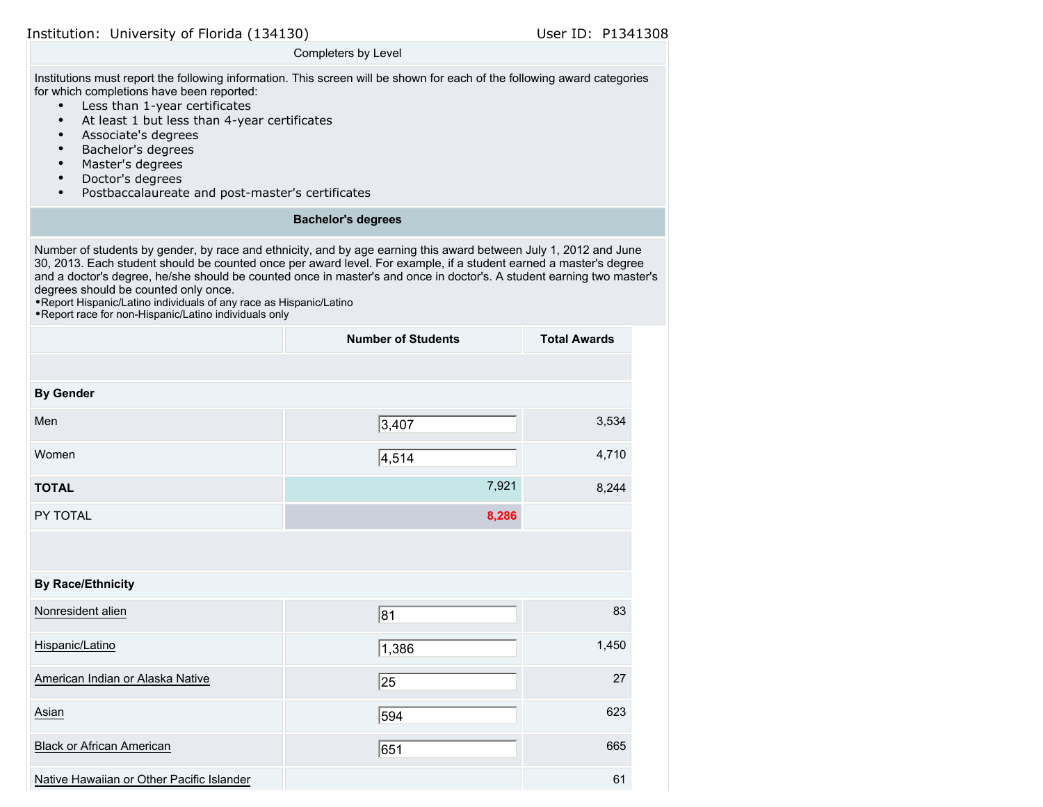Institution: University of Florida (134130) User ID: P1341308

Completers by Level

Institutions must report the following information. This screen will be shown for each of the following award categories for which completions have been reported:

- Less than 1-year certificates
- At least 1 but less than 4-year certificates
- Associate's degrees
- Bachelor's degrees
- Master's degrees
- Doctor's degrees
- Postbaccalaureate and post-master's certificates

**Bachelor's degrees**

Number of students by gender, by race and ethnicity, and by age earning this award between July 1, 2012 and June 30, 2013. Each student should be counted once per award level. For example, if a student earned a master's degree and a doctor's degree, he/she should be counted once in master's and once in doctor's. A student earning two master's degrees should be counted only once.

- Report Hispanic/Latino individuals of any race as Hispanic/Latino
- Report race for non-Hispanic/Latino individuals only

| | Number of Students | Total Awards |
|---|---|---|
| | | |
| **By Gender** | | |
| Men | 3,407 | 3,534 |
| Women | 4,514 | 4,710 |
| **TOTAL** | 7,921 | 8,244 |
| PY TOTAL | 8,286 | |
| | | |
| **By Race/Ethnicity** | | |
| Nonresident alien | 81 | 83 |
| Hispanic/Latino | 1,386 | 1,450 |
| American Indian or Alaska Native | 25 | 27 |
| Asian | 594 | 623 |
| Black or African American | 651 | 665 |
| Native Hawaiian or Other Pacific Islander | | 61 |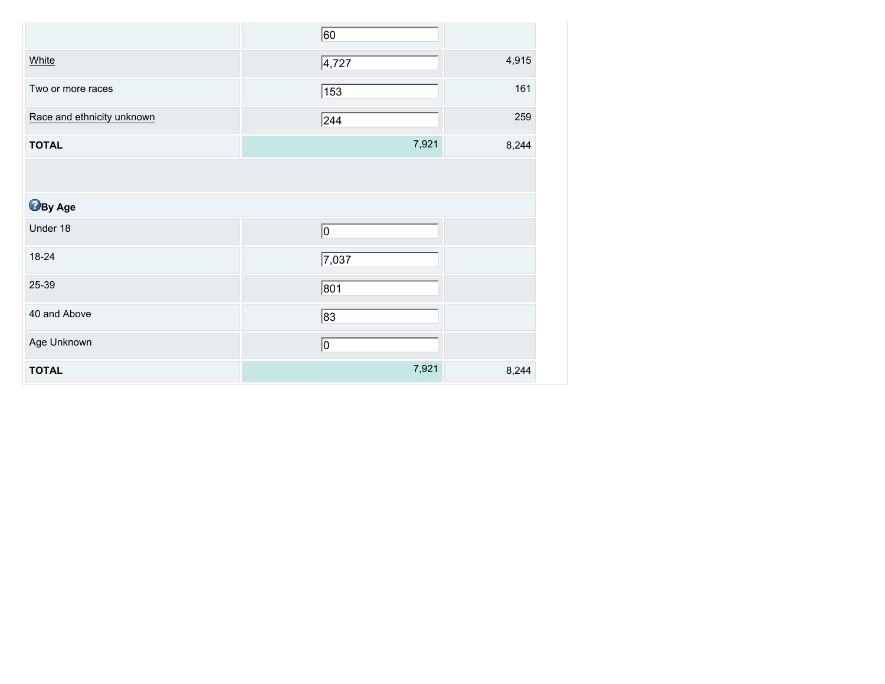| | | |
|---|---|---|
| | 60 | |
| White | 4,727 | 4,915 |
| Two or more races | 153 | 161 |
| Race and ethnicity unknown | 244 | 259 |
| **TOTAL** | 7,921 | 8,244 |
| | | |
| **By Age** | | |
| Under 18 | 0 | |
| 18-24 | 7,037 | |
| 25-39 | 801 | |
| 40 and Above | 83 | |
| Age Unknown | 0 | |
| **TOTAL** | 7,921 | 8,244 |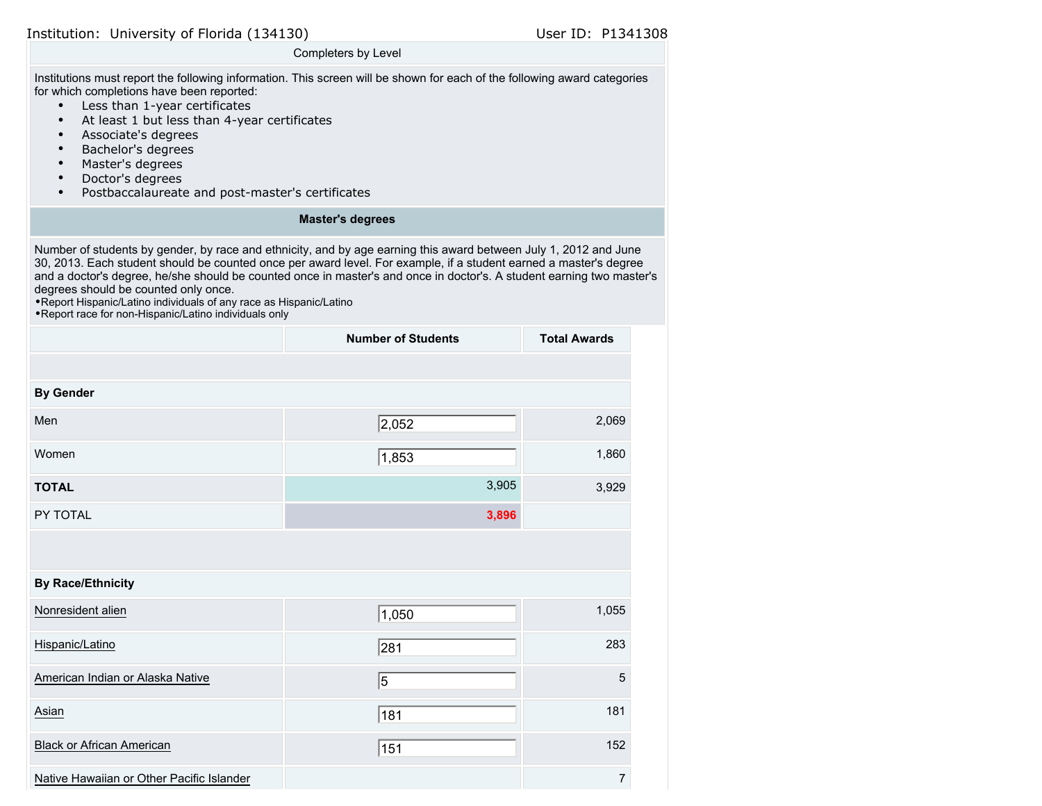Institution: University of Florida (134130) User ID: P1341308

Completers by Level

Institutions must report the following information. This screen will be shown for each of the following award categories for which completions have been reported:

- Less than 1-year certificates
- At least 1 but less than 4-year certificates
- Associate's degrees
- Bachelor's degrees
- Master's degrees
- Doctor's degrees
- Postbaccalaureate and post-master's certificates

## Master's degrees

Number of students by gender, by race and ethnicity, and by age earning this award between July 1, 2012 and June 30, 2013. Each student should be counted once per award level. For example, if a student earned a master's degree and a doctor's degree, he/she should be counted once in master's and once in doctor's. A student earning two master's degrees should be counted only once.

- Report Hispanic/Latino individuals of any race as Hispanic/Latino
- Report race for non-Hispanic/Latino individuals only

| | Number of Students | Total Awards |
|---|---|---|
| **By Gender** | | |
| Men | 2,052 | 2,069 |
| Women | 1,853 | 1,860 |
| **TOTAL** | 3,905 | 3,929 |
| PY TOTAL | 3,896 | |
| **By Race/Ethnicity** | | |
| Nonresident alien | 1,050 | 1,055 |
| Hispanic/Latino | 281 | 283 |
| American Indian or Alaska Native | 5 | 5 |
| Asian | 181 | 181 |
| Black or African American | 151 | 152 |
| Native Hawaiian or Other Pacific Islander | | 7 |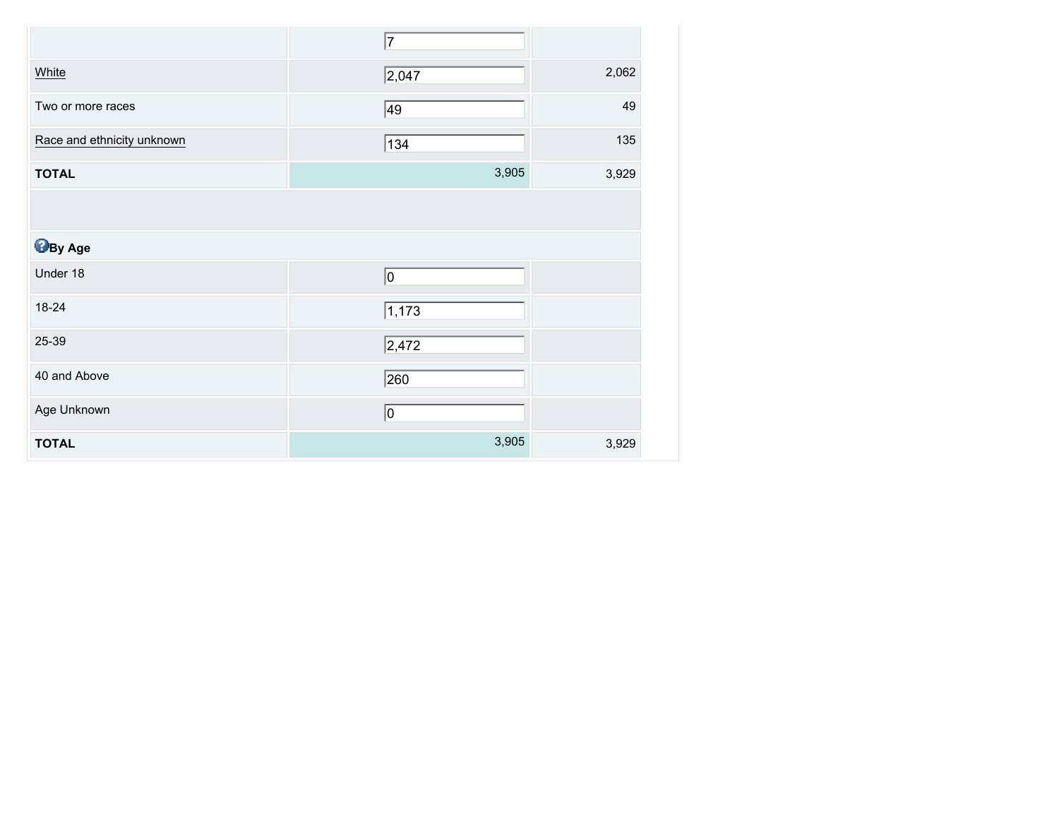| | | |
|---|---|---|
| | 7 | |
| White | 2,047 | 2,062 |
| Two or more races | 49 | 49 |
| Race and ethnicity unknown | 134 | 135 |
| **TOTAL** | 3,905 | 3,929 |

| **By Age** | | |
|---|---|---|
| Under 18 | 0 | |
| 18-24 | 1,173 | |
| 25-39 | 2,472 | |
| 40 and Above | 260 | |
| Age Unknown | 0 | |
| **TOTAL** | 3,905 | 3,929 |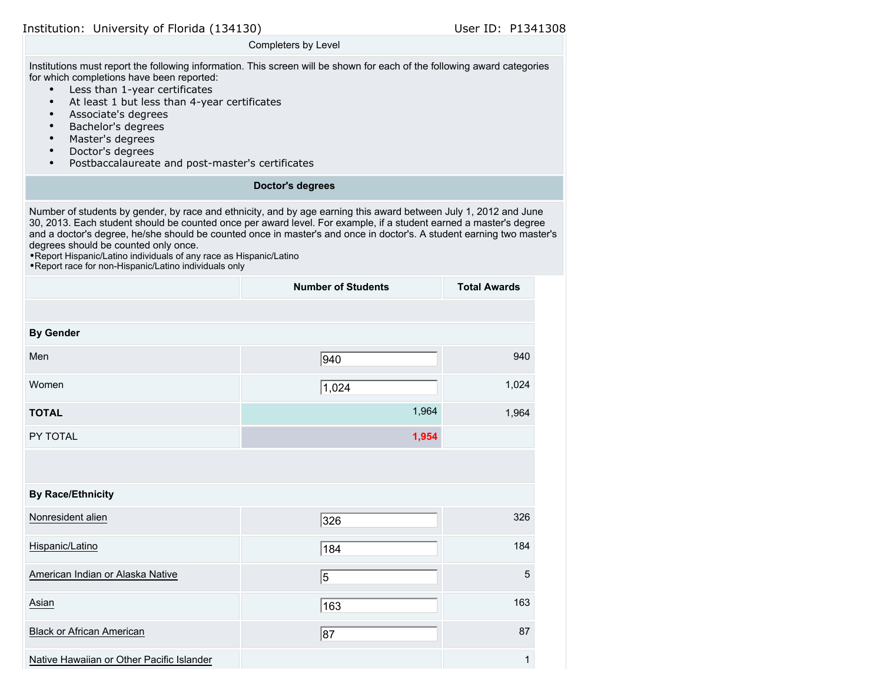Institution: University of Florida (134130) User ID: P1341308

Completers by Level

Institutions must report the following information. This screen will be shown for each of the following award categories for which completions have been reported:

- Less than 1-year certificates
- At least 1 but less than 4-year certificates
- Associate's degrees
- Bachelor's degrees
- Master's degrees
- Doctor's degrees
- Postbaccalaureate and post-master's certificates

**Doctor's degrees**

Number of students by gender, by race and ethnicity, and by age earning this award between July 1, 2012 and June 30, 2013. Each student should be counted once per award level. For example, if a student earned a master's degree and a doctor's degree, he/she should be counted once in master's and once in doctor's. A student earning two master's degrees should be counted only once.

- Report Hispanic/Latino individuals of any race as Hispanic/Latino
- Report race for non-Hispanic/Latino individuals only

| | Number of Students | Total Awards |
|---|---|---|
| | | |
| **By Gender** | | |
| Men | 940 | 940 |
| Women | 1,024 | 1,024 |
| **TOTAL** | 1,964 | 1,964 |
| PY TOTAL | **1,954** | |
| | | |
| **By Race/Ethnicity** | | |
| Nonresident alien | 326 | 326 |
| Hispanic/Latino | 184 | 184 |
| American Indian or Alaska Native | 5 | 5 |
| Asian | 163 | 163 |
| Black or African American | 87 | 87 |
| Native Hawaiian or Other Pacific Islander | | 1 |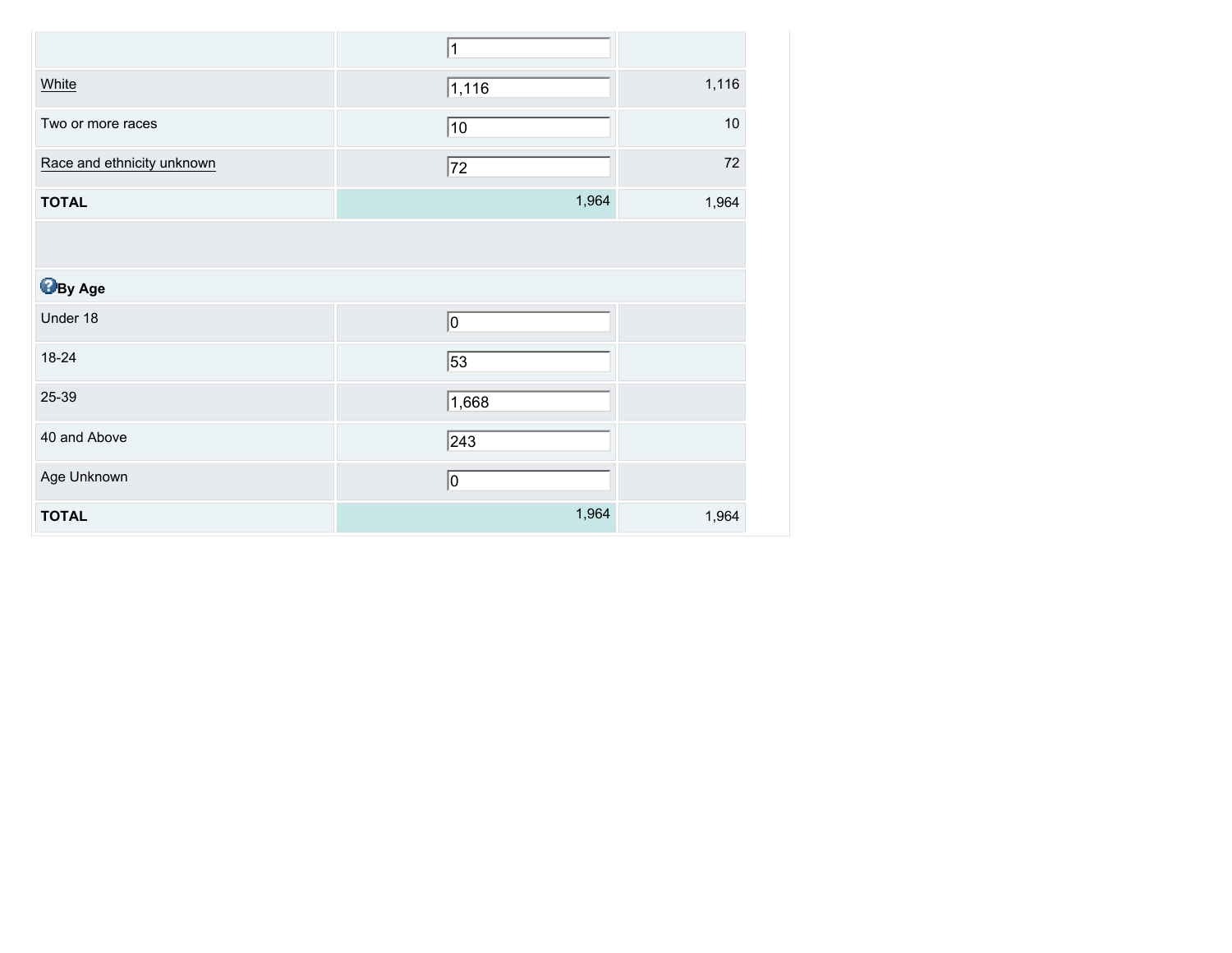| | | |
|---|---|---|
| | 1 | |
| White | 1,116 | 1,116 |
| Two or more races | 10 | 10 |
| Race and ethnicity unknown | 72 | 72 |
| **TOTAL** | 1,964 | 1,964 |

| | | |
|---|---|---|
| **By Age** | | |
| Under 18 | 0 | |
| 18-24 | 53 | |
| 25-39 | 1,668 | |
| 40 and Above | 243 | |
| Age Unknown | 0 | |
| **TOTAL** | 1,964 | 1,964 |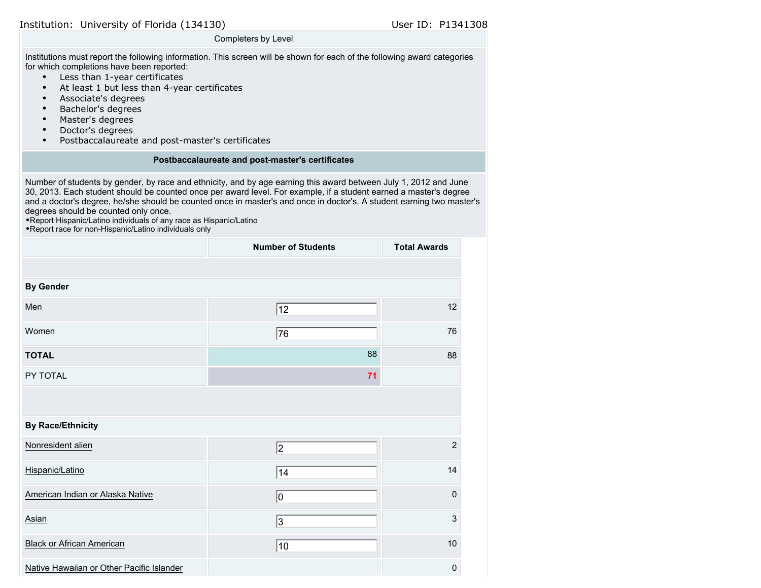Institution: University of Florida (134130) User ID: P1341308

Completers by Level

Institutions must report the following information. This screen will be shown for each of the following award categories for which completions have been reported:

- Less than 1-year certificates
- At least 1 but less than 4-year certificates
- Associate's degrees
- Bachelor's degrees
- Master's degrees
- Doctor's degrees
- Postbaccalaureate and post-master's certificates

**Postbaccalaureate and post-master's certificates**

Number of students by gender, by race and ethnicity, and by age earning this award between July 1, 2012 and June 30, 2013. Each student should be counted once per award level. For example, if a student earned a master's degree and a doctor's degree, he/she should be counted once in master's and once in doctor's. A student earning two master's degrees should be counted only once.

- Report Hispanic/Latino individuals of any race as Hispanic/Latino
- Report race for non-Hispanic/Latino individuals only

| | Number of Students | Total Awards |
|---|---|---|
| **By Gender** | | |
| Men | 12 | 12 |
| Women | 76 | 76 |
| **TOTAL** | 88 | 88 |
| PY TOTAL | 71 | |
| **By Race/Ethnicity** | | |
| Nonresident alien | 2 | 2 |
| Hispanic/Latino | 14 | 14 |
| American Indian or Alaska Native | 0 | 0 |
| Asian | 3 | 3 |
| Black or African American | 10 | 10 |
| Native Hawaiian or Other Pacific Islander | | 0 |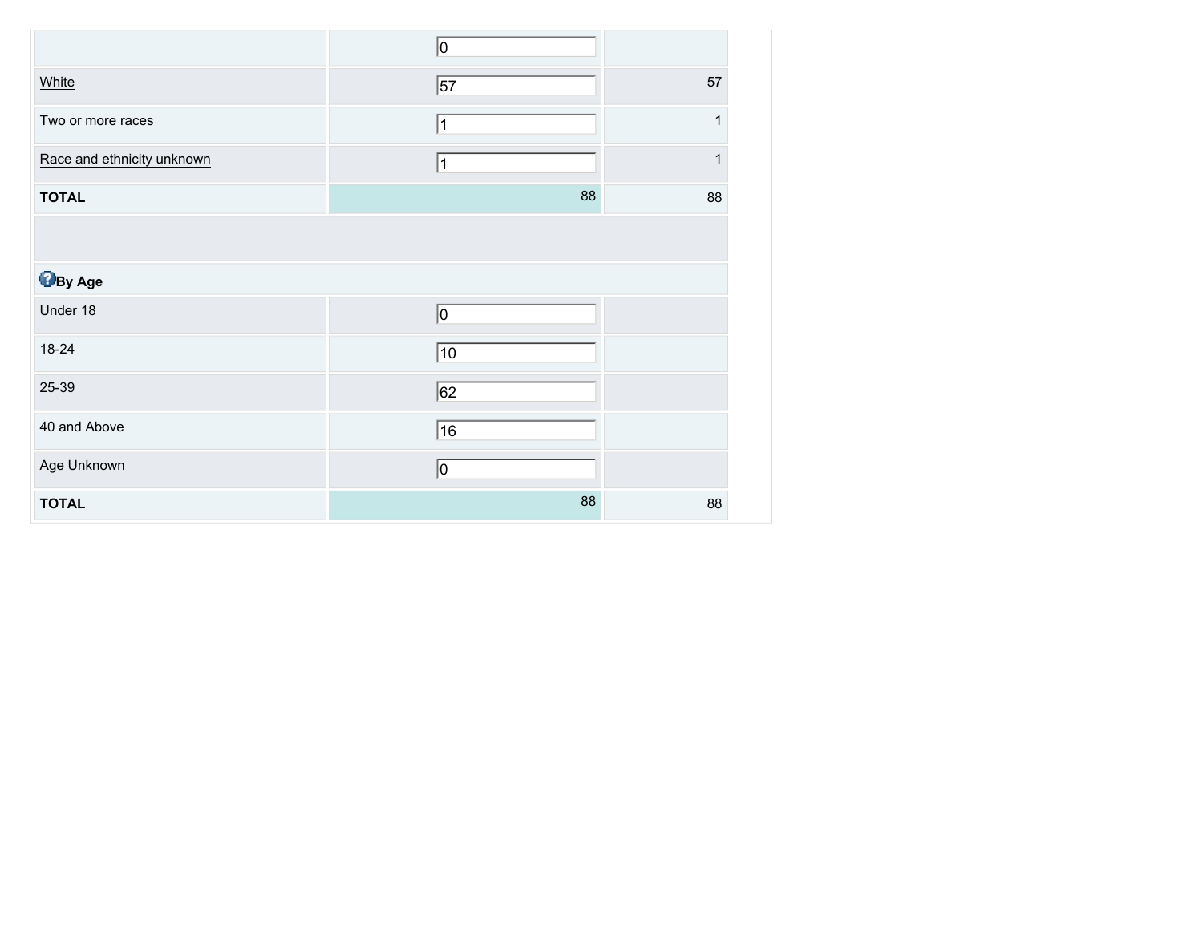| | | |
|---|---|---|
| | 0 | |
| White | 57 | 57 |
| Two or more races | 1 | 1 |
| Race and ethnicity unknown | 1 | 1 |
| **TOTAL** | 88 | 88 |

**By Age**

| | | |
|---|---|---|
| Under 18 | 0 | |
| 18-24 | 10 | |
| 25-39 | 62 | |
| 40 and Above | 16 | |
| Age Unknown | 0 | |
| **TOTAL** | 88 | 88 |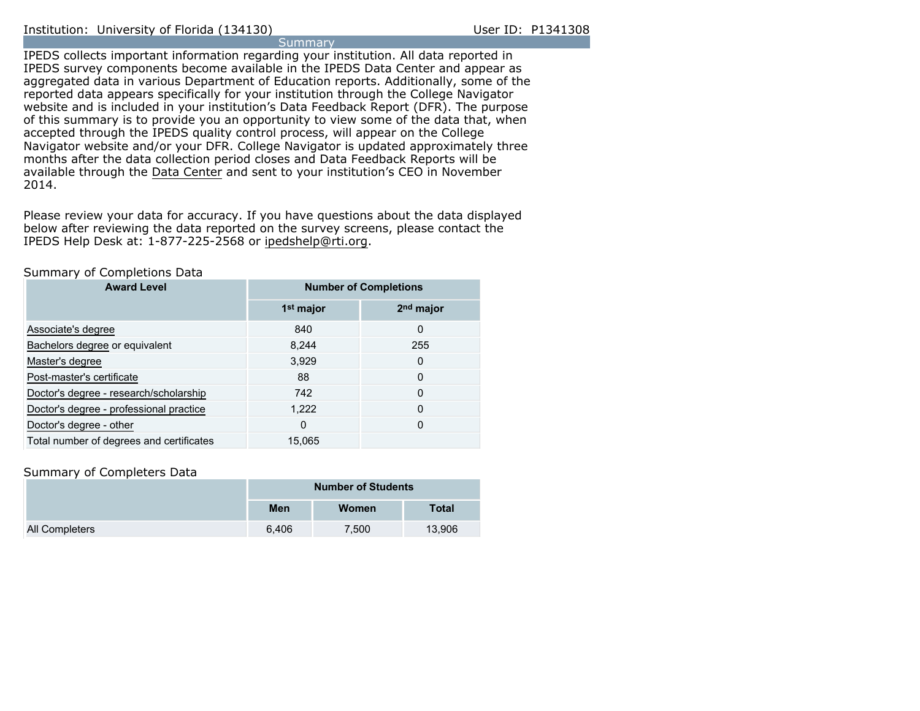Institution: University of Florida (134130) User ID: P1341308

## Summary

IPEDS collects important information regarding your institution. All data reported in IPEDS survey components become available in the IPEDS Data Center and appear as aggregated data in various Department of Education reports. Additionally, some of the reported data appears specifically for your institution through the College Navigator website and is included in your institution's Data Feedback Report (DFR). The purpose of this summary is to provide you an opportunity to view some of the data that, when accepted through the IPEDS quality control process, will appear on the College Navigator website and/or your DFR. College Navigator is updated approximately three months after the data collection period closes and Data Feedback Reports will be available through the Data Center and sent to your institution's CEO in November 2014.

Please review your data for accuracy. If you have questions about the data displayed below after reviewing the data reported on the survey screens, please contact the IPEDS Help Desk at: 1-877-225-2568 or ipedshelp@rti.org.

### Summary of Completions Data

| Award Level | Number of Completions | |
|---|---|---|
| | 1st major | 2nd major |
| Associate's degree | 840 | 0 |
| Bachelors degree or equivalent | 8,244 | 255 |
| Master's degree | 3,929 | 0 |
| Post-master's certificate | 88 | 0 |
| Doctor's degree - research/scholarship | 742 | 0 |
| Doctor's degree - professional practice | 1,222 | 0 |
| Doctor's degree - other | 0 | 0 |
| Total number of degrees and certificates | 15,065 | |

### Summary of Completers Data

| | Number of Students | | |
|---|---|---|---|
| | Men | Women | Total |
| All Completers | 6,406 | 7,500 | 13,906 |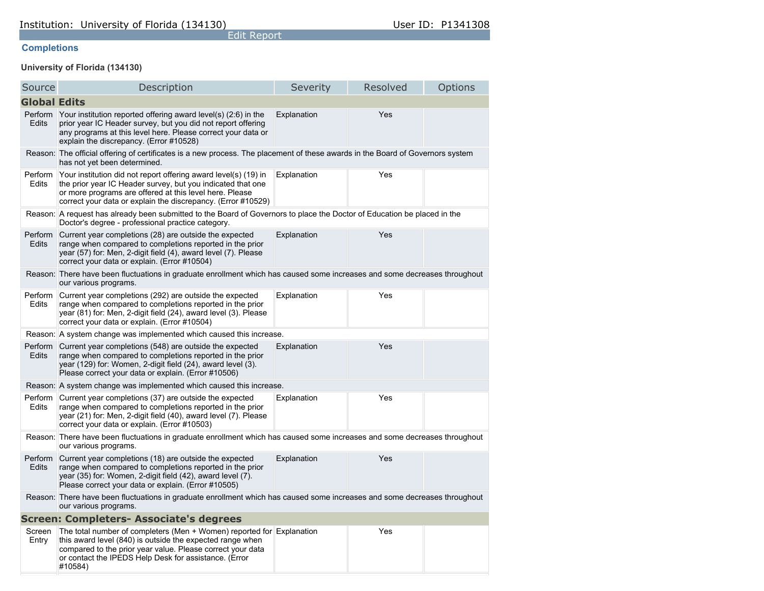Institution: University of Florida (134130) User ID: P1341308

Edit Report

### Completions

**University of Florida (134130)**

| Source | Description | Severity | Resolved | Options |
|---|---|---|---|---|
| **Global Edits** | | | | |
| Perform Edits | Your institution reported offering award level(s) (2:6) in the prior year IC Header survey, but you did not report offering any programs at this level here. Please correct your data or explain the discrepancy. (Error #10528) | Explanation | Yes | |
| Reason: | The official offering of certificates is a new process. The placement of these awards in the Board of Governors system has not yet been determined. | | | |
| Perform Edits | Your institution did not report offering award level(s) (19) in the prior year IC Header survey, but you indicated that one or more programs are offered at this level here. Please correct your data or explain the discrepancy. (Error #10529) | Explanation | Yes | |
| Reason: | A request has already been submitted to the Board of Governors to place the Doctor of Education be placed in the Doctor's degree - professional practice category. | | | |
| Perform Edits | Current year completions (28) are outside the expected range when compared to completions reported in the prior year (57) for: Men, 2-digit field (4), award level (7). Please correct your data or explain. (Error #10504) | Explanation | Yes | |
| Reason: | There have been fluctuations in graduate enrollment which has caused some increases and some decreases throughout our various programs. | | | |
| Perform Edits | Current year completions (292) are outside the expected range when compared to completions reported in the prior year (81) for: Men, 2-digit field (24), award level (3). Please correct your data or explain. (Error #10504) | Explanation | Yes | |
| Reason: | A system change was implemented which caused this increase. | | | |
| Perform Edits | Current year completions (548) are outside the expected range when compared to completions reported in the prior year (129) for: Women, 2-digit field (24), award level (3). Please correct your data or explain. (Error #10506) | Explanation | Yes | |
| Reason: | A system change was implemented which caused this increase. | | | |
| Perform Edits | Current year completions (37) are outside the expected range when compared to completions reported in the prior year (21) for: Men, 2-digit field (40), award level (7). Please correct your data or explain. (Error #10503) | Explanation | Yes | |
| Reason: | There have been fluctuations in graduate enrollment which has caused some increases and some decreases throughout our various programs. | | | |
| Perform Edits | Current year completions (18) are outside the expected range when compared to completions reported in the prior year (35) for: Women, 2-digit field (42), award level (7). Please correct your data or explain. (Error #10505) | Explanation | Yes | |
| Reason: | There have been fluctuations in graduate enrollment which has caused some increases and some decreases throughout our various programs. | | | |
| **Screen: Completers- Associate's degrees** | | | | |
| Screen Entry | The total number of completers (Men + Women) reported for this award level (840) is outside the expected range when compared to the prior year value. Please correct your data or contact the IPEDS Help Desk for assistance. (Error #10584) | Explanation | Yes | |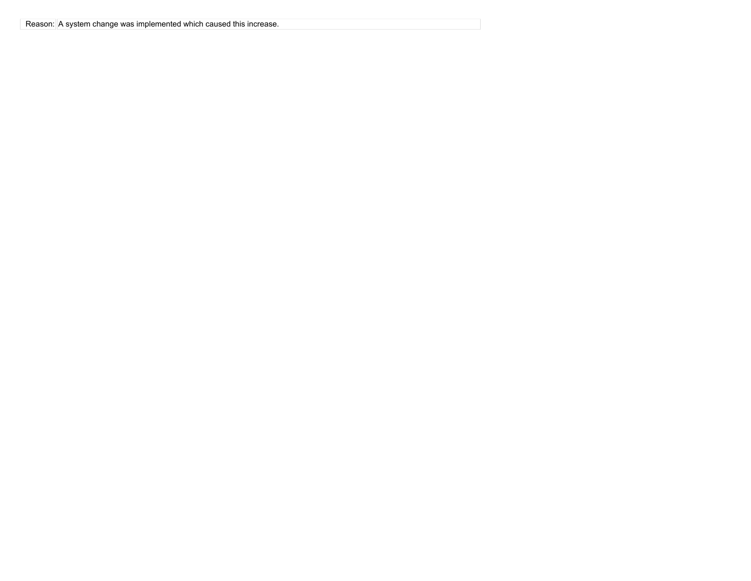| | |
|---|---|
| Reason: | A system change was implemented which caused this increase. |